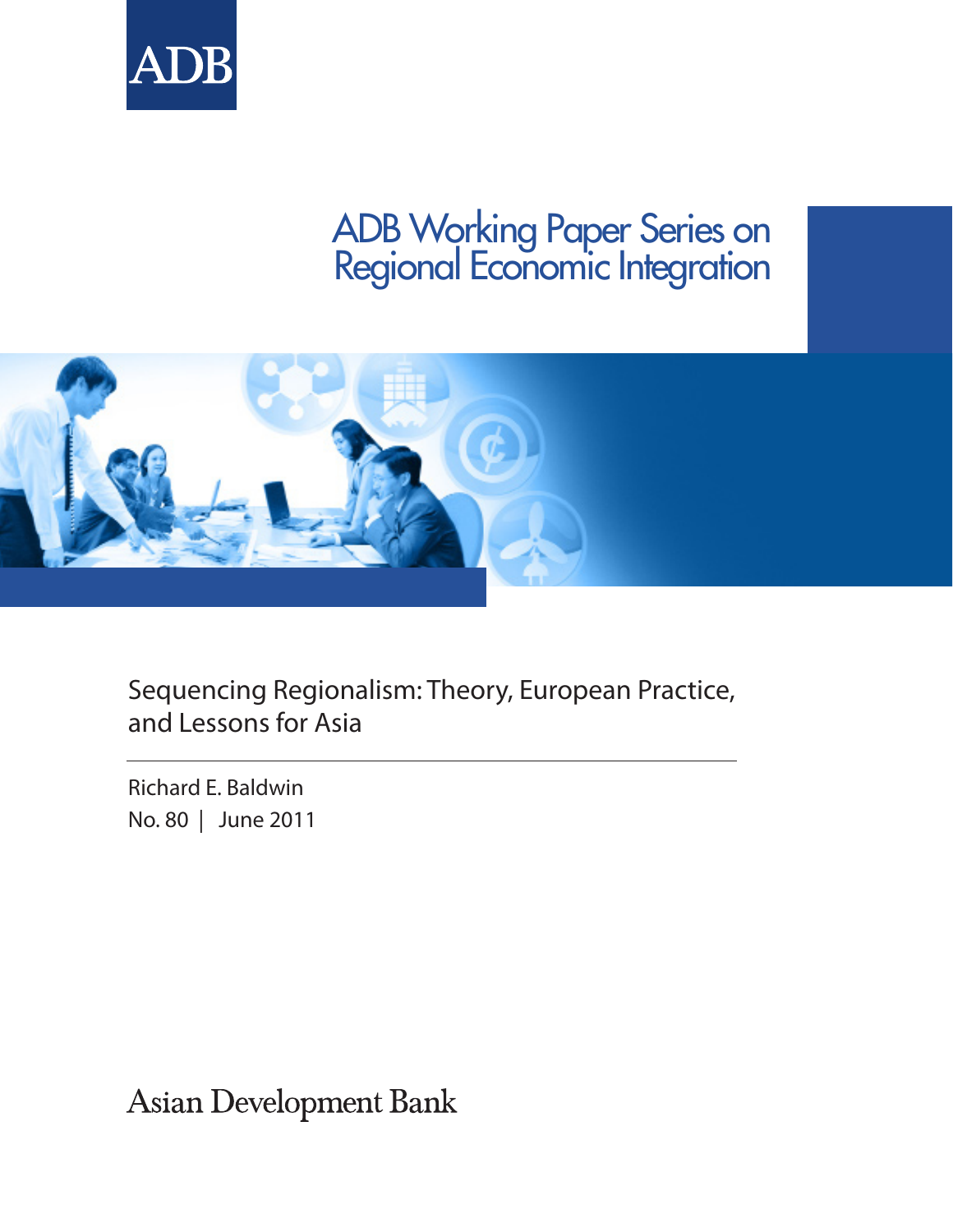ADB

# ADB Working Paper Series on Regional Economic Integration

## Sequencing Regionalism: Theory, European Practice, and Lessons for Asia

Richard E. Baldwin

No. 80 | June 2011

Asian Development Bank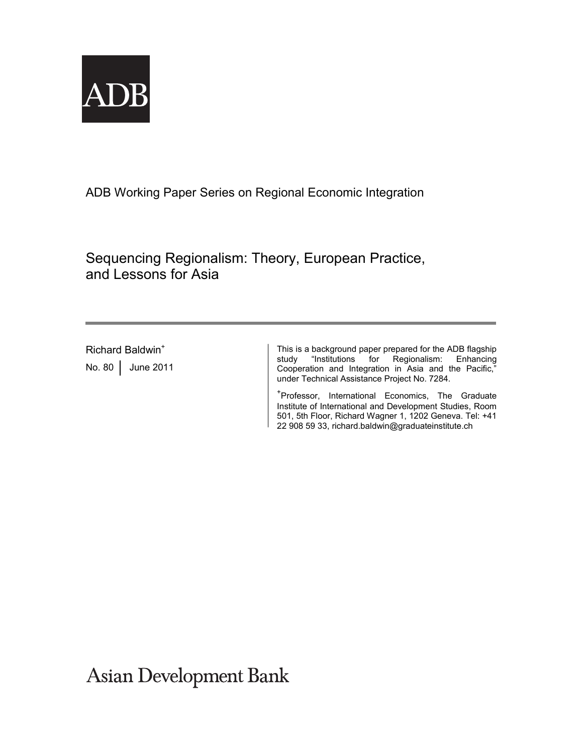ADB

ADB Working Paper Series on Regional Economic Integration

# Sequencing Regionalism: Theory, European Practice, and Lessons for Asia

Richard Baldwin[+]

No. 80 | June 2011

This is a background paper prepared for the ADB flagship study "Institutions for Regionalism: Enhancing Cooperation and Integration in Asia and the Pacific," under Technical Assistance Project No. 7284.

[+]Professor, International Economics, The Graduate Institute of International and Development Studies, Room 501, 5th Floor, Richard Wagner 1, 1202 Geneva. Tel: +41 22 908 59 33, richard.baldwin@graduateinstitute.ch

Asian Development Bank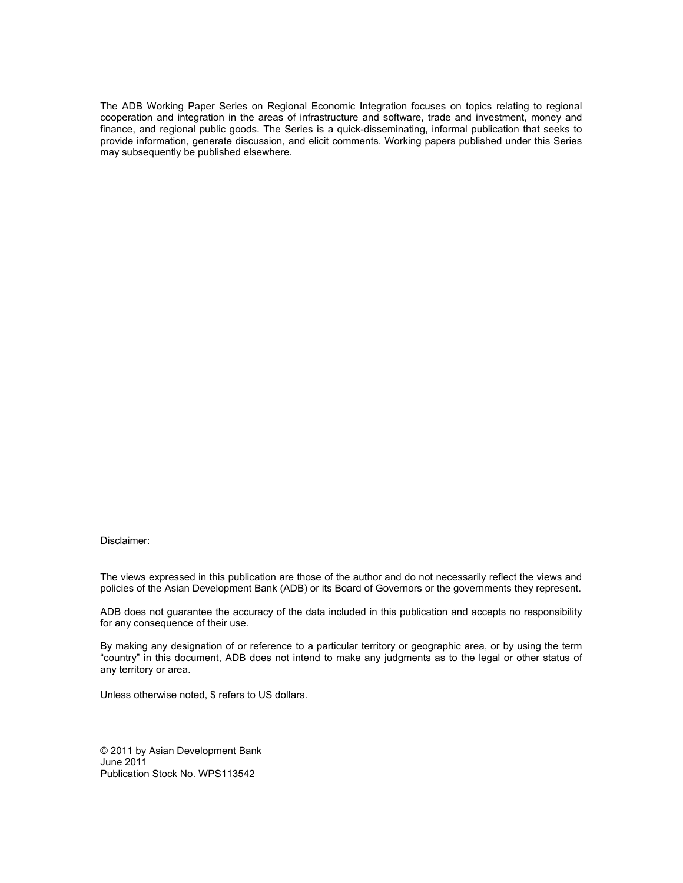The ADB Working Paper Series on Regional Economic Integration focuses on topics relating to regional cooperation and integration in the areas of infrastructure and software, trade and investment, money and finance, and regional public goods. The Series is a quick-disseminating, informal publication that seeks to provide information, generate discussion, and elicit comments. Working papers published under this Series may subsequently be published elsewhere.

Disclaimer:

The views expressed in this publication are those of the author and do not necessarily reflect the views and policies of the Asian Development Bank (ADB) or its Board of Governors or the governments they represent.

ADB does not guarantee the accuracy of the data included in this publication and accepts no responsibility for any consequence of their use.

By making any designation of or reference to a particular territory or geographic area, or by using the term "country" in this document, ADB does not intend to make any judgments as to the legal or other status of any territory or area.

Unless otherwise noted, $ refers to US dollars.

© 2011 by Asian Development Bank
June 2011
Publication Stock No. WPS113542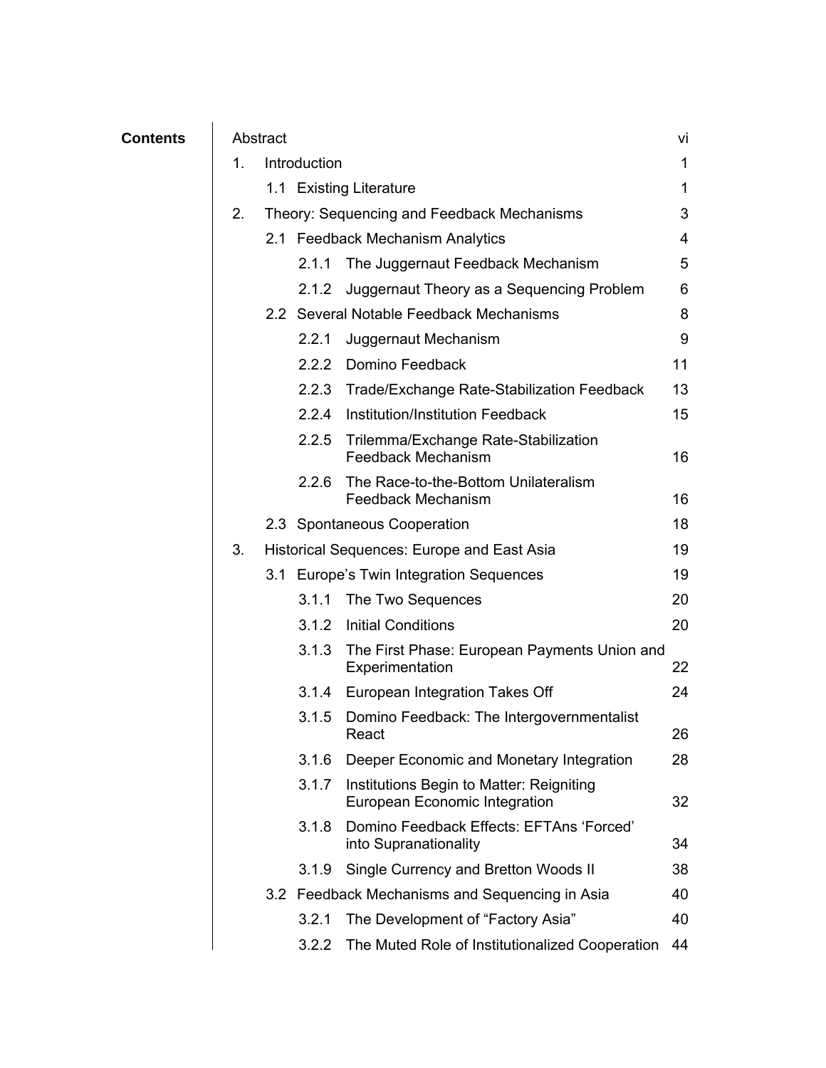**Contents**

| | | |
|---|---|---|
| Abstract | | vi |
| 1. | Introduction | 1 |
| | 1.1 Existing Literature | 1 |
| 2. | Theory: Sequencing and Feedback Mechanisms | 3 |
| | 2.1 Feedback Mechanism Analytics | 4 |
| | 2.1.1 The Juggernaut Feedback Mechanism | 5 |
| | 2.1.2 Juggernaut Theory as a Sequencing Problem | 6 |
| | 2.2 Several Notable Feedback Mechanisms | 8 |
| | 2.2.1 Juggernaut Mechanism | 9 |
| | 2.2.2 Domino Feedback | 11 |
| | 2.2.3 Trade/Exchange Rate-Stabilization Feedback | 13 |
| | 2.2.4 Institution/Institution Feedback | 15 |
| | 2.2.5 Trilemma/Exchange Rate-Stabilization Feedback Mechanism | 16 |
| | 2.2.6 The Race-to-the-Bottom Unilateralism Feedback Mechanism | 16 |
| | 2.3 Spontaneous Cooperation | 18 |
| 3. | Historical Sequences: Europe and East Asia | 19 |
| | 3.1 Europe's Twin Integration Sequences | 19 |
| | 3.1.1 The Two Sequences | 20 |
| | 3.1.2 Initial Conditions | 20 |
| | 3.1.3 The First Phase: European Payments Union and Experimentation | 22 |
| | 3.1.4 European Integration Takes Off | 24 |
| | 3.1.5 Domino Feedback: The Intergovernmentalist React | 26 |
| | 3.1.6 Deeper Economic and Monetary Integration | 28 |
| | 3.1.7 Institutions Begin to Matter: Reigniting European Economic Integration | 32 |
| | 3.1.8 Domino Feedback Effects: EFTAns 'Forced' into Supranationality | 34 |
| | 3.1.9 Single Currency and Bretton Woods II | 38 |
| | 3.2 Feedback Mechanisms and Sequencing in Asia | 40 |
| | 3.2.1 The Development of "Factory Asia" | 40 |
| | 3.2.2 The Muted Role of Institutionalized Cooperation | 44 |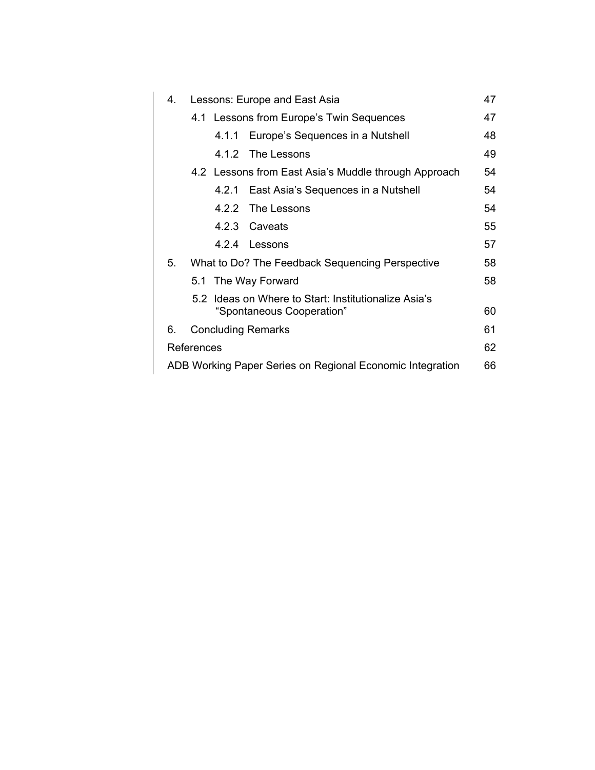| | | |
|---|---|---|
| 4. | Lessons: Europe and East Asia | 47 |
| | 4.1 Lessons from Europe's Twin Sequences | 47 |
| | 4.1.1 Europe's Sequences in a Nutshell | 48 |
| | 4.1.2 The Lessons | 49 |
| | 4.2 Lessons from East Asia's Muddle through Approach | 54 |
| | 4.2.1 East Asia's Sequences in a Nutshell | 54 |
| | 4.2.2 The Lessons | 54 |
| | 4.2.3 Caveats | 55 |
| | 4.2.4 Lessons | 57 |
| 5. | What to Do? The Feedback Sequencing Perspective | 58 |
| | 5.1 The Way Forward | 58 |
| | 5.2 Ideas on Where to Start: Institutionalize Asia's "Spontaneous Cooperation" | 60 |
| 6. | Concluding Remarks | 61 |
| References | | 62 |
| ADB Working Paper Series on Regional Economic Integration | | 66 |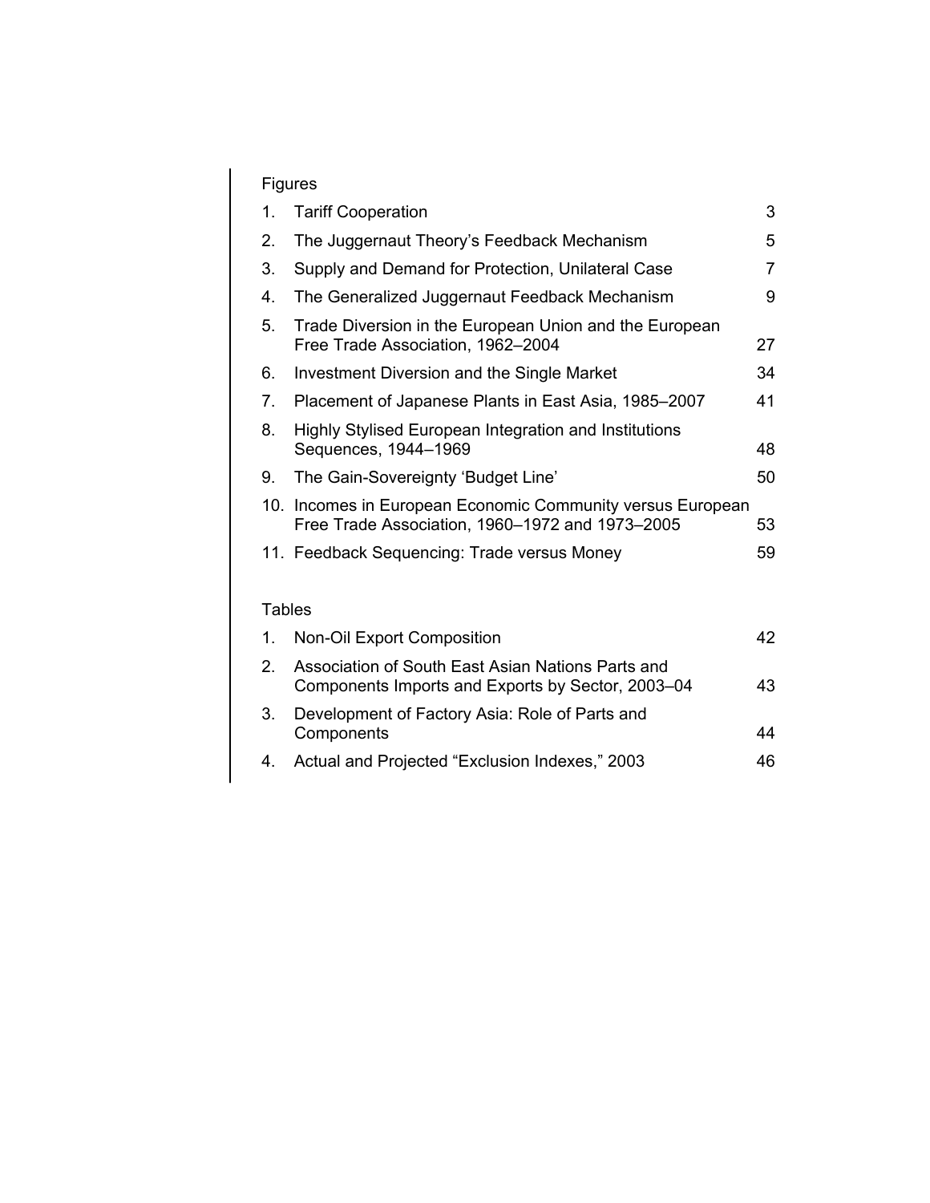## Figures

| | | |
|---|---|---|
| 1. | Tariff Cooperation | 3 |
| 2. | The Juggernaut Theory's Feedback Mechanism | 5 |
| 3. | Supply and Demand for Protection, Unilateral Case | 7 |
| 4. | The Generalized Juggernaut Feedback Mechanism | 9 |
| 5. | Trade Diversion in the European Union and the European Free Trade Association, 1962–2004 | 27 |
| 6. | Investment Diversion and the Single Market | 34 |
| 7. | Placement of Japanese Plants in East Asia, 1985–2007 | 41 |
| 8. | Highly Stylised European Integration and Institutions Sequences, 1944–1969 | 48 |
| 9. | The Gain-Sovereignty 'Budget Line' | 50 |
| 10. | Incomes in European Economic Community versus European Free Trade Association, 1960–1972 and 1973–2005 | 53 |
| 11. | Feedback Sequencing: Trade versus Money | 59 |

## Tables

| | | |
|---|---|---|
| 1. | Non-Oil Export Composition | 42 |
| 2. | Association of South East Asian Nations Parts and Components Imports and Exports by Sector, 2003–04 | 43 |
| 3. | Development of Factory Asia: Role of Parts and Components | 44 |
| 4. | Actual and Projected "Exclusion Indexes," 2003 | 46 |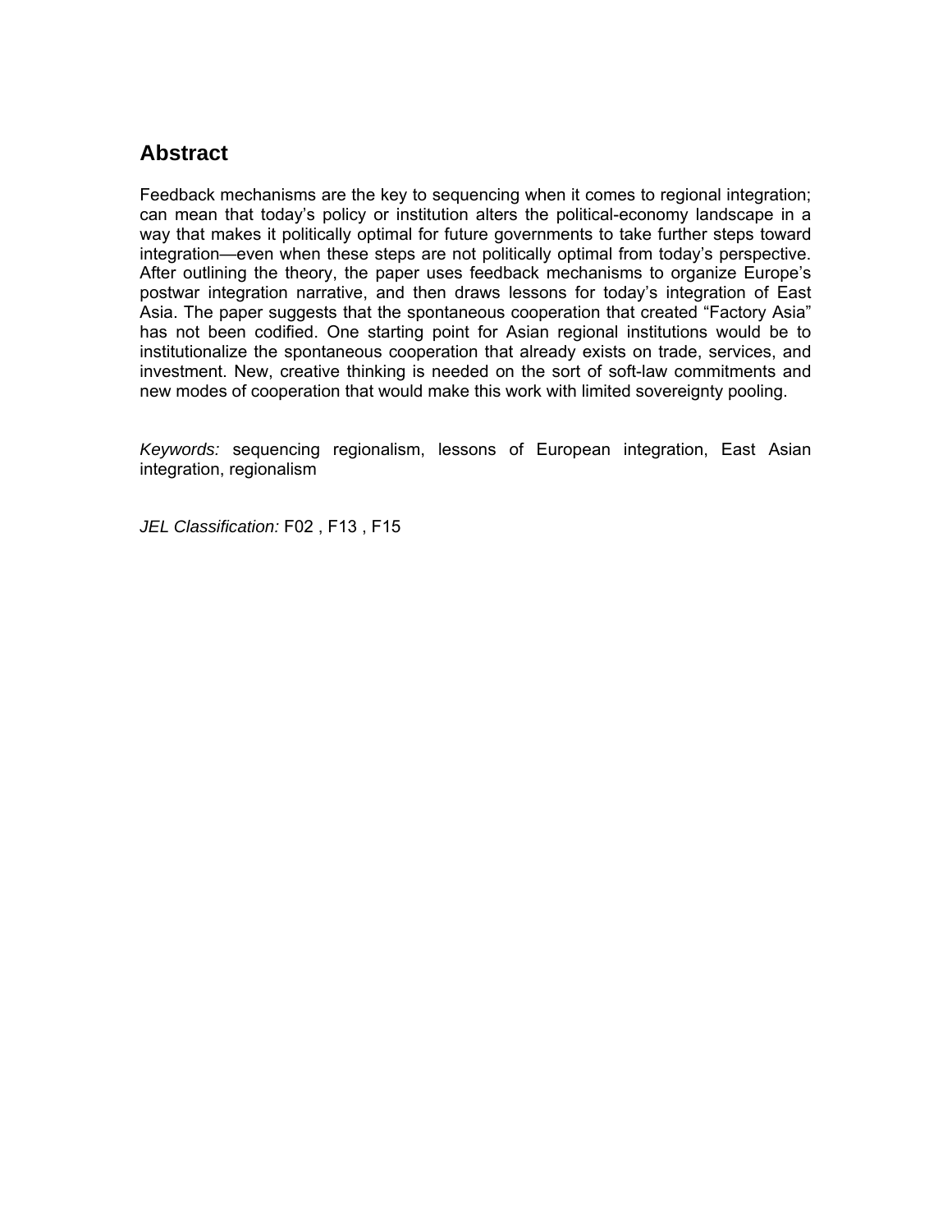## Abstract

Feedback mechanisms are the key to sequencing when it comes to regional integration; can mean that today's policy or institution alters the political-economy landscape in a way that makes it politically optimal for future governments to take further steps toward integration—even when these steps are not politically optimal from today's perspective. After outlining the theory, the paper uses feedback mechanisms to organize Europe's postwar integration narrative, and then draws lessons for today's integration of East Asia. The paper suggests that the spontaneous cooperation that created "Factory Asia" has not been codified. One starting point for Asian regional institutions would be to institutionalize the spontaneous cooperation that already exists on trade, services, and investment. New, creative thinking is needed on the sort of soft-law commitments and new modes of cooperation that would make this work with limited sovereignty pooling.

*Keywords:* sequencing regionalism, lessons of European integration, East Asian integration, regionalism

*JEL Classification:* F02 , F13 , F15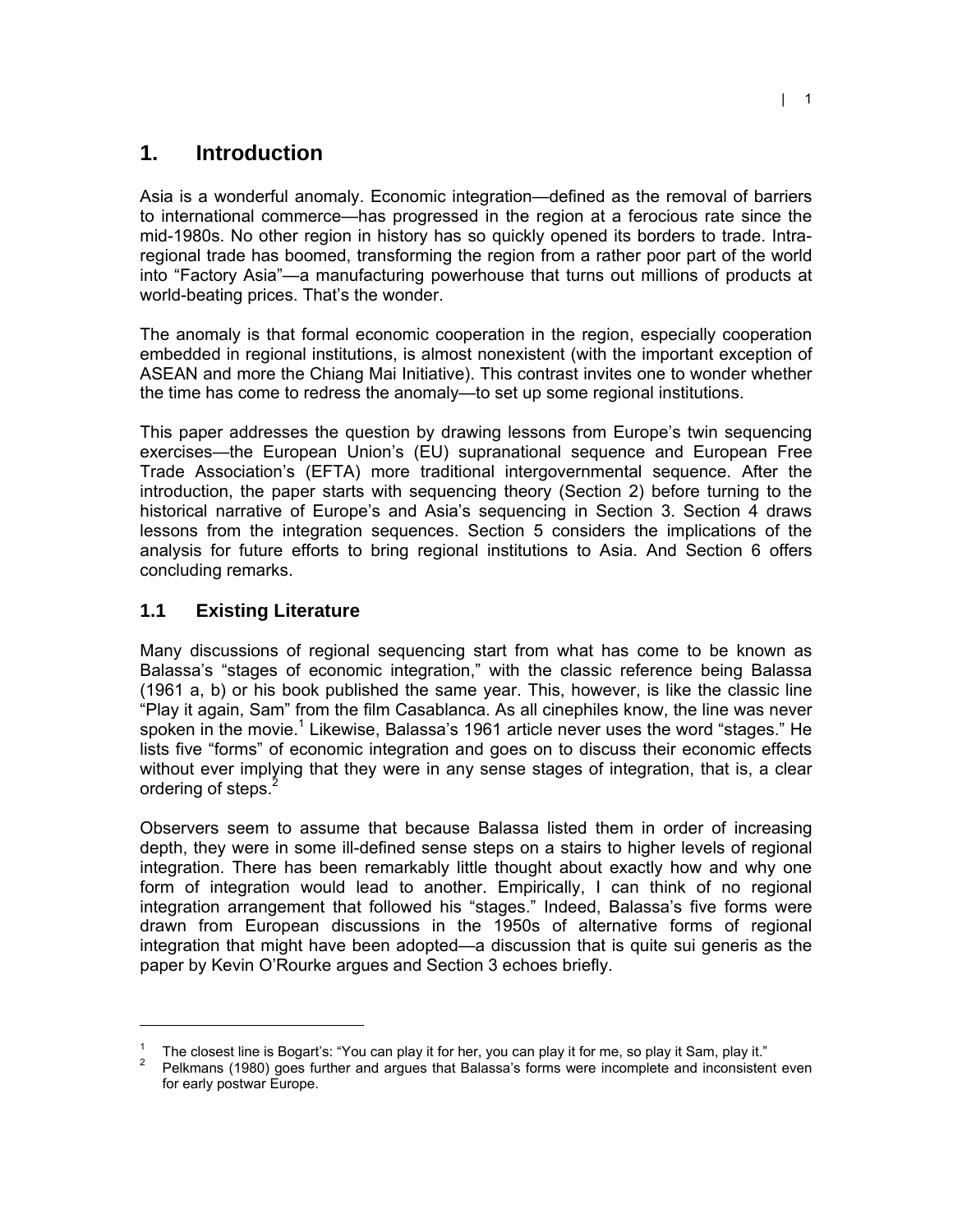# 1. Introduction

Asia is a wonderful anomaly. Economic integration—defined as the removal of barriers to international commerce—has progressed in the region at a ferocious rate since the mid-1980s. No other region in history has so quickly opened its borders to trade. Intra-regional trade has boomed, transforming the region from a rather poor part of the world into "Factory Asia"—a manufacturing powerhouse that turns out millions of products at world-beating prices. That's the wonder.

The anomaly is that formal economic cooperation in the region, especially cooperation embedded in regional institutions, is almost nonexistent (with the important exception of ASEAN and more the Chiang Mai Initiative). This contrast invites one to wonder whether the time has come to redress the anomaly—to set up some regional institutions.

This paper addresses the question by drawing lessons from Europe's twin sequencing exercises—the European Union's (EU) supranational sequence and European Free Trade Association's (EFTA) more traditional intergovernmental sequence. After the introduction, the paper starts with sequencing theory (Section 2) before turning to the historical narrative of Europe's and Asia's sequencing in Section 3. Section 4 draws lessons from the integration sequences. Section 5 considers the implications of the analysis for future efforts to bring regional institutions to Asia. And Section 6 offers concluding remarks.

## 1.1 Existing Literature

Many discussions of regional sequencing start from what has come to be known as Balassa's "stages of economic integration," with the classic reference being Balassa (1961 a, b) or his book published the same year. This, however, is like the classic line "Play it again, Sam" from the film Casablanca. As all cinephiles know, the line was never spoken in the movie.[1] Likewise, Balassa's 1961 article never uses the word "stages." He lists five "forms" of economic integration and goes on to discuss their economic effects without ever implying that they were in any sense stages of integration, that is, a clear ordering of steps.[2]

Observers seem to assume that because Balassa listed them in order of increasing depth, they were in some ill-defined sense steps on a stairs to higher levels of regional integration. There has been remarkably little thought about exactly how and why one form of integration would lead to another. Empirically, I can think of no regional integration arrangement that followed his "stages." Indeed, Balassa's five forms were drawn from European discussions in the 1950s of alternative forms of regional integration that might have been adopted—a discussion that is quite sui generis as the paper by Kevin O'Rourke argues and Section 3 echoes briefly.

---

[1] The closest line is Bogart's: "You can play it for her, you can play it for me, so play it Sam, play it."

[2] Pelkmans (1980) goes further and argues that Balassa's forms were incomplete and inconsistent even for early postwar Europe.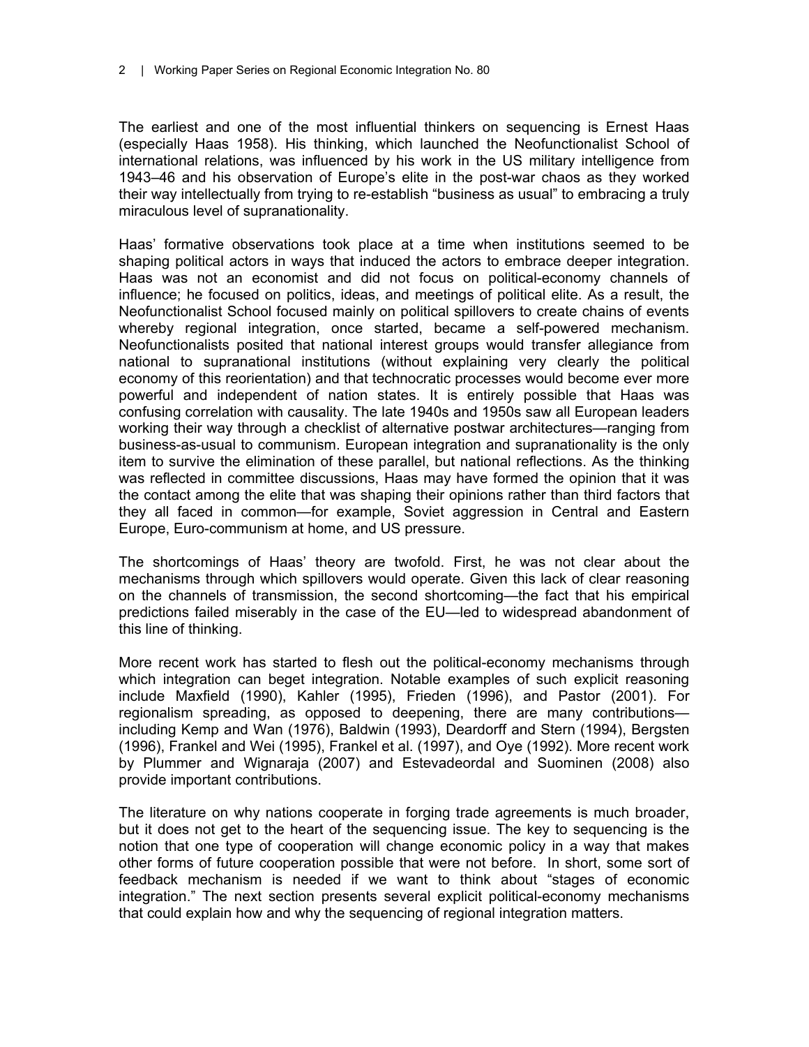The earliest and one of the most influential thinkers on sequencing is Ernest Haas (especially Haas 1958). His thinking, which launched the Neofunctionalist School of international relations, was influenced by his work in the US military intelligence from 1943–46 and his observation of Europe's elite in the post-war chaos as they worked their way intellectually from trying to re-establish "business as usual" to embracing a truly miraculous level of supranationality.

Haas' formative observations took place at a time when institutions seemed to be shaping political actors in ways that induced the actors to embrace deeper integration. Haas was not an economist and did not focus on political-economy channels of influence; he focused on politics, ideas, and meetings of political elite. As a result, the Neofunctionalist School focused mainly on political spillovers to create chains of events whereby regional integration, once started, became a self-powered mechanism. Neofunctionalists posited that national interest groups would transfer allegiance from national to supranational institutions (without explaining very clearly the political economy of this reorientation) and that technocratic processes would become ever more powerful and independent of nation states. It is entirely possible that Haas was confusing correlation with causality. The late 1940s and 1950s saw all European leaders working their way through a checklist of alternative postwar architectures—ranging from business-as-usual to communism. European integration and supranationality is the only item to survive the elimination of these parallel, but national reflections. As the thinking was reflected in committee discussions, Haas may have formed the opinion that it was the contact among the elite that was shaping their opinions rather than third factors that they all faced in common—for example, Soviet aggression in Central and Eastern Europe, Euro-communism at home, and US pressure.

The shortcomings of Haas' theory are twofold. First, he was not clear about the mechanisms through which spillovers would operate. Given this lack of clear reasoning on the channels of transmission, the second shortcoming—the fact that his empirical predictions failed miserably in the case of the EU—led to widespread abandonment of this line of thinking.

More recent work has started to flesh out the political-economy mechanisms through which integration can beget integration. Notable examples of such explicit reasoning include Maxfield (1990), Kahler (1995), Frieden (1996), and Pastor (2001). For regionalism spreading, as opposed to deepening, there are many contributions—including Kemp and Wan (1976), Baldwin (1993), Deardorff and Stern (1994), Bergsten (1996), Frankel and Wei (1995), Frankel et al. (1997), and Oye (1992). More recent work by Plummer and Wignaraja (2007) and Estevadeordal and Suominen (2008) also provide important contributions.

The literature on why nations cooperate in forging trade agreements is much broader, but it does not get to the heart of the sequencing issue. The key to sequencing is the notion that one type of cooperation will change economic policy in a way that makes other forms of future cooperation possible that were not before. In short, some sort of feedback mechanism is needed if we want to think about "stages of economic integration." The next section presents several explicit political-economy mechanisms that could explain how and why the sequencing of regional integration matters.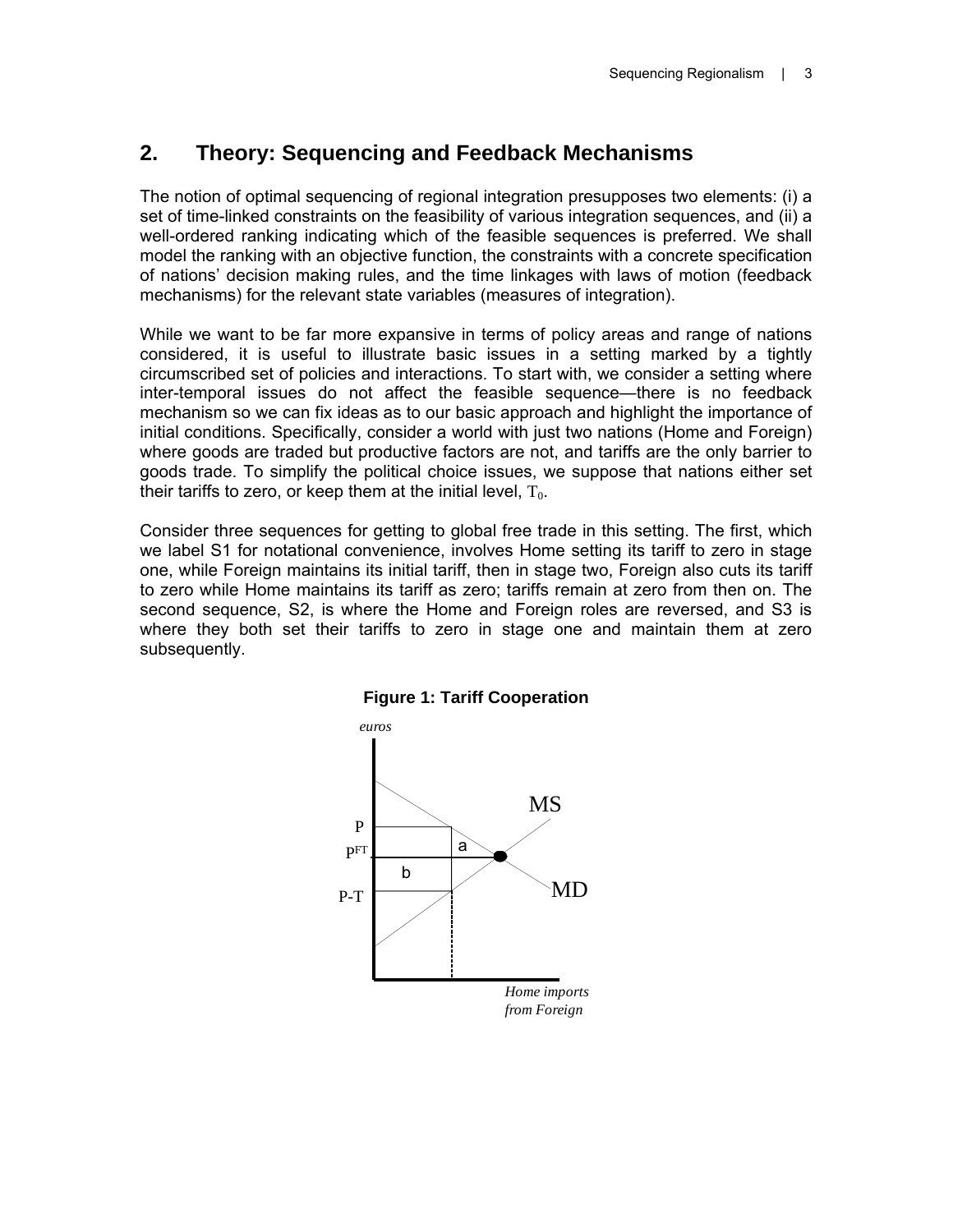## 2. Theory: Sequencing and Feedback Mechanisms

The notion of optimal sequencing of regional integration presupposes two elements: (i) a set of time-linked constraints on the feasibility of various integration sequences, and (ii) a well-ordered ranking indicating which of the feasible sequences is preferred. We shall model the ranking with an objective function, the constraints with a concrete specification of nations' decision making rules, and the time linkages with laws of motion (feedback mechanisms) for the relevant state variables (measures of integration).

While we want to be far more expansive in terms of policy areas and range of nations considered, it is useful to illustrate basic issues in a setting marked by a tightly circumscribed set of policies and interactions. To start with, we consider a setting where inter-temporal issues do not affect the feasible sequence—there is no feedback mechanism so we can fix ideas as to our basic approach and highlight the importance of initial conditions. Specifically, consider a world with just two nations (Home and Foreign) where goods are traded but productive factors are not, and tariffs are the only barrier to goods trade. To simplify the political choice issues, we suppose that nations either set their tariffs to zero, or keep them at the initial level, $T_0$.

Consider three sequences for getting to global free trade in this setting. The first, which we label S1 for notational convenience, involves Home setting its tariff to zero in stage one, while Foreign maintains its initial tariff, then in stage two, Foreign also cuts its tariff to zero while Home maintains its tariff as zero; tariffs remain at zero from then on. The second sequence, S2, is where the Home and Foreign roles are reversed, and S3 is where they both set their tariffs to zero in stage one and maintain them at zero subsequently.

**Figure 1: Tariff Cooperation**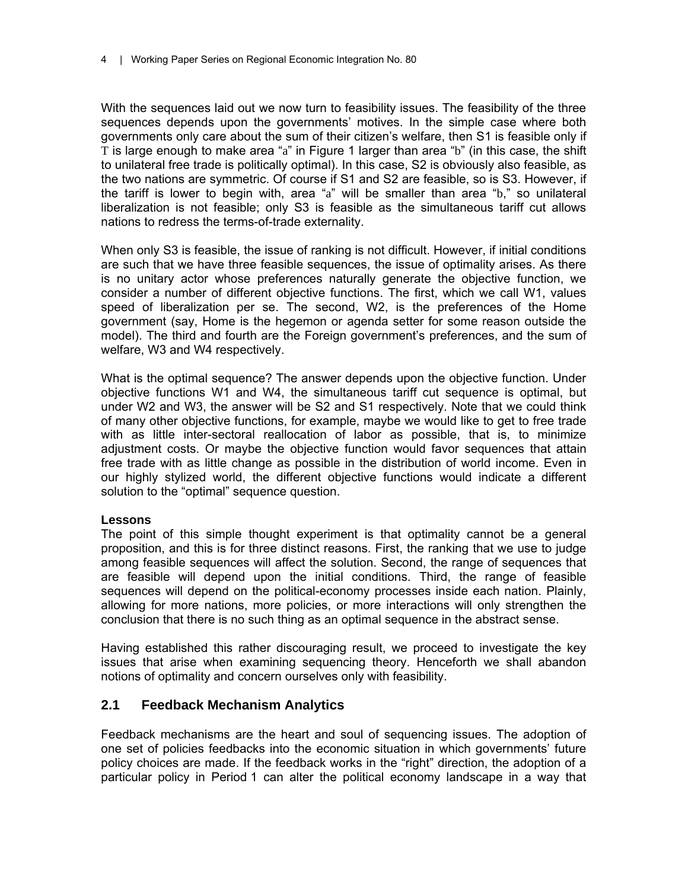With the sequences laid out we now turn to feasibility issues. The feasibility of the three sequences depends upon the governments' motives. In the simple case where both governments only care about the sum of their citizen's welfare, then S1 is feasible only if T is large enough to make area "a" in Figure 1 larger than area "b" (in this case, the shift to unilateral free trade is politically optimal). In this case, S2 is obviously also feasible, as the two nations are symmetric. Of course if S1 and S2 are feasible, so is S3. However, if the tariff is lower to begin with, area "a" will be smaller than area "b," so unilateral liberalization is not feasible; only S3 is feasible as the simultaneous tariff cut allows nations to redress the terms-of-trade externality.

When only S3 is feasible, the issue of ranking is not difficult. However, if initial conditions are such that we have three feasible sequences, the issue of optimality arises. As there is no unitary actor whose preferences naturally generate the objective function, we consider a number of different objective functions. The first, which we call W1, values speed of liberalization per se. The second, W2, is the preferences of the Home government (say, Home is the hegemon or agenda setter for some reason outside the model). The third and fourth are the Foreign government's preferences, and the sum of welfare, W3 and W4 respectively.

What is the optimal sequence? The answer depends upon the objective function. Under objective functions W1 and W4, the simultaneous tariff cut sequence is optimal, but under W2 and W3, the answer will be S2 and S1 respectively. Note that we could think of many other objective functions, for example, maybe we would like to get to free trade with as little inter-sectoral reallocation of labor as possible, that is, to minimize adjustment costs. Or maybe the objective function would favor sequences that attain free trade with as little change as possible in the distribution of world income. Even in our highly stylized world, the different objective functions would indicate a different solution to the "optimal" sequence question.

**Lessons**

The point of this simple thought experiment is that optimality cannot be a general proposition, and this is for three distinct reasons. First, the ranking that we use to judge among feasible sequences will affect the solution. Second, the range of sequences that are feasible will depend upon the initial conditions. Third, the range of feasible sequences will depend on the political-economy processes inside each nation. Plainly, allowing for more nations, more policies, or more interactions will only strengthen the conclusion that there is no such thing as an optimal sequence in the abstract sense.

Having established this rather discouraging result, we proceed to investigate the key issues that arise when examining sequencing theory. Henceforth we shall abandon notions of optimality and concern ourselves only with feasibility.

## 2.1 Feedback Mechanism Analytics

Feedback mechanisms are the heart and soul of sequencing issues. The adoption of one set of policies feedbacks into the economic situation in which governments' future policy choices are made. If the feedback works in the "right" direction, the adoption of a particular policy in Period 1 can alter the political economy landscape in a way that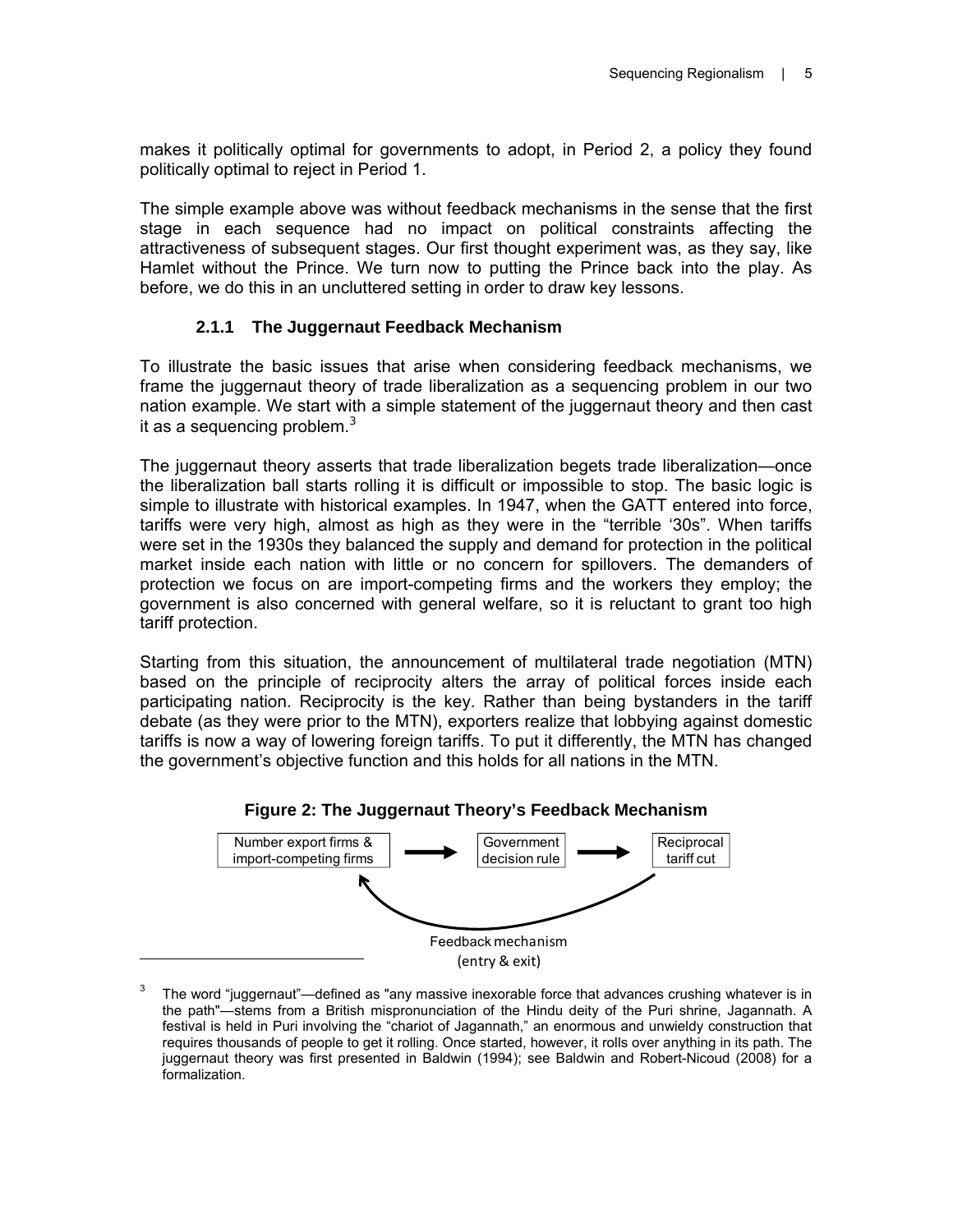makes it politically optimal for governments to adopt, in Period 2, a policy they found politically optimal to reject in Period 1.

The simple example above was without feedback mechanisms in the sense that the first stage in each sequence had no impact on political constraints affecting the attractiveness of subsequent stages. Our first thought experiment was, as they say, like Hamlet without the Prince. We turn now to putting the Prince back into the play. As before, we do this in an uncluttered setting in order to draw key lessons.

### 2.1.1 The Juggernaut Feedback Mechanism

To illustrate the basic issues that arise when considering feedback mechanisms, we frame the juggernaut theory of trade liberalization as a sequencing problem in our two nation example. We start with a simple statement of the juggernaut theory and then cast it as a sequencing problem.[3]

The juggernaut theory asserts that trade liberalization begets trade liberalization—once the liberalization ball starts rolling it is difficult or impossible to stop. The basic logic is simple to illustrate with historical examples. In 1947, when the GATT entered into force, tariffs were very high, almost as high as they were in the "terrible '30s". When tariffs were set in the 1930s they balanced the supply and demand for protection in the political market inside each nation with little or no concern for spillovers. The demanders of protection we focus on are import-competing firms and the workers they employ; the government is also concerned with general welfare, so it is reluctant to grant too high tariff protection.

Starting from this situation, the announcement of multilateral trade negotiation (MTN) based on the principle of reciprocity alters the array of political forces inside each participating nation. Reciprocity is the key. Rather than being bystanders in the tariff debate (as they were prior to the MTN), exporters realize that lobbying against domestic tariffs is now a way of lowering foreign tariffs. To put it differently, the MTN has changed the government's objective function and this holds for all nations in the MTN.

**Figure 2: The Juggernaut Theory's Feedback Mechanism**

Number export firms & import-competing firms → Government decision rule → Reciprocal tariff cut

Feedback mechanism (entry & exit)

[3] The word "juggernaut"—defined as "any massive inexorable force that advances crushing whatever is in the path"—stems from a British mispronunciation of the Hindu deity of the Puri shrine, Jagannath. A festival is held in Puri involving the "chariot of Jagannath," an enormous and unwieldy construction that requires thousands of people to get it rolling. Once started, however, it rolls over anything in its path. The juggernaut theory was first presented in Baldwin (1994); see Baldwin and Robert-Nicoud (2008) for a formalization.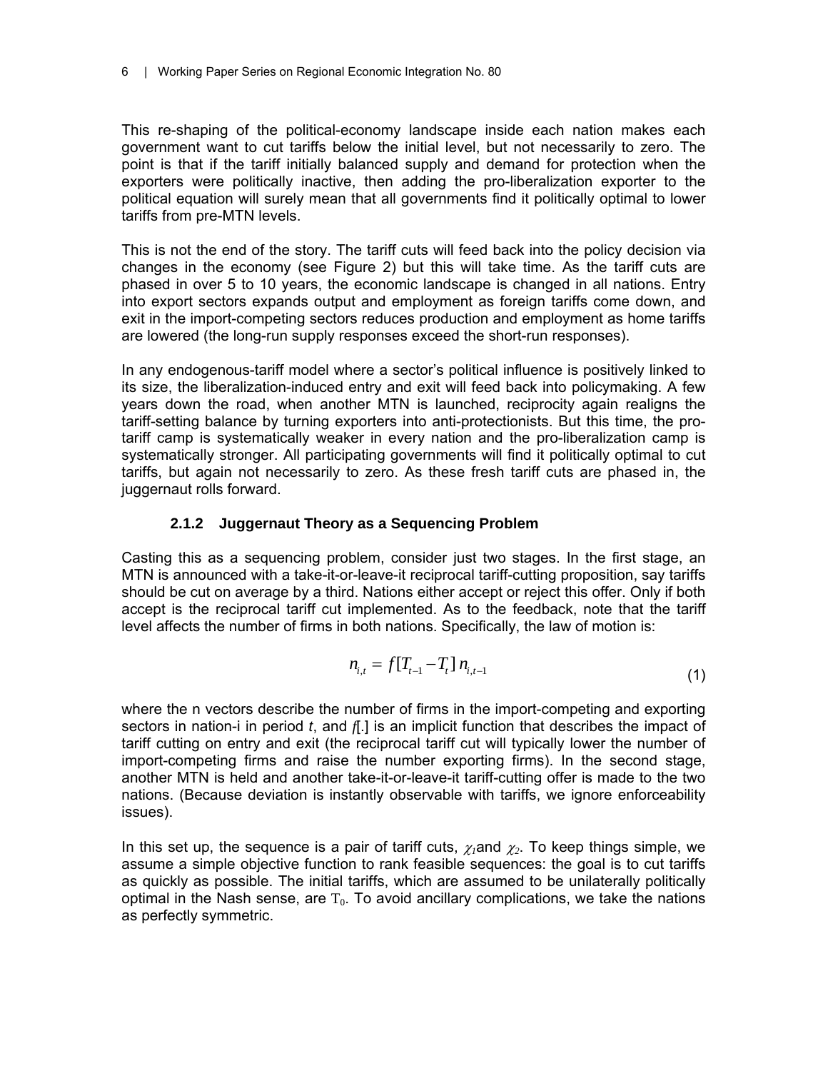This re-shaping of the political-economy landscape inside each nation makes each government want to cut tariffs below the initial level, but not necessarily to zero. The point is that if the tariff initially balanced supply and demand for protection when the exporters were politically inactive, then adding the pro-liberalization exporter to the political equation will surely mean that all governments find it politically optimal to lower tariffs from pre-MTN levels.

This is not the end of the story. The tariff cuts will feed back into the policy decision via changes in the economy (see Figure 2) but this will take time. As the tariff cuts are phased in over 5 to 10 years, the economic landscape is changed in all nations. Entry into export sectors expands output and employment as foreign tariffs come down, and exit in the import-competing sectors reduces production and employment as home tariffs are lowered (the long-run supply responses exceed the short-run responses).

In any endogenous-tariff model where a sector's political influence is positively linked to its size, the liberalization-induced entry and exit will feed back into policymaking. A few years down the road, when another MTN is launched, reciprocity again realigns the tariff-setting balance by turning exporters into anti-protectionists. But this time, the pro-tariff camp is systematically weaker in every nation and the pro-liberalization camp is systematically stronger. All participating governments will find it politically optimal to cut tariffs, but again not necessarily to zero. As these fresh tariff cuts are phased in, the juggernaut rolls forward.

### 2.1.2 Juggernaut Theory as a Sequencing Problem

Casting this as a sequencing problem, consider just two stages. In the first stage, an MTN is announced with a take-it-or-leave-it reciprocal tariff-cutting proposition, say tariffs should be cut on average by a third. Nations either accept or reject this offer. Only if both accept is the reciprocal tariff cut implemented. As to the feedback, note that the tariff level affects the number of firms in both nations. Specifically, the law of motion is:

$$n_{i,t} = f[T_{t-1} - T_t]\, n_{i,t-1} \tag{1}$$

where the n vectors describe the number of firms in the import-competing and exporting sectors in nation-i in period *t*, and *f*[.] is an implicit function that describes the impact of tariff cutting on entry and exit (the reciprocal tariff cut will typically lower the number of import-competing firms and raise the number exporting firms). In the second stage, another MTN is held and another take-it-or-leave-it tariff-cutting offer is made to the two nations. (Because deviation is instantly observable with tariffs, we ignore enforceability issues).

In this set up, the sequence is a pair of tariff cuts, $\chi_1$ and $\chi_2$. To keep things simple, we assume a simple objective function to rank feasible sequences: the goal is to cut tariffs as quickly as possible. The initial tariffs, which are assumed to be unilaterally politically optimal in the Nash sense, are $T_0$. To avoid ancillary complications, we take the nations as perfectly symmetric.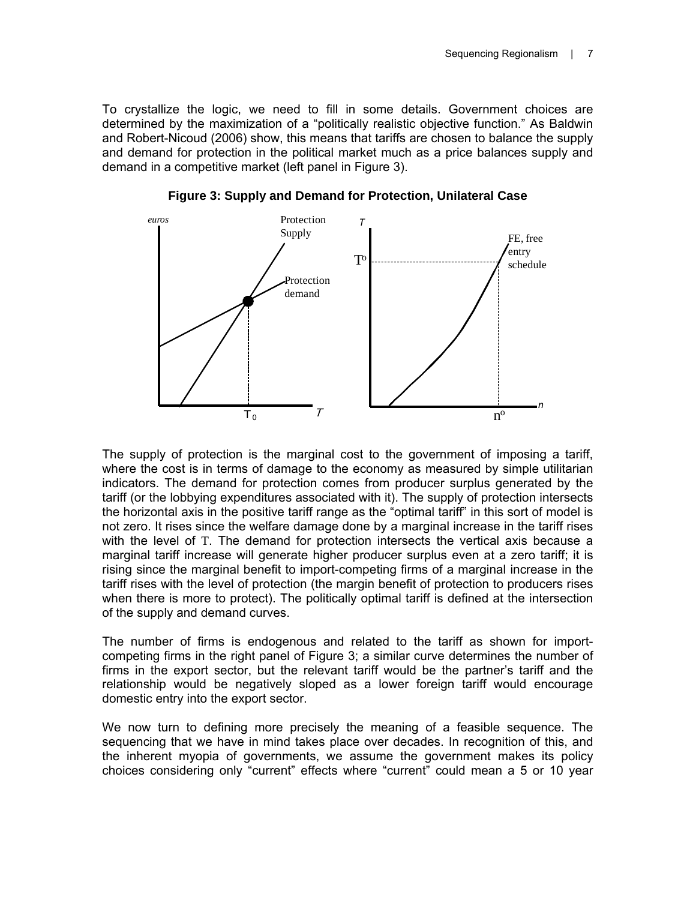To crystallize the logic, we need to fill in some details. Government choices are determined by the maximization of a "politically realistic objective function." As Baldwin and Robert-Nicoud (2006) show, this means that tariffs are chosen to balance the supply and demand for protection in the political market much as a price balances supply and demand in a competitive market (left panel in Figure 3).

**Figure 3: Supply and Demand for Protection, Unilateral Case**

The supply of protection is the marginal cost to the government of imposing a tariff, where the cost is in terms of damage to the economy as measured by simple utilitarian indicators. The demand for protection comes from producer surplus generated by the tariff (or the lobbying expenditures associated with it). The supply of protection intersects the horizontal axis in the positive tariff range as the "optimal tariff" in this sort of model is not zero. It rises since the welfare damage done by a marginal increase in the tariff rises with the level of T. The demand for protection intersects the vertical axis because a marginal tariff increase will generate higher producer surplus even at a zero tariff; it is rising since the marginal benefit to import-competing firms of a marginal increase in the tariff rises with the level of protection (the margin benefit of protection to producers rises when there is more to protect). The politically optimal tariff is defined at the intersection of the supply and demand curves.

The number of firms is endogenous and related to the tariff as shown for import-competing firms in the right panel of Figure 3; a similar curve determines the number of firms in the export sector, but the relevant tariff would be the partner's tariff and the relationship would be negatively sloped as a lower foreign tariff would encourage domestic entry into the export sector.

We now turn to defining more precisely the meaning of a feasible sequence. The sequencing that we have in mind takes place over decades. In recognition of this, and the inherent myopia of governments, we assume the government makes its policy choices considering only "current" effects where "current" could mean a 5 or 10 year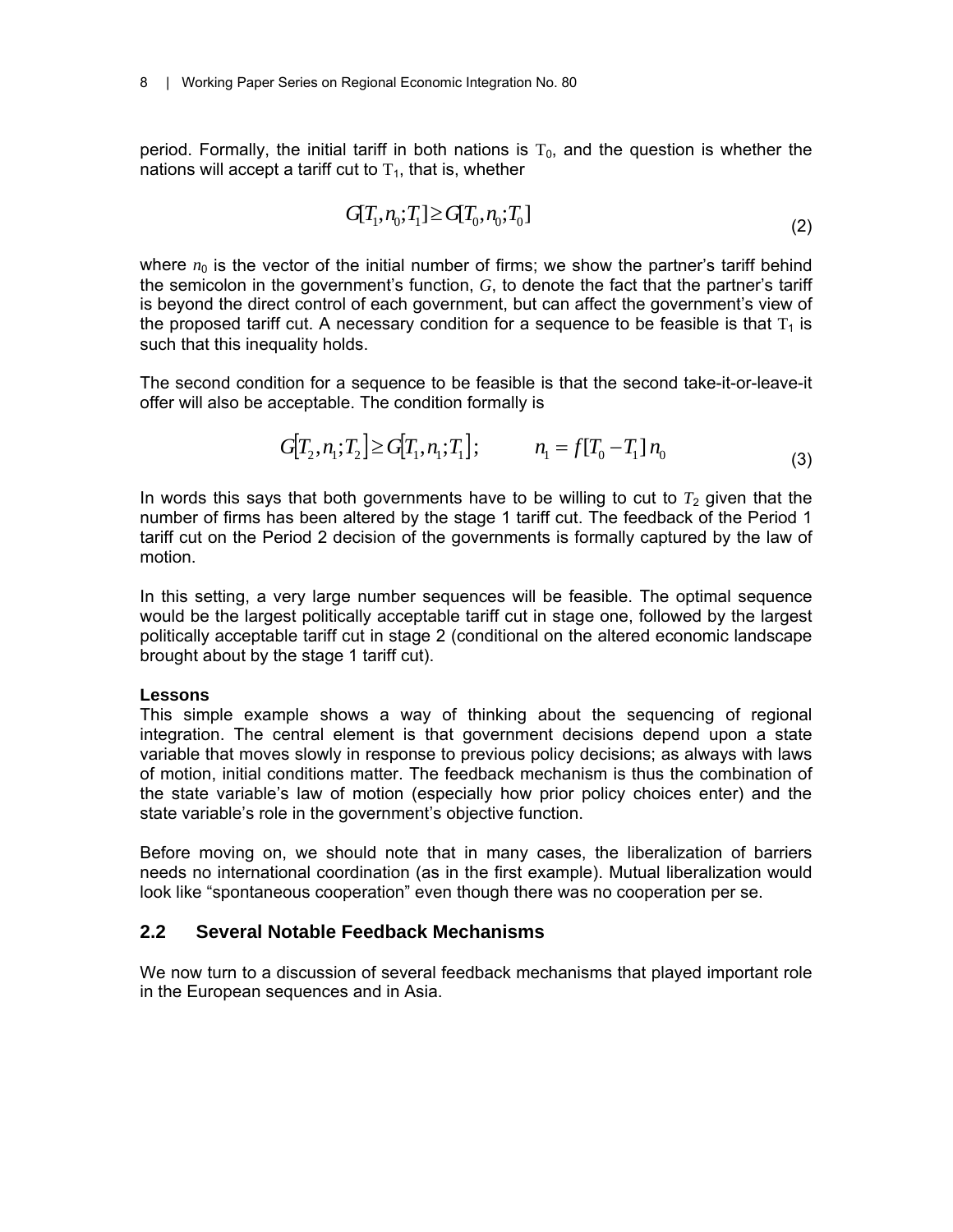period. Formally, the initial tariff in both nations is $T_0$, and the question is whether the nations will accept a tariff cut to $T_1$, that is, whether

$$G[T_1, n_0; T_1] \geq G[T_0, n_0; T_0] \tag{2}$$

where $n_0$ is the vector of the initial number of firms; we show the partner's tariff behind the semicolon in the government's function, $G$, to denote the fact that the partner's tariff is beyond the direct control of each government, but can affect the government's view of the proposed tariff cut. A necessary condition for a sequence to be feasible is that $T_1$ is such that this inequality holds.

The second condition for a sequence to be feasible is that the second take-it-or-leave-it offer will also be acceptable. The condition formally is

$$G[T_2, n_1; T_2] \geq G[T_1, n_1; T_1]; \qquad n_1 = f[T_0 - T_1]\, n_0 \tag{3}$$

In words this says that both governments have to be willing to cut to $T_2$ given that the number of firms has been altered by the stage 1 tariff cut. The feedback of the Period 1 tariff cut on the Period 2 decision of the governments is formally captured by the law of motion.

In this setting, a very large number sequences will be feasible. The optimal sequence would be the largest politically acceptable tariff cut in stage one, followed by the largest politically acceptable tariff cut in stage 2 (conditional on the altered economic landscape brought about by the stage 1 tariff cut).

**Lessons**

This simple example shows a way of thinking about the sequencing of regional integration. The central element is that government decisions depend upon a state variable that moves slowly in response to previous policy decisions; as always with laws of motion, initial conditions matter. The feedback mechanism is thus the combination of the state variable's law of motion (especially how prior policy choices enter) and the state variable's role in the government's objective function.

Before moving on, we should note that in many cases, the liberalization of barriers needs no international coordination (as in the first example). Mutual liberalization would look like "spontaneous cooperation" even though there was no cooperation per se.

## 2.2 Several Notable Feedback Mechanisms

We now turn to a discussion of several feedback mechanisms that played important role in the European sequences and in Asia.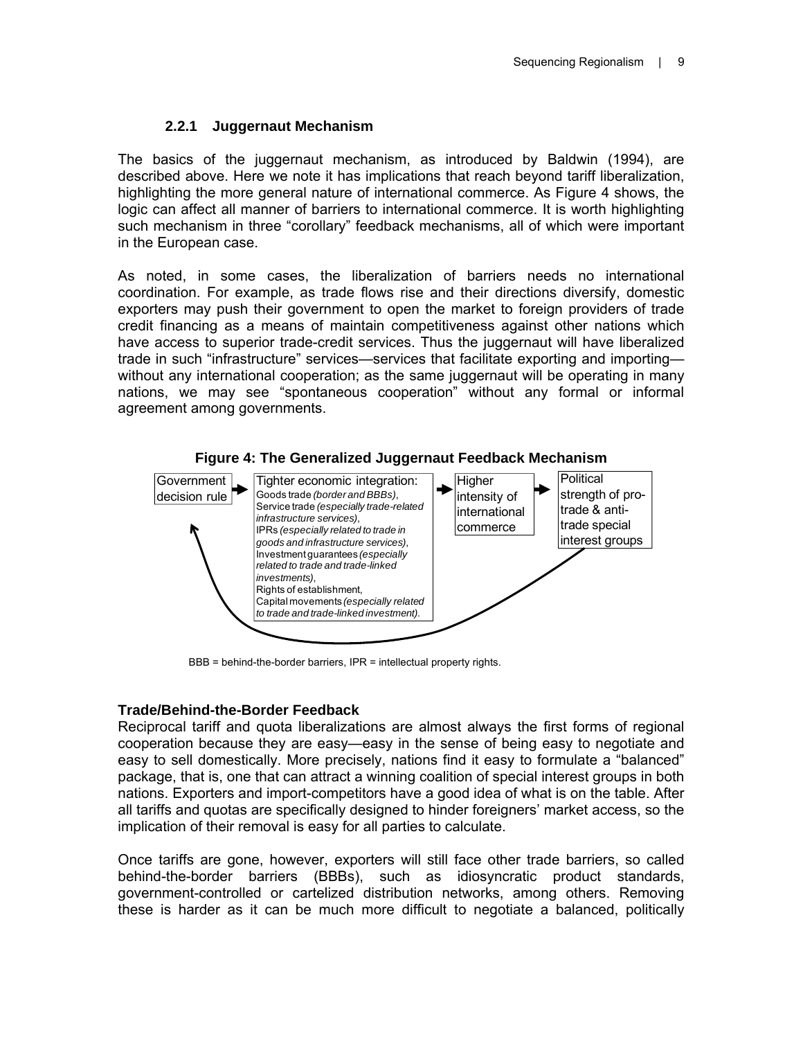### 2.2.1 Juggernaut Mechanism

The basics of the juggernaut mechanism, as introduced by Baldwin (1994), are described above. Here we note it has implications that reach beyond tariff liberalization, highlighting the more general nature of international commerce. As Figure 4 shows, the logic can affect all manner of barriers to international commerce. It is worth highlighting such mechanism in three "corollary" feedback mechanisms, all of which were important in the European case.

As noted, in some cases, the liberalization of barriers needs no international coordination. For example, as trade flows rise and their directions diversify, domestic exporters may push their government to open the market to foreign providers of trade credit financing as a means of maintain competitiveness against other nations which have access to superior trade-credit services. Thus the juggernaut will have liberalized trade in such "infrastructure" services—services that facilitate exporting and importing—without any international cooperation; as the same juggernaut will be operating in many nations, we may see "spontaneous cooperation" without any formal or informal agreement among governments.

**Figure 4: The Generalized Juggernaut Feedback Mechanism**

Government decision rule → Tighter economic integration: Goods trade *(border and BBBs)*, Service trade *(especially trade-related infrastructure services)*, IPRs *(especially related to trade in goods and infrastructure services)*, Investment guarantees *(especially related to trade and trade-linked investments)*, Rights of establishment, Capital movements *(especially related to trade and trade-linked investment).* → Higher intensity of international commerce → Political strength of pro-trade & anti-trade special interest groups → (back to) Government decision rule

BBB = behind-the-border barriers, IPR = intellectual property rights.

**Trade/Behind-the-Border Feedback**

Reciprocal tariff and quota liberalizations are almost always the first forms of regional cooperation because they are easy—easy in the sense of being easy to negotiate and easy to sell domestically. More precisely, nations find it easy to formulate a "balanced" package, that is, one that can attract a winning coalition of special interest groups in both nations. Exporters and import-competitors have a good idea of what is on the table. After all tariffs and quotas are specifically designed to hinder foreigners' market access, so the implication of their removal is easy for all parties to calculate.

Once tariffs are gone, however, exporters will still face other trade barriers, so called behind-the-border barriers (BBBs), such as idiosyncratic product standards, government-controlled or cartelized distribution networks, among others. Removing these is harder as it can be much more difficult to negotiate a balanced, politically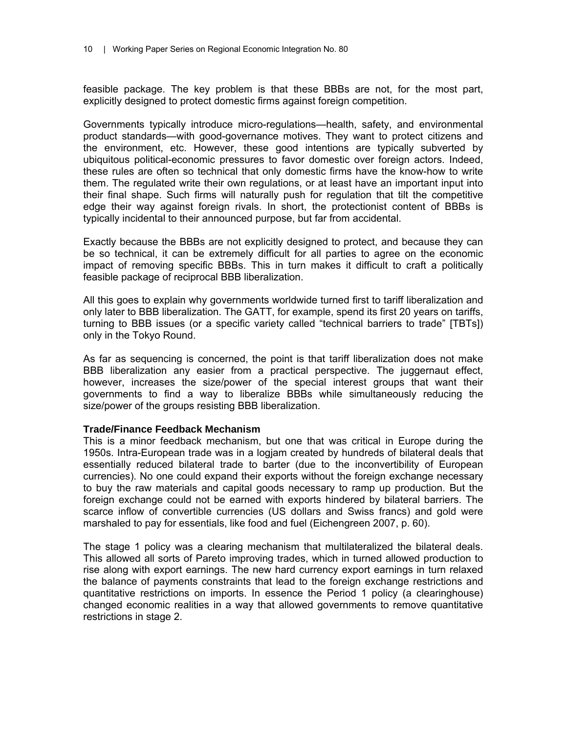feasible package. The key problem is that these BBBs are not, for the most part, explicitly designed to protect domestic firms against foreign competition.

Governments typically introduce micro-regulations—health, safety, and environmental product standards—with good-governance motives. They want to protect citizens and the environment, etc. However, these good intentions are typically subverted by ubiquitous political-economic pressures to favor domestic over foreign actors. Indeed, these rules are often so technical that only domestic firms have the know-how to write them. The regulated write their own regulations, or at least have an important input into their final shape. Such firms will naturally push for regulation that tilt the competitive edge their way against foreign rivals. In short, the protectionist content of BBBs is typically incidental to their announced purpose, but far from accidental.

Exactly because the BBBs are not explicitly designed to protect, and because they can be so technical, it can be extremely difficult for all parties to agree on the economic impact of removing specific BBBs. This in turn makes it difficult to craft a politically feasible package of reciprocal BBB liberalization.

All this goes to explain why governments worldwide turned first to tariff liberalization and only later to BBB liberalization. The GATT, for example, spend its first 20 years on tariffs, turning to BBB issues (or a specific variety called "technical barriers to trade" [TBTs]) only in the Tokyo Round.

As far as sequencing is concerned, the point is that tariff liberalization does not make BBB liberalization any easier from a practical perspective. The juggernaut effect, however, increases the size/power of the special interest groups that want their governments to find a way to liberalize BBBs while simultaneously reducing the size/power of the groups resisting BBB liberalization.

**Trade/Finance Feedback Mechanism**

This is a minor feedback mechanism, but one that was critical in Europe during the 1950s. Intra-European trade was in a logjam created by hundreds of bilateral deals that essentially reduced bilateral trade to barter (due to the inconvertibility of European currencies). No one could expand their exports without the foreign exchange necessary to buy the raw materials and capital goods necessary to ramp up production. But the foreign exchange could not be earned with exports hindered by bilateral barriers. The scarce inflow of convertible currencies (US dollars and Swiss francs) and gold were marshaled to pay for essentials, like food and fuel (Eichengreen 2007, p. 60).

The stage 1 policy was a clearing mechanism that multilateralized the bilateral deals. This allowed all sorts of Pareto improving trades, which in turned allowed production to rise along with export earnings. The new hard currency export earnings in turn relaxed the balance of payments constraints that lead to the foreign exchange restrictions and quantitative restrictions on imports. In essence the Period 1 policy (a clearinghouse) changed economic realities in a way that allowed governments to remove quantitative restrictions in stage 2.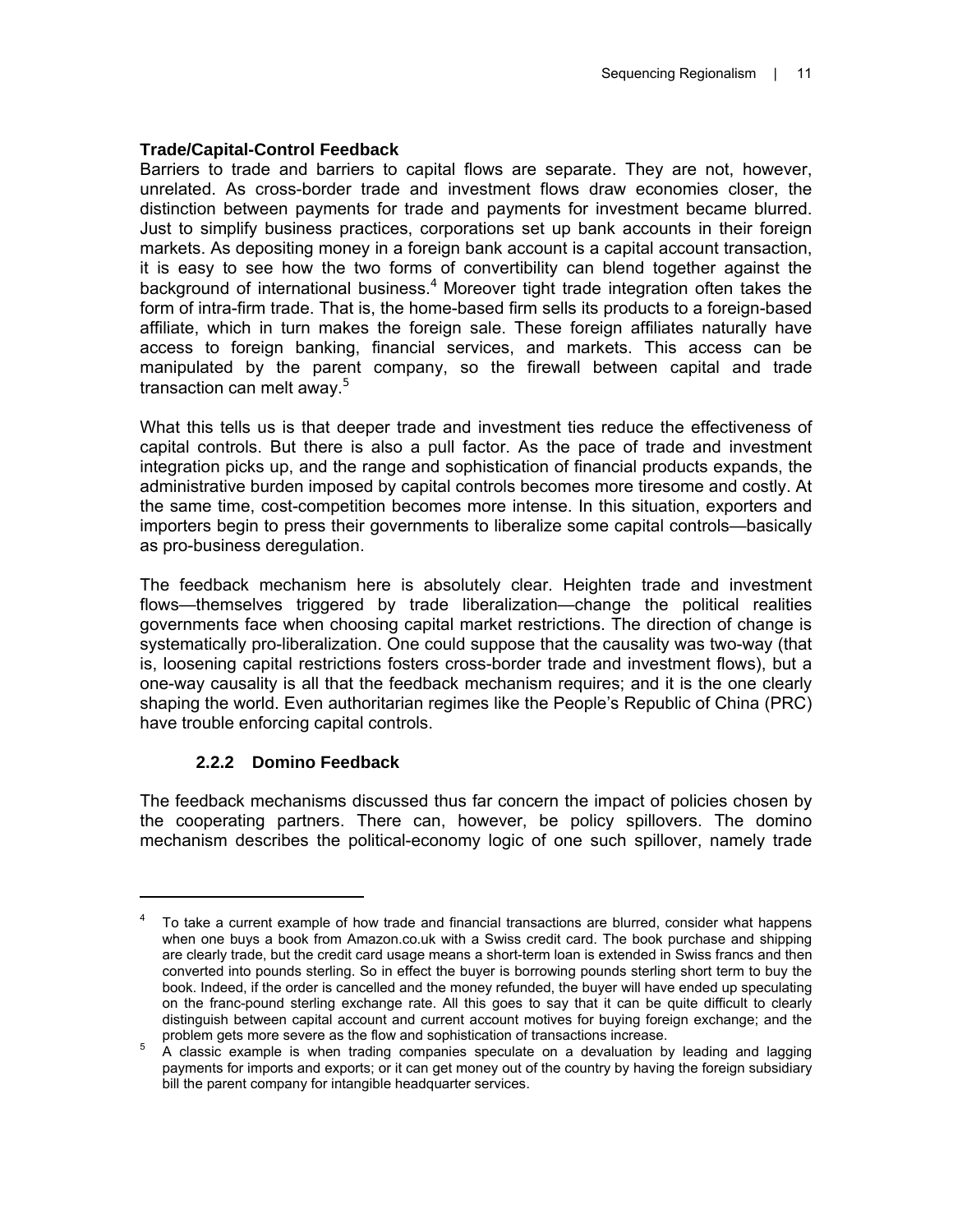**Trade/Capital-Control Feedback**

Barriers to trade and barriers to capital flows are separate. They are not, however, unrelated. As cross-border trade and investment flows draw economies closer, the distinction between payments for trade and payments for investment became blurred. Just to simplify business practices, corporations set up bank accounts in their foreign markets. As depositing money in a foreign bank account is a capital account transaction, it is easy to see how the two forms of convertibility can blend together against the background of international business.[4] Moreover tight trade integration often takes the form of intra-firm trade. That is, the home-based firm sells its products to a foreign-based affiliate, which in turn makes the foreign sale. These foreign affiliates naturally have access to foreign banking, financial services, and markets. This access can be manipulated by the parent company, so the firewall between capital and trade transaction can melt away.[5]

What this tells us is that deeper trade and investment ties reduce the effectiveness of capital controls. But there is also a pull factor. As the pace of trade and investment integration picks up, and the range and sophistication of financial products expands, the administrative burden imposed by capital controls becomes more tiresome and costly. At the same time, cost-competition becomes more intense. In this situation, exporters and importers begin to press their governments to liberalize some capital controls—basically as pro-business deregulation.

The feedback mechanism here is absolutely clear. Heighten trade and investment flows—themselves triggered by trade liberalization—change the political realities governments face when choosing capital market restrictions. The direction of change is systematically pro-liberalization. One could suppose that the causality was two-way (that is, loosening capital restrictions fosters cross-border trade and investment flows), but a one-way causality is all that the feedback mechanism requires; and it is the one clearly shaping the world. Even authoritarian regimes like the People's Republic of China (PRC) have trouble enforcing capital controls.

### 2.2.2 Domino Feedback

The feedback mechanisms discussed thus far concern the impact of policies chosen by the cooperating partners. There can, however, be policy spillovers. The domino mechanism describes the political-economy logic of one such spillover, namely trade

---

[4] To take a current example of how trade and financial transactions are blurred, consider what happens when one buys a book from Amazon.co.uk with a Swiss credit card. The book purchase and shipping are clearly trade, but the credit card usage means a short-term loan is extended in Swiss francs and then converted into pounds sterling. So in effect the buyer is borrowing pounds sterling short term to buy the book. Indeed, if the order is cancelled and the money refunded, the buyer will have ended up speculating on the franc-pound sterling exchange rate. All this goes to say that it can be quite difficult to clearly distinguish between capital account and current account motives for buying foreign exchange; and the problem gets more severe as the flow and sophistication of transactions increase.

[5] A classic example is when trading companies speculate on a devaluation by leading and lagging payments for imports and exports; or it can get money out of the country by having the foreign subsidiary bill the parent company for intangible headquarter services.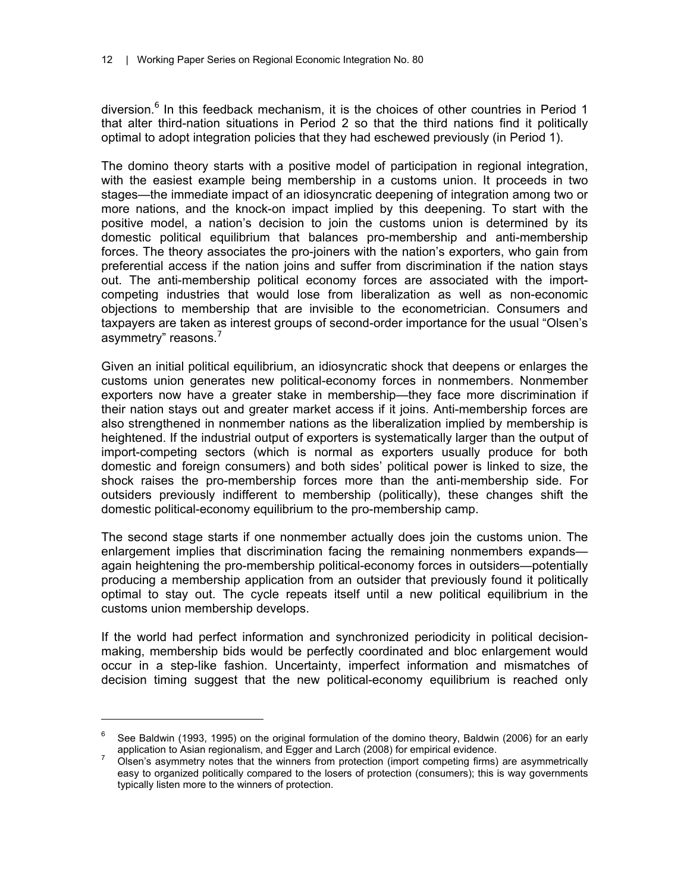diversion.[6] In this feedback mechanism, it is the choices of other countries in Period 1 that alter third-nation situations in Period 2 so that the third nations find it politically optimal to adopt integration policies that they had eschewed previously (in Period 1).

The domino theory starts with a positive model of participation in regional integration, with the easiest example being membership in a customs union. It proceeds in two stages—the immediate impact of an idiosyncratic deepening of integration among two or more nations, and the knock-on impact implied by this deepening. To start with the positive model, a nation's decision to join the customs union is determined by its domestic political equilibrium that balances pro-membership and anti-membership forces. The theory associates the pro-joiners with the nation's exporters, who gain from preferential access if the nation joins and suffer from discrimination if the nation stays out. The anti-membership political economy forces are associated with the import-competing industries that would lose from liberalization as well as non-economic objections to membership that are invisible to the econometrician. Consumers and taxpayers are taken as interest groups of second-order importance for the usual "Olsen's asymmetry" reasons.[7]

Given an initial political equilibrium, an idiosyncratic shock that deepens or enlarges the customs union generates new political-economy forces in nonmembers. Nonmember exporters now have a greater stake in membership—they face more discrimination if their nation stays out and greater market access if it joins. Anti-membership forces are also strengthened in nonmember nations as the liberalization implied by membership is heightened. If the industrial output of exporters is systematically larger than the output of import-competing sectors (which is normal as exporters usually produce for both domestic and foreign consumers) and both sides' political power is linked to size, the shock raises the pro-membership forces more than the anti-membership side. For outsiders previously indifferent to membership (politically), these changes shift the domestic political-economy equilibrium to the pro-membership camp.

The second stage starts if one nonmember actually does join the customs union. The enlargement implies that discrimination facing the remaining nonmembers expands—again heightening the pro-membership political-economy forces in outsiders—potentially producing a membership application from an outsider that previously found it politically optimal to stay out. The cycle repeats itself until a new political equilibrium in the customs union membership develops.

If the world had perfect information and synchronized periodicity in political decision-making, membership bids would be perfectly coordinated and bloc enlargement would occur in a step-like fashion. Uncertainty, imperfect information and mismatches of decision timing suggest that the new political-economy equilibrium is reached only

[6] See Baldwin (1993, 1995) on the original formulation of the domino theory, Baldwin (2006) for an early application to Asian regionalism, and Egger and Larch (2008) for empirical evidence.

[7] Olsen's asymmetry notes that the winners from protection (import competing firms) are asymmetrically easy to organized politically compared to the losers of protection (consumers); this is way governments typically listen more to the winners of protection.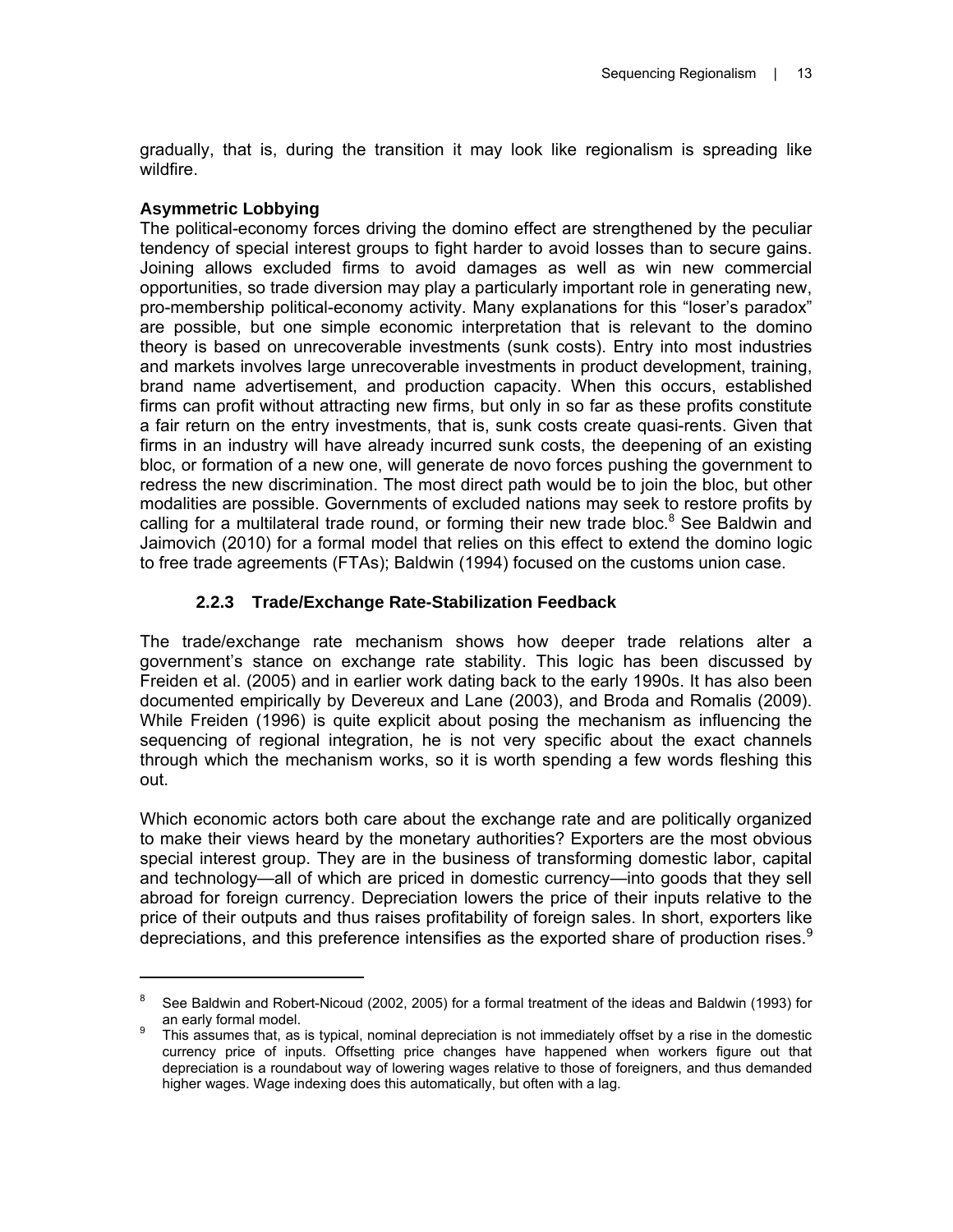gradually, that is, during the transition it may look like regionalism is spreading like wildfire.

**Asymmetric Lobbying**

The political-economy forces driving the domino effect are strengthened by the peculiar tendency of special interest groups to fight harder to avoid losses than to secure gains. Joining allows excluded firms to avoid damages as well as win new commercial opportunities, so trade diversion may play a particularly important role in generating new, pro-membership political-economy activity. Many explanations for this "loser's paradox" are possible, but one simple economic interpretation that is relevant to the domino theory is based on unrecoverable investments (sunk costs). Entry into most industries and markets involves large unrecoverable investments in product development, training, brand name advertisement, and production capacity. When this occurs, established firms can profit without attracting new firms, but only in so far as these profits constitute a fair return on the entry investments, that is, sunk costs create quasi-rents. Given that firms in an industry will have already incurred sunk costs, the deepening of an existing bloc, or formation of a new one, will generate de novo forces pushing the government to redress the new discrimination. The most direct path would be to join the bloc, but other modalities are possible. Governments of excluded nations may seek to restore profits by calling for a multilateral trade round, or forming their new trade bloc.[8] See Baldwin and Jaimovich (2010) for a formal model that relies on this effect to extend the domino logic to free trade agreements (FTAs); Baldwin (1994) focused on the customs union case.

### 2.2.3 Trade/Exchange Rate-Stabilization Feedback

The trade/exchange rate mechanism shows how deeper trade relations alter a government's stance on exchange rate stability. This logic has been discussed by Freiden et al. (2005) and in earlier work dating back to the early 1990s. It has also been documented empirically by Devereux and Lane (2003), and Broda and Romalis (2009). While Freiden (1996) is quite explicit about posing the mechanism as influencing the sequencing of regional integration, he is not very specific about the exact channels through which the mechanism works, so it is worth spending a few words fleshing this out.

Which economic actors both care about the exchange rate and are politically organized to make their views heard by the monetary authorities? Exporters are the most obvious special interest group. They are in the business of transforming domestic labor, capital and technology—all of which are priced in domestic currency—into goods that they sell abroad for foreign currency. Depreciation lowers the price of their inputs relative to the price of their outputs and thus raises profitability of foreign sales. In short, exporters like depreciations, and this preference intensifies as the exported share of production rises.[9]

---

[8] See Baldwin and Robert-Nicoud (2002, 2005) for a formal treatment of the ideas and Baldwin (1993) for an early formal model.

[9] This assumes that, as is typical, nominal depreciation is not immediately offset by a rise in the domestic currency price of inputs. Offsetting price changes have happened when workers figure out that depreciation is a roundabout way of lowering wages relative to those of foreigners, and thus demanded higher wages. Wage indexing does this automatically, but often with a lag.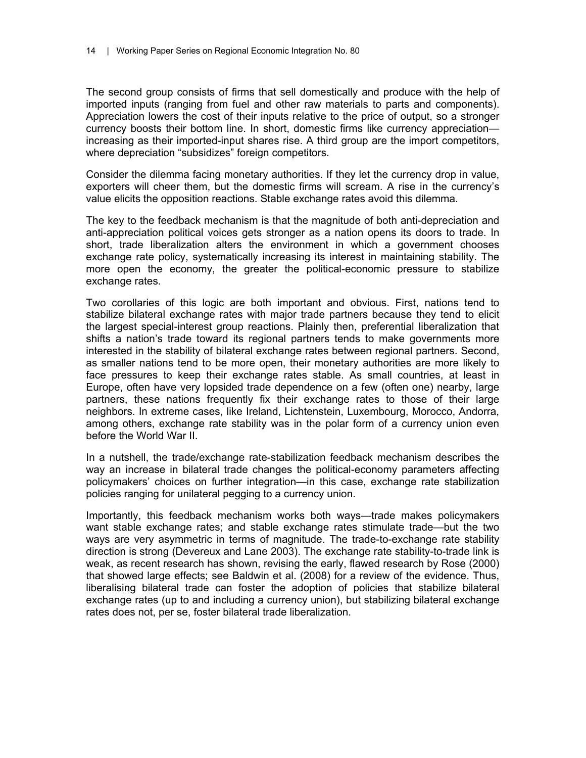The second group consists of firms that sell domestically and produce with the help of imported inputs (ranging from fuel and other raw materials to parts and components). Appreciation lowers the cost of their inputs relative to the price of output, so a stronger currency boosts their bottom line. In short, domestic firms like currency appreciation—increasing as their imported-input shares rise. A third group are the import competitors, where depreciation "subsidizes" foreign competitors.

Consider the dilemma facing monetary authorities. If they let the currency drop in value, exporters will cheer them, but the domestic firms will scream. A rise in the currency's value elicits the opposition reactions. Stable exchange rates avoid this dilemma.

The key to the feedback mechanism is that the magnitude of both anti-depreciation and anti-appreciation political voices gets stronger as a nation opens its doors to trade. In short, trade liberalization alters the environment in which a government chooses exchange rate policy, systematically increasing its interest in maintaining stability. The more open the economy, the greater the political-economic pressure to stabilize exchange rates.

Two corollaries of this logic are both important and obvious. First, nations tend to stabilize bilateral exchange rates with major trade partners because they tend to elicit the largest special-interest group reactions. Plainly then, preferential liberalization that shifts a nation's trade toward its regional partners tends to make governments more interested in the stability of bilateral exchange rates between regional partners. Second, as smaller nations tend to be more open, their monetary authorities are more likely to face pressures to keep their exchange rates stable. As small countries, at least in Europe, often have very lopsided trade dependence on a few (often one) nearby, large partners, these nations frequently fix their exchange rates to those of their large neighbors. In extreme cases, like Ireland, Lichtenstein, Luxembourg, Morocco, Andorra, among others, exchange rate stability was in the polar form of a currency union even before the World War II.

In a nutshell, the trade/exchange rate-stabilization feedback mechanism describes the way an increase in bilateral trade changes the political-economy parameters affecting policymakers' choices on further integration—in this case, exchange rate stabilization policies ranging for unilateral pegging to a currency union.

Importantly, this feedback mechanism works both ways—trade makes policymakers want stable exchange rates; and stable exchange rates stimulate trade—but the two ways are very asymmetric in terms of magnitude. The trade-to-exchange rate stability direction is strong (Devereux and Lane 2003). The exchange rate stability-to-trade link is weak, as recent research has shown, revising the early, flawed research by Rose (2000) that showed large effects; see Baldwin et al. (2008) for a review of the evidence. Thus, liberalising bilateral trade can foster the adoption of policies that stabilize bilateral exchange rates (up to and including a currency union), but stabilizing bilateral exchange rates does not, per se, foster bilateral trade liberalization.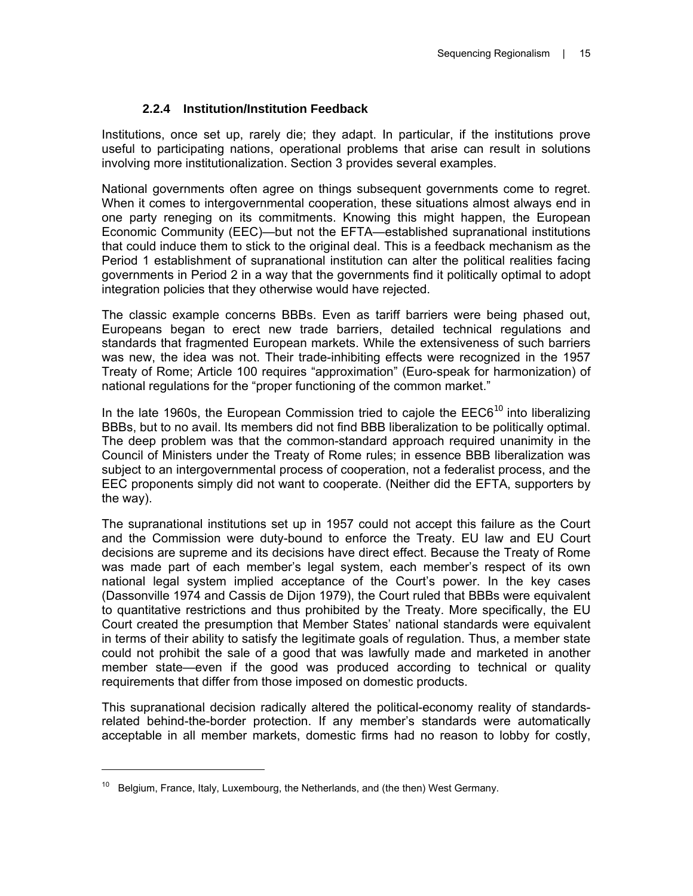### 2.2.4 Institution/Institution Feedback

Institutions, once set up, rarely die; they adapt. In particular, if the institutions prove useful to participating nations, operational problems that arise can result in solutions involving more institutionalization. Section 3 provides several examples.

National governments often agree on things subsequent governments come to regret. When it comes to intergovernmental cooperation, these situations almost always end in one party reneging on its commitments. Knowing this might happen, the European Economic Community (EEC)—but not the EFTA—established supranational institutions that could induce them to stick to the original deal. This is a feedback mechanism as the Period 1 establishment of supranational institution can alter the political realities facing governments in Period 2 in a way that the governments find it politically optimal to adopt integration policies that they otherwise would have rejected.

The classic example concerns BBBs. Even as tariff barriers were being phased out, Europeans began to erect new trade barriers, detailed technical regulations and standards that fragmented European markets. While the extensiveness of such barriers was new, the idea was not. Their trade-inhibiting effects were recognized in the 1957 Treaty of Rome; Article 100 requires "approximation" (Euro-speak for harmonization) of national regulations for the "proper functioning of the common market."

In the late 1960s, the European Commission tried to cajole the EEC6[10] into liberalizing BBBs, but to no avail. Its members did not find BBB liberalization to be politically optimal. The deep problem was that the common-standard approach required unanimity in the Council of Ministers under the Treaty of Rome rules; in essence BBB liberalization was subject to an intergovernmental process of cooperation, not a federalist process, and the EEC proponents simply did not want to cooperate. (Neither did the EFTA, supporters by the way).

The supranational institutions set up in 1957 could not accept this failure as the Court and the Commission were duty-bound to enforce the Treaty. EU law and EU Court decisions are supreme and its decisions have direct effect. Because the Treaty of Rome was made part of each member's legal system, each member's respect of its own national legal system implied acceptance of the Court's power. In the key cases (Dassonville 1974 and Cassis de Dijon 1979), the Court ruled that BBBs were equivalent to quantitative restrictions and thus prohibited by the Treaty. More specifically, the EU Court created the presumption that Member States' national standards were equivalent in terms of their ability to satisfy the legitimate goals of regulation. Thus, a member state could not prohibit the sale of a good that was lawfully made and marketed in another member state—even if the good was produced according to technical or quality requirements that differ from those imposed on domestic products.

This supranational decision radically altered the political-economy reality of standards-related behind-the-border protection. If any member's standards were automatically acceptable in all member markets, domestic firms had no reason to lobby for costly,

---

[10] Belgium, France, Italy, Luxembourg, the Netherlands, and (the then) West Germany.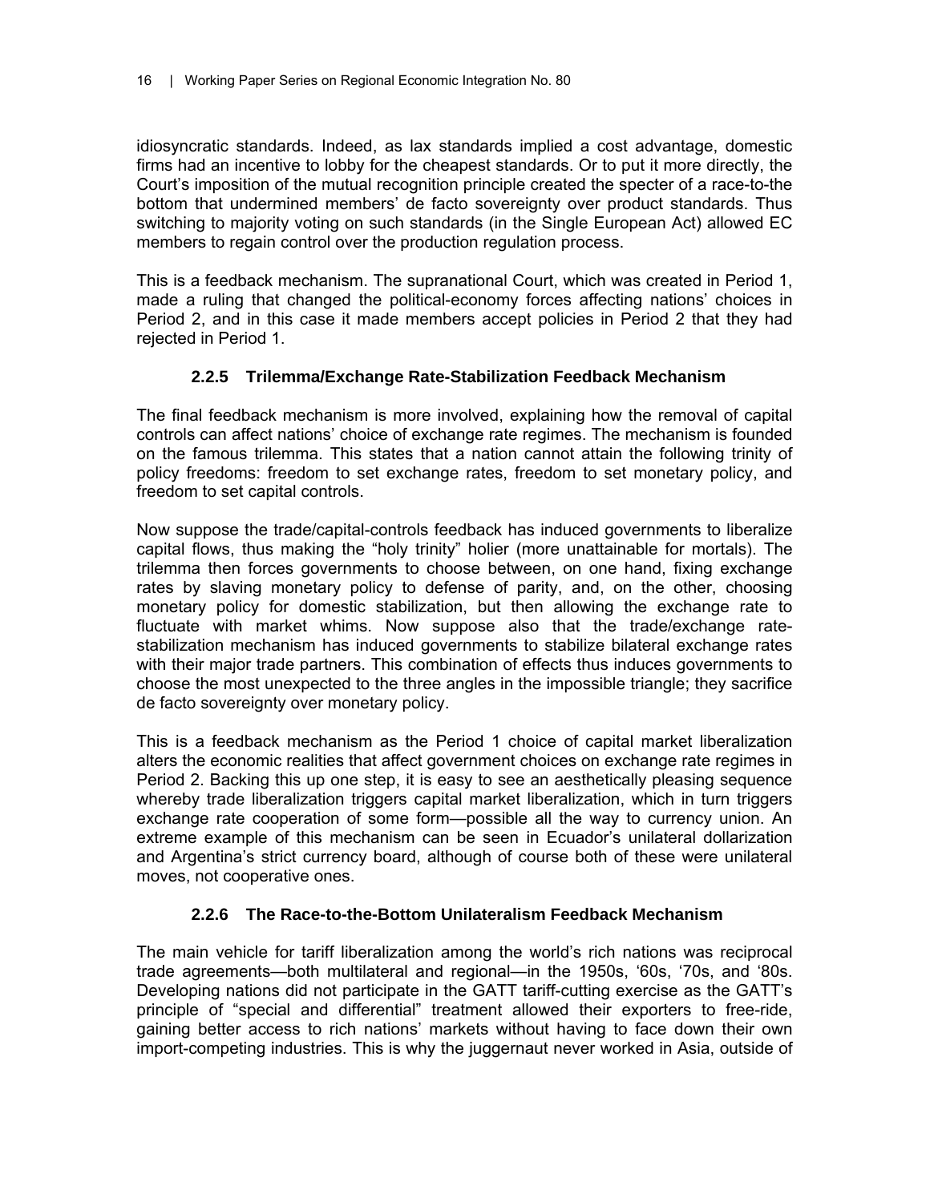idiosyncratic standards. Indeed, as lax standards implied a cost advantage, domestic firms had an incentive to lobby for the cheapest standards. Or to put it more directly, the Court's imposition of the mutual recognition principle created the specter of a race-to-the bottom that undermined members' de facto sovereignty over product standards. Thus switching to majority voting on such standards (in the Single European Act) allowed EC members to regain control over the production regulation process.

This is a feedback mechanism. The supranational Court, which was created in Period 1, made a ruling that changed the political-economy forces affecting nations' choices in Period 2, and in this case it made members accept policies in Period 2 that they had rejected in Period 1.

### 2.2.5 Trilemma/Exchange Rate-Stabilization Feedback Mechanism

The final feedback mechanism is more involved, explaining how the removal of capital controls can affect nations' choice of exchange rate regimes. The mechanism is founded on the famous trilemma. This states that a nation cannot attain the following trinity of policy freedoms: freedom to set exchange rates, freedom to set monetary policy, and freedom to set capital controls.

Now suppose the trade/capital-controls feedback has induced governments to liberalize capital flows, thus making the "holy trinity" holier (more unattainable for mortals). The trilemma then forces governments to choose between, on one hand, fixing exchange rates by slaving monetary policy to defense of parity, and, on the other, choosing monetary policy for domestic stabilization, but then allowing the exchange rate to fluctuate with market whims. Now suppose also that the trade/exchange rate-stabilization mechanism has induced governments to stabilize bilateral exchange rates with their major trade partners. This combination of effects thus induces governments to choose the most unexpected to the three angles in the impossible triangle; they sacrifice de facto sovereignty over monetary policy.

This is a feedback mechanism as the Period 1 choice of capital market liberalization alters the economic realities that affect government choices on exchange rate regimes in Period 2. Backing this up one step, it is easy to see an aesthetically pleasing sequence whereby trade liberalization triggers capital market liberalization, which in turn triggers exchange rate cooperation of some form—possible all the way to currency union. An extreme example of this mechanism can be seen in Ecuador's unilateral dollarization and Argentina's strict currency board, although of course both of these were unilateral moves, not cooperative ones.

### 2.2.6 The Race-to-the-Bottom Unilateralism Feedback Mechanism

The main vehicle for tariff liberalization among the world's rich nations was reciprocal trade agreements—both multilateral and regional—in the 1950s, '60s, '70s, and '80s. Developing nations did not participate in the GATT tariff-cutting exercise as the GATT's principle of "special and differential" treatment allowed their exporters to free-ride, gaining better access to rich nations' markets without having to face down their own import-competing industries. This is why the juggernaut never worked in Asia, outside of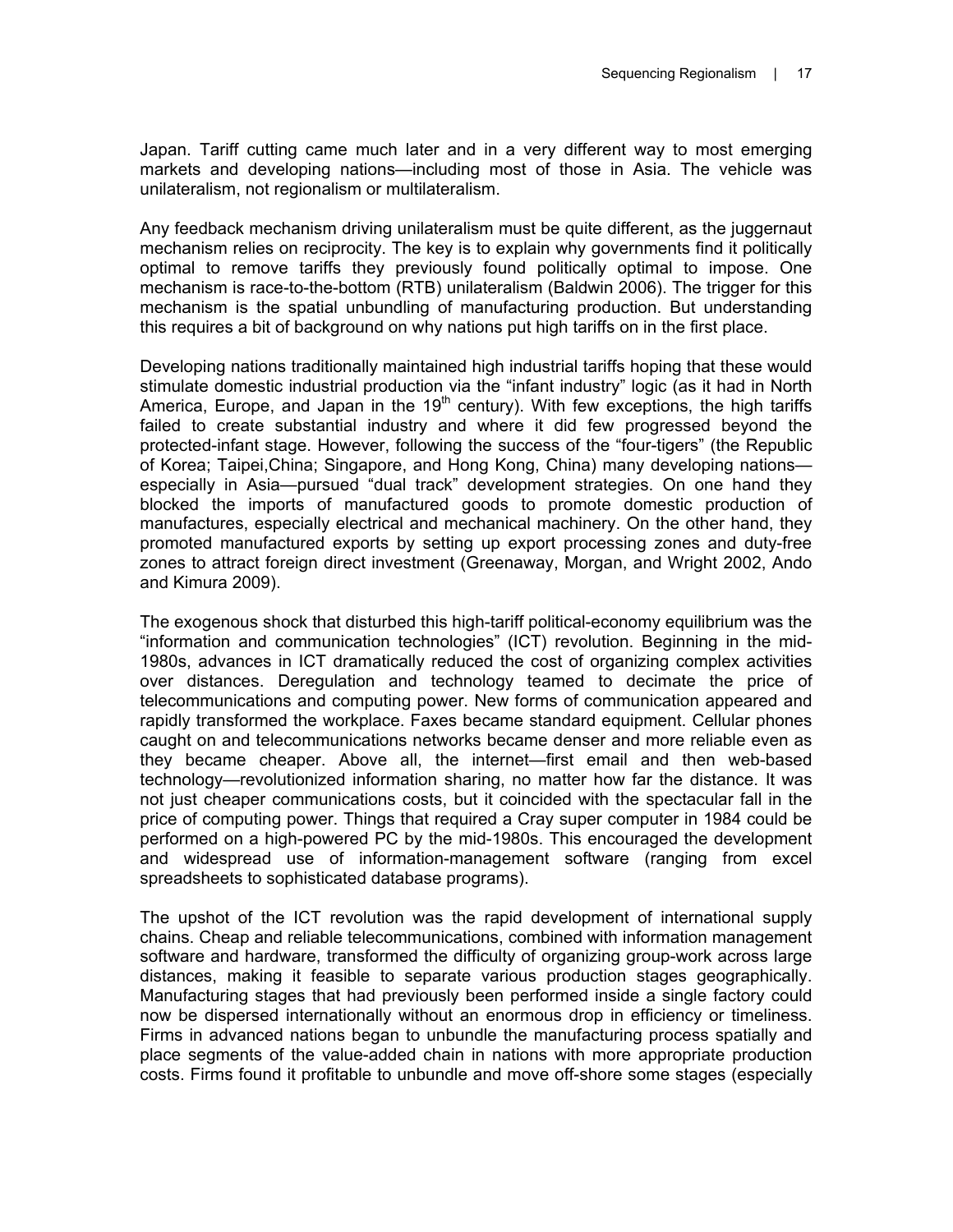Japan. Tariff cutting came much later and in a very different way to most emerging markets and developing nations—including most of those in Asia. The vehicle was unilateralism, not regionalism or multilateralism.

Any feedback mechanism driving unilateralism must be quite different, as the juggernaut mechanism relies on reciprocity. The key is to explain why governments find it politically optimal to remove tariffs they previously found politically optimal to impose. One mechanism is race-to-the-bottom (RTB) unilateralism (Baldwin 2006). The trigger for this mechanism is the spatial unbundling of manufacturing production. But understanding this requires a bit of background on why nations put high tariffs on in the first place.

Developing nations traditionally maintained high industrial tariffs hoping that these would stimulate domestic industrial production via the "infant industry" logic (as it had in North America, Europe, and Japan in the 19th century). With few exceptions, the high tariffs failed to create substantial industry and where it did few progressed beyond the protected-infant stage. However, following the success of the "four-tigers" (the Republic of Korea; Taipei,China; Singapore, and Hong Kong, China) many developing nations—especially in Asia—pursued "dual track" development strategies. On one hand they blocked the imports of manufactured goods to promote domestic production of manufactures, especially electrical and mechanical machinery. On the other hand, they promoted manufactured exports by setting up export processing zones and duty-free zones to attract foreign direct investment (Greenaway, Morgan, and Wright 2002, Ando and Kimura 2009).

The exogenous shock that disturbed this high-tariff political-economy equilibrium was the "information and communication technologies" (ICT) revolution. Beginning in the mid-1980s, advances in ICT dramatically reduced the cost of organizing complex activities over distances. Deregulation and technology teamed to decimate the price of telecommunications and computing power. New forms of communication appeared and rapidly transformed the workplace. Faxes became standard equipment. Cellular phones caught on and telecommunications networks became denser and more reliable even as they became cheaper. Above all, the internet—first email and then web-based technology—revolutionized information sharing, no matter how far the distance. It was not just cheaper communications costs, but it coincided with the spectacular fall in the price of computing power. Things that required a Cray super computer in 1984 could be performed on a high-powered PC by the mid-1980s. This encouraged the development and widespread use of information-management software (ranging from excel spreadsheets to sophisticated database programs).

The upshot of the ICT revolution was the rapid development of international supply chains. Cheap and reliable telecommunications, combined with information management software and hardware, transformed the difficulty of organizing group-work across large distances, making it feasible to separate various production stages geographically. Manufacturing stages that had previously been performed inside a single factory could now be dispersed internationally without an enormous drop in efficiency or timeliness. Firms in advanced nations began to unbundle the manufacturing process spatially and place segments of the value-added chain in nations with more appropriate production costs. Firms found it profitable to unbundle and move off-shore some stages (especially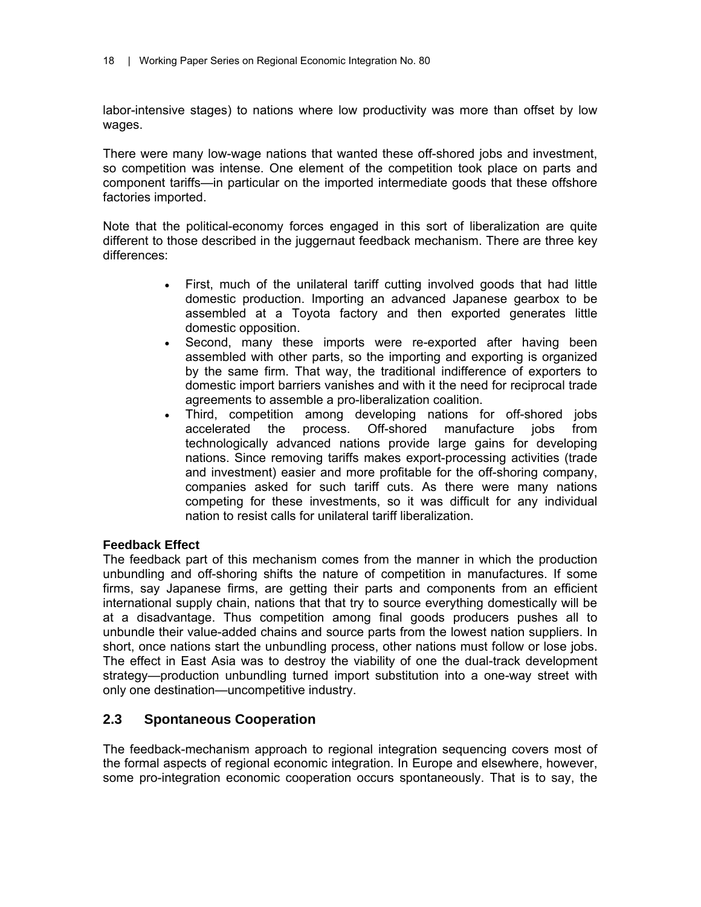labor-intensive stages) to nations where low productivity was more than offset by low wages.

There were many low-wage nations that wanted these off-shored jobs and investment, so competition was intense. One element of the competition took place on parts and component tariffs—in particular on the imported intermediate goods that these offshore factories imported.

Note that the political-economy forces engaged in this sort of liberalization are quite different to those described in the juggernaut feedback mechanism. There are three key differences:

- First, much of the unilateral tariff cutting involved goods that had little domestic production. Importing an advanced Japanese gearbox to be assembled at a Toyota factory and then exported generates little domestic opposition.
- Second, many these imports were re-exported after having been assembled with other parts, so the importing and exporting is organized by the same firm. That way, the traditional indifference of exporters to domestic import barriers vanishes and with it the need for reciprocal trade agreements to assemble a pro-liberalization coalition.
- Third, competition among developing nations for off-shored jobs accelerated the process. Off-shored manufacture jobs from technologically advanced nations provide large gains for developing nations. Since removing tariffs makes export-processing activities (trade and investment) easier and more profitable for the off-shoring company, companies asked for such tariff cuts. As there were many nations competing for these investments, so it was difficult for any individual nation to resist calls for unilateral tariff liberalization.

**Feedback Effect**

The feedback part of this mechanism comes from the manner in which the production unbundling and off-shoring shifts the nature of competition in manufactures. If some firms, say Japanese firms, are getting their parts and components from an efficient international supply chain, nations that that try to source everything domestically will be at a disadvantage. Thus competition among final goods producers pushes all to unbundle their value-added chains and source parts from the lowest nation suppliers. In short, once nations start the unbundling process, other nations must follow or lose jobs. The effect in East Asia was to destroy the viability of one the dual-track development strategy—production unbundling turned import substitution into a one-way street with only one destination—uncompetitive industry.

## 2.3 Spontaneous Cooperation

The feedback-mechanism approach to regional integration sequencing covers most of the formal aspects of regional economic integration. In Europe and elsewhere, however, some pro-integration economic cooperation occurs spontaneously. That is to say, the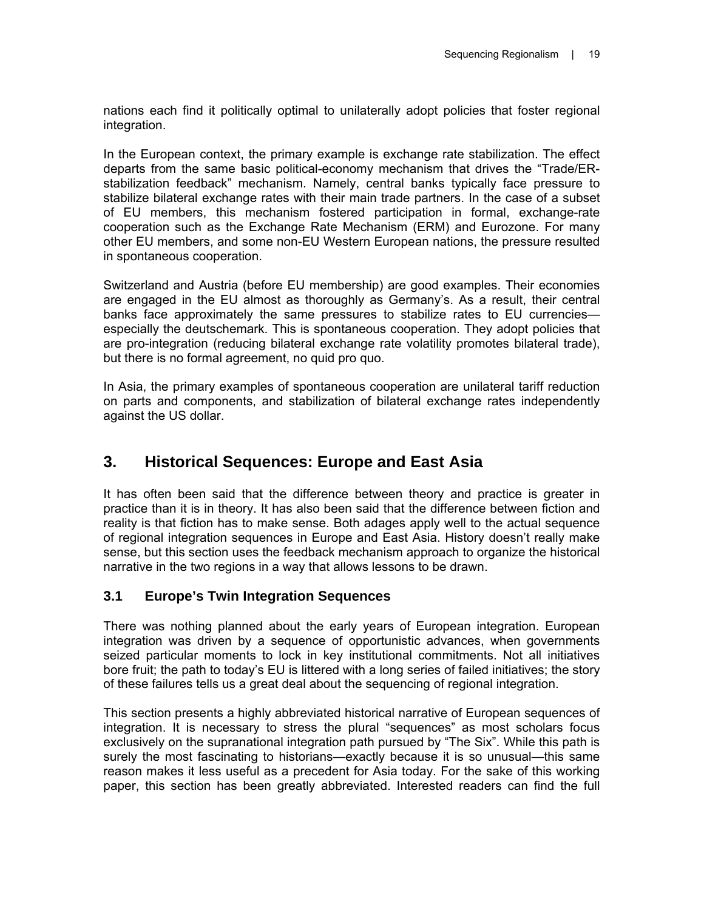nations each find it politically optimal to unilaterally adopt policies that foster regional integration.

In the European context, the primary example is exchange rate stabilization. The effect departs from the same basic political-economy mechanism that drives the "Trade/ER-stabilization feedback" mechanism. Namely, central banks typically face pressure to stabilize bilateral exchange rates with their main trade partners. In the case of a subset of EU members, this mechanism fostered participation in formal, exchange-rate cooperation such as the Exchange Rate Mechanism (ERM) and Eurozone. For many other EU members, and some non-EU Western European nations, the pressure resulted in spontaneous cooperation.

Switzerland and Austria (before EU membership) are good examples. Their economies are engaged in the EU almost as thoroughly as Germany's. As a result, their central banks face approximately the same pressures to stabilize rates to EU currencies—especially the deutschemark. This is spontaneous cooperation. They adopt policies that are pro-integration (reducing bilateral exchange rate volatility promotes bilateral trade), but there is no formal agreement, no quid pro quo.

In Asia, the primary examples of spontaneous cooperation are unilateral tariff reduction on parts and components, and stabilization of bilateral exchange rates independently against the US dollar.

## 3. Historical Sequences: Europe and East Asia

It has often been said that the difference between theory and practice is greater in practice than it is in theory. It has also been said that the difference between fiction and reality is that fiction has to make sense. Both adages apply well to the actual sequence of regional integration sequences in Europe and East Asia. History doesn't really make sense, but this section uses the feedback mechanism approach to organize the historical narrative in the two regions in a way that allows lessons to be drawn.

### 3.1 Europe's Twin Integration Sequences

There was nothing planned about the early years of European integration. European integration was driven by a sequence of opportunistic advances, when governments seized particular moments to lock in key institutional commitments. Not all initiatives bore fruit; the path to today's EU is littered with a long series of failed initiatives; the story of these failures tells us a great deal about the sequencing of regional integration.

This section presents a highly abbreviated historical narrative of European sequences of integration. It is necessary to stress the plural "sequences" as most scholars focus exclusively on the supranational integration path pursued by "The Six". While this path is surely the most fascinating to historians—exactly because it is so unusual—this same reason makes it less useful as a precedent for Asia today. For the sake of this working paper, this section has been greatly abbreviated. Interested readers can find the full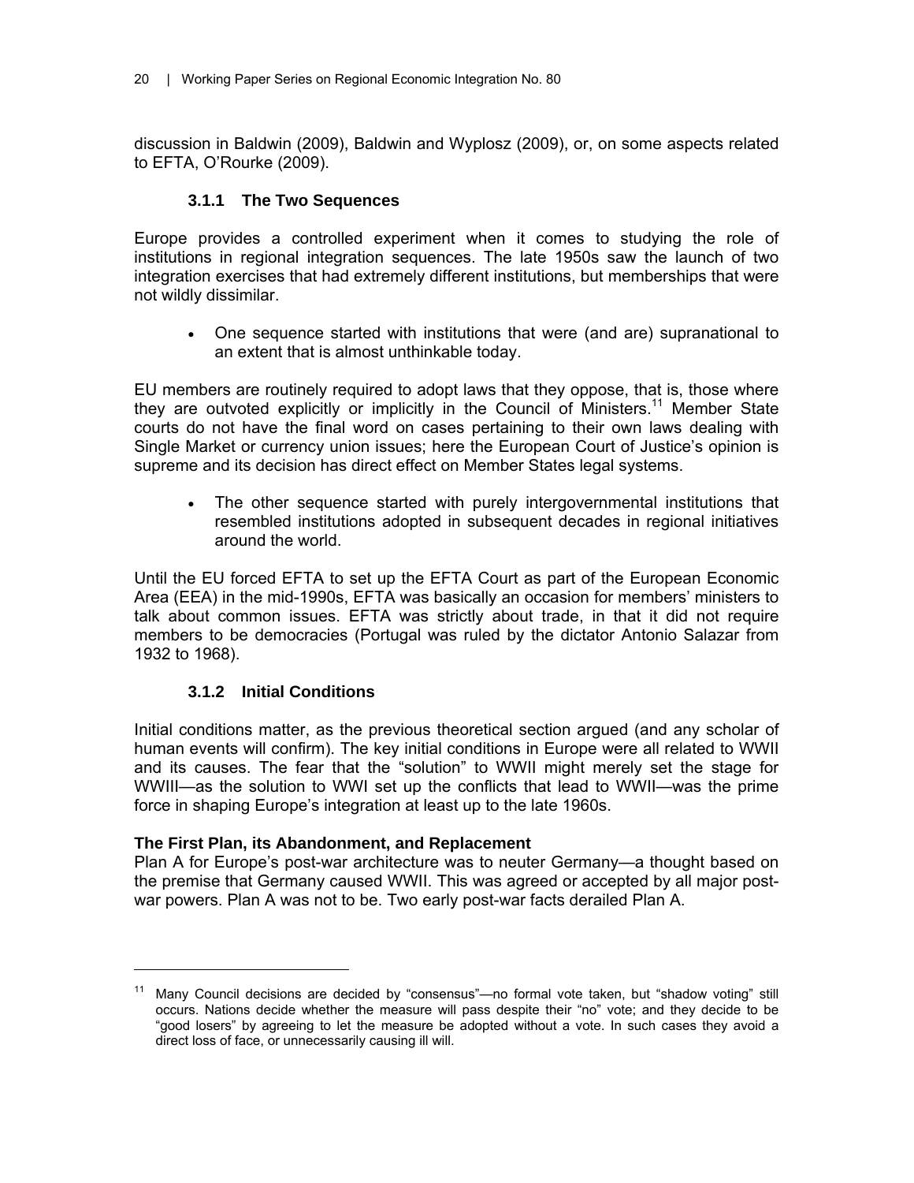discussion in Baldwin (2009), Baldwin and Wyplosz (2009), or, on some aspects related to EFTA, O'Rourke (2009).

### 3.1.1 The Two Sequences

Europe provides a controlled experiment when it comes to studying the role of institutions in regional integration sequences. The late 1950s saw the launch of two integration exercises that had extremely different institutions, but memberships that were not wildly dissimilar.

- One sequence started with institutions that were (and are) supranational to an extent that is almost unthinkable today.

EU members are routinely required to adopt laws that they oppose, that is, those where they are outvoted explicitly or implicitly in the Council of Ministers.[11] Member State courts do not have the final word on cases pertaining to their own laws dealing with Single Market or currency union issues; here the European Court of Justice's opinion is supreme and its decision has direct effect on Member States legal systems.

- The other sequence started with purely intergovernmental institutions that resembled institutions adopted in subsequent decades in regional initiatives around the world.

Until the EU forced EFTA to set up the EFTA Court as part of the European Economic Area (EEA) in the mid-1990s, EFTA was basically an occasion for members' ministers to talk about common issues. EFTA was strictly about trade, in that it did not require members to be democracies (Portugal was ruled by the dictator Antonio Salazar from 1932 to 1968).

### 3.1.2 Initial Conditions

Initial conditions matter, as the previous theoretical section argued (and any scholar of human events will confirm). The key initial conditions in Europe were all related to WWII and its causes. The fear that the "solution" to WWII might merely set the stage for WWIII—as the solution to WWI set up the conflicts that lead to WWII—was the prime force in shaping Europe's integration at least up to the late 1960s.

**The First Plan, its Abandonment, and Replacement**

Plan A for Europe's post-war architecture was to neuter Germany—a thought based on the premise that Germany caused WWII. This was agreed or accepted by all major post-war powers. Plan A was not to be. Two early post-war facts derailed Plan A.

---

[11] Many Council decisions are decided by "consensus"—no formal vote taken, but "shadow voting" still occurs. Nations decide whether the measure will pass despite their "no" vote; and they decide to be "good losers" by agreeing to let the measure be adopted without a vote. In such cases they avoid a direct loss of face, or unnecessarily causing ill will.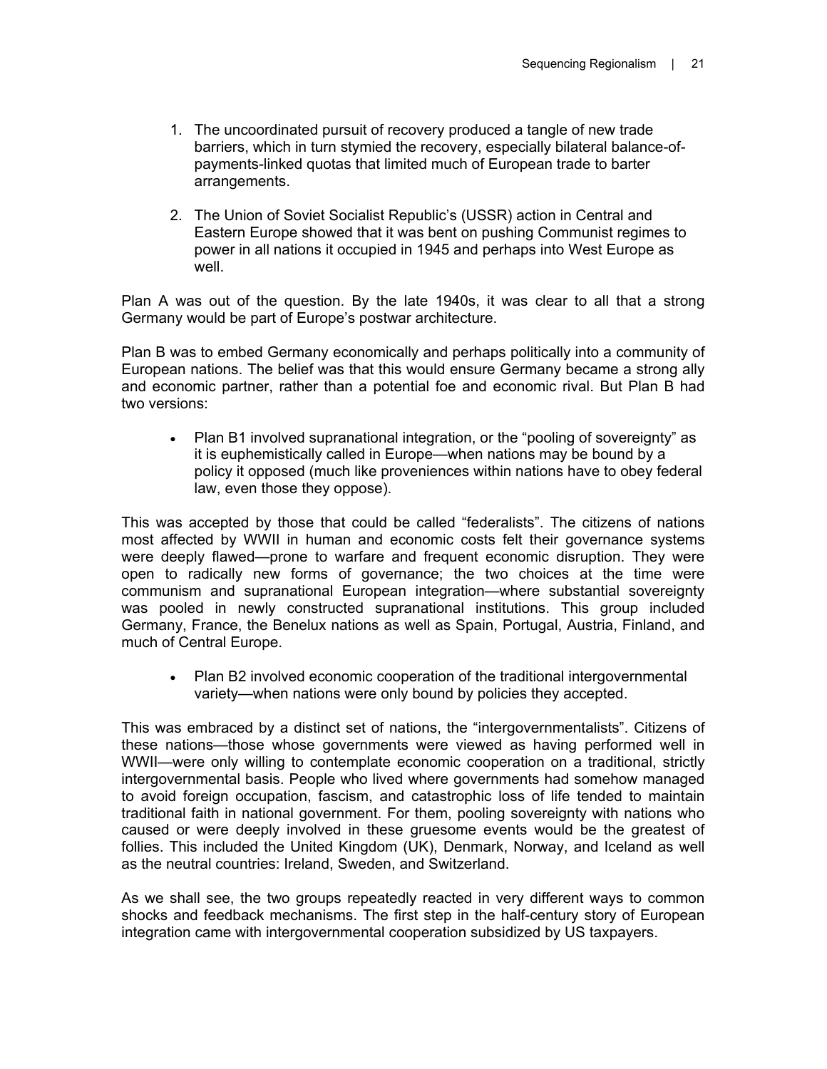1. The uncoordinated pursuit of recovery produced a tangle of new trade barriers, which in turn stymied the recovery, especially bilateral balance-of-payments-linked quotas that limited much of European trade to barter arrangements.

2. The Union of Soviet Socialist Republic's (USSR) action in Central and Eastern Europe showed that it was bent on pushing Communist regimes to power in all nations it occupied in 1945 and perhaps into West Europe as well.

Plan A was out of the question. By the late 1940s, it was clear to all that a strong Germany would be part of Europe's postwar architecture.

Plan B was to embed Germany economically and perhaps politically into a community of European nations. The belief was that this would ensure Germany became a strong ally and economic partner, rather than a potential foe and economic rival. But Plan B had two versions:

- Plan B1 involved supranational integration, or the "pooling of sovereignty" as it is euphemistically called in Europe—when nations may be bound by a policy it opposed (much like proveniences within nations have to obey federal law, even those they oppose).

This was accepted by those that could be called "federalists". The citizens of nations most affected by WWII in human and economic costs felt their governance systems were deeply flawed—prone to warfare and frequent economic disruption. They were open to radically new forms of governance; the two choices at the time were communism and supranational European integration—where substantial sovereignty was pooled in newly constructed supranational institutions. This group included Germany, France, the Benelux nations as well as Spain, Portugal, Austria, Finland, and much of Central Europe.

- Plan B2 involved economic cooperation of the traditional intergovernmental variety—when nations were only bound by policies they accepted.

This was embraced by a distinct set of nations, the "intergovernmentalists". Citizens of these nations—those whose governments were viewed as having performed well in WWII—were only willing to contemplate economic cooperation on a traditional, strictly intergovernmental basis. People who lived where governments had somehow managed to avoid foreign occupation, fascism, and catastrophic loss of life tended to maintain traditional faith in national government. For them, pooling sovereignty with nations who caused or were deeply involved in these gruesome events would be the greatest of follies. This included the United Kingdom (UK), Denmark, Norway, and Iceland as well as the neutral countries: Ireland, Sweden, and Switzerland.

As we shall see, the two groups repeatedly reacted in very different ways to common shocks and feedback mechanisms. The first step in the half-century story of European integration came with intergovernmental cooperation subsidized by US taxpayers.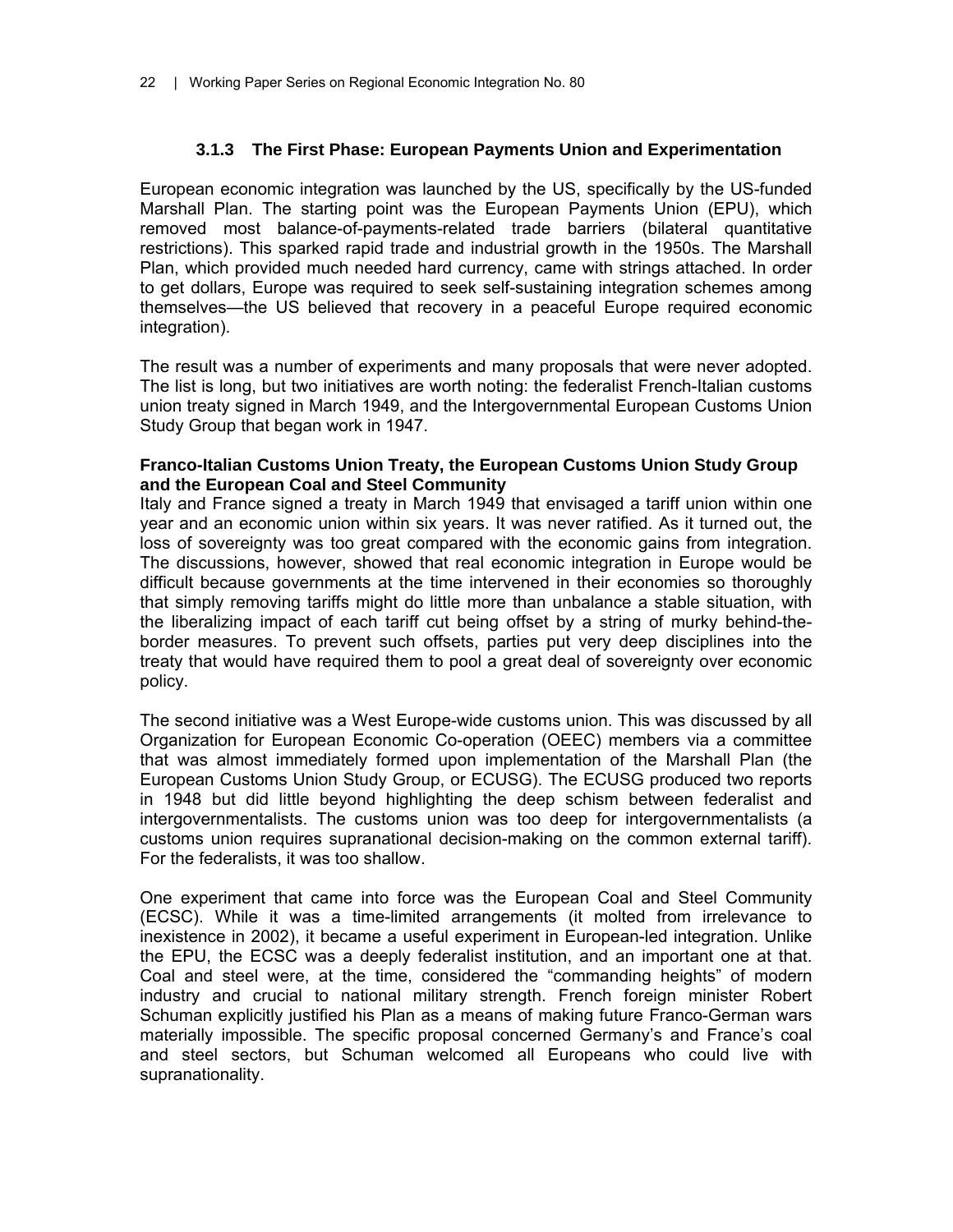### 3.1.3 The First Phase: European Payments Union and Experimentation

European economic integration was launched by the US, specifically by the US-funded Marshall Plan. The starting point was the European Payments Union (EPU), which removed most balance-of-payments-related trade barriers (bilateral quantitative restrictions). This sparked rapid trade and industrial growth in the 1950s. The Marshall Plan, which provided much needed hard currency, came with strings attached. In order to get dollars, Europe was required to seek self-sustaining integration schemes among themselves—the US believed that recovery in a peaceful Europe required economic integration).

The result was a number of experiments and many proposals that were never adopted. The list is long, but two initiatives are worth noting: the federalist French-Italian customs union treaty signed in March 1949, and the Intergovernmental European Customs Union Study Group that began work in 1947.

**Franco-Italian Customs Union Treaty, the European Customs Union Study Group and the European Coal and Steel Community**

Italy and France signed a treaty in March 1949 that envisaged a tariff union within one year and an economic union within six years. It was never ratified. As it turned out, the loss of sovereignty was too great compared with the economic gains from integration. The discussions, however, showed that real economic integration in Europe would be difficult because governments at the time intervened in their economies so thoroughly that simply removing tariffs might do little more than unbalance a stable situation, with the liberalizing impact of each tariff cut being offset by a string of murky behind-the-border measures. To prevent such offsets, parties put very deep disciplines into the treaty that would have required them to pool a great deal of sovereignty over economic policy.

The second initiative was a West Europe-wide customs union. This was discussed by all Organization for European Economic Co-operation (OEEC) members via a committee that was almost immediately formed upon implementation of the Marshall Plan (the European Customs Union Study Group, or ECUSG). The ECUSG produced two reports in 1948 but did little beyond highlighting the deep schism between federalist and intergovernmentalists. The customs union was too deep for intergovernmentalists (a customs union requires supranational decision-making on the common external tariff). For the federalists, it was too shallow.

One experiment that came into force was the European Coal and Steel Community (ECSC). While it was a time-limited arrangements (it molted from irrelevance to inexistence in 2002), it became a useful experiment in European-led integration. Unlike the EPU, the ECSC was a deeply federalist institution, and an important one at that. Coal and steel were, at the time, considered the "commanding heights" of modern industry and crucial to national military strength. French foreign minister Robert Schuman explicitly justified his Plan as a means of making future Franco-German wars materially impossible. The specific proposal concerned Germany's and France's coal and steel sectors, but Schuman welcomed all Europeans who could live with supranationality.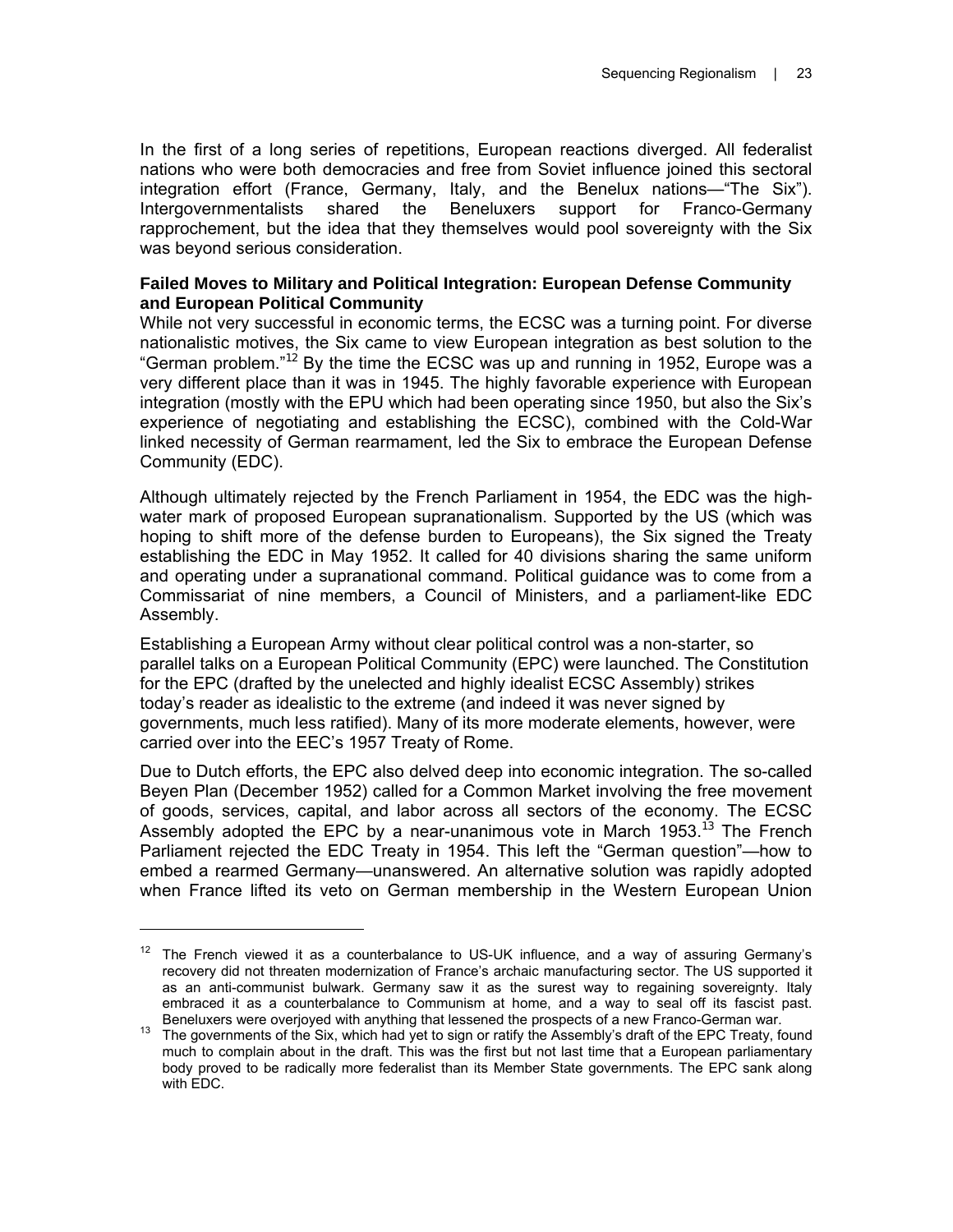In the first of a long series of repetitions, European reactions diverged. All federalist nations who were both democracies and free from Soviet influence joined this sectoral integration effort (France, Germany, Italy, and the Benelux nations—"The Six"). Intergovernmentalists shared the Beneluxers support for Franco-Germany rapprochement, but the idea that they themselves would pool sovereignty with the Six was beyond serious consideration.

**Failed Moves to Military and Political Integration: European Defense Community and European Political Community**

While not very successful in economic terms, the ECSC was a turning point. For diverse nationalistic motives, the Six came to view European integration as best solution to the "German problem."[12] By the time the ECSC was up and running in 1952, Europe was a very different place than it was in 1945. The highly favorable experience with European integration (mostly with the EPU which had been operating since 1950, but also the Six's experience of negotiating and establishing the ECSC), combined with the Cold-War linked necessity of German rearmament, led the Six to embrace the European Defense Community (EDC).

Although ultimately rejected by the French Parliament in 1954, the EDC was the high-water mark of proposed European supranationalism. Supported by the US (which was hoping to shift more of the defense burden to Europeans), the Six signed the Treaty establishing the EDC in May 1952. It called for 40 divisions sharing the same uniform and operating under a supranational command. Political guidance was to come from a Commissariat of nine members, a Council of Ministers, and a parliament-like EDC Assembly.

Establishing a European Army without clear political control was a non-starter, so parallel talks on a European Political Community (EPC) were launched. The Constitution for the EPC (drafted by the unelected and highly idealist ECSC Assembly) strikes today's reader as idealistic to the extreme (and indeed it was never signed by governments, much less ratified). Many of its more moderate elements, however, were carried over into the EEC's 1957 Treaty of Rome.

Due to Dutch efforts, the EPC also delved deep into economic integration. The so-called Beyen Plan (December 1952) called for a Common Market involving the free movement of goods, services, capital, and labor across all sectors of the economy. The ECSC Assembly adopted the EPC by a near-unanimous vote in March 1953.[13] The French Parliament rejected the EDC Treaty in 1954. This left the "German question"—how to embed a rearmed Germany—unanswered. An alternative solution was rapidly adopted when France lifted its veto on German membership in the Western European Union

---

[12] The French viewed it as a counterbalance to US-UK influence, and a way of assuring Germany's recovery did not threaten modernization of France's archaic manufacturing sector. The US supported it as an anti-communist bulwark. Germany saw it as the surest way to regaining sovereignty. Italy embraced it as a counterbalance to Communism at home, and a way to seal off its fascist past. Beneluxers were overjoyed with anything that lessened the prospects of a new Franco-German war.

[13] The governments of the Six, which had yet to sign or ratify the Assembly's draft of the EPC Treaty, found much to complain about in the draft. This was the first but not last time that a European parliamentary body proved to be radically more federalist than its Member State governments. The EPC sank along with EDC.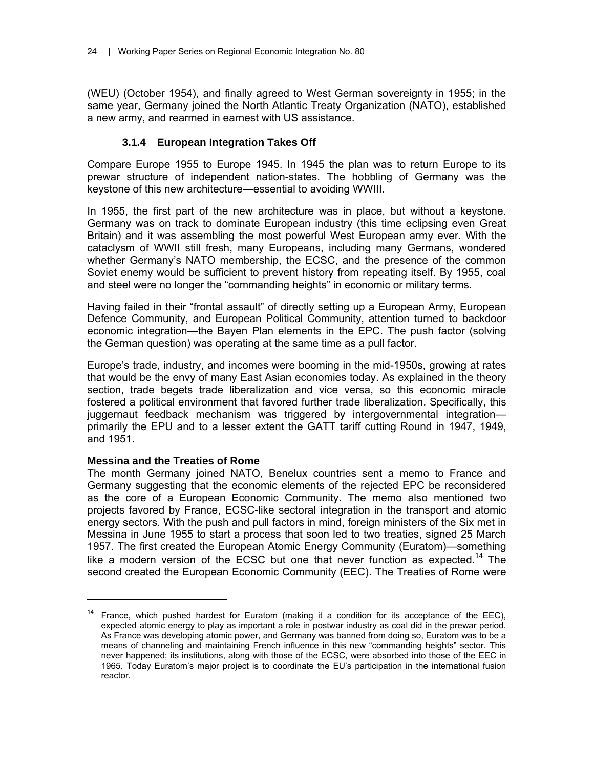(WEU) (October 1954), and finally agreed to West German sovereignty in 1955; in the same year, Germany joined the North Atlantic Treaty Organization (NATO), established a new army, and rearmed in earnest with US assistance.

#### 3.1.4 European Integration Takes Off

Compare Europe 1955 to Europe 1945. In 1945 the plan was to return Europe to its prewar structure of independent nation-states. The hobbling of Germany was the keystone of this new architecture—essential to avoiding WWIII.

In 1955, the first part of the new architecture was in place, but without a keystone. Germany was on track to dominate European industry (this time eclipsing even Great Britain) and it was assembling the most powerful West European army ever. With the cataclysm of WWII still fresh, many Europeans, including many Germans, wondered whether Germany's NATO membership, the ECSC, and the presence of the common Soviet enemy would be sufficient to prevent history from repeating itself. By 1955, coal and steel were no longer the "commanding heights" in economic or military terms.

Having failed in their "frontal assault" of directly setting up a European Army, European Defence Community, and European Political Community, attention turned to backdoor economic integration—the Bayen Plan elements in the EPC. The push factor (solving the German question) was operating at the same time as a pull factor.

Europe's trade, industry, and incomes were booming in the mid-1950s, growing at rates that would be the envy of many East Asian economies today. As explained in the theory section, trade begets trade liberalization and vice versa, so this economic miracle fostered a political environment that favored further trade liberalization. Specifically, this juggernaut feedback mechanism was triggered by intergovernmental integration—primarily the EPU and to a lesser extent the GATT tariff cutting Round in 1947, 1949, and 1951.

**Messina and the Treaties of Rome**

The month Germany joined NATO, Benelux countries sent a memo to France and Germany suggesting that the economic elements of the rejected EPC be reconsidered as the core of a European Economic Community. The memo also mentioned two projects favored by France, ECSC-like sectoral integration in the transport and atomic energy sectors. With the push and pull factors in mind, foreign ministers of the Six met in Messina in June 1955 to start a process that soon led to two treaties, signed 25 March 1957. The first created the European Atomic Energy Community (Euratom)—something like a modern version of the ECSC but one that never function as expected.[14] The second created the European Economic Community (EEC). The Treaties of Rome were

---

[14] France, which pushed hardest for Euratom (making it a condition for its acceptance of the EEC), expected atomic energy to play as important a role in postwar industry as coal did in the prewar period. As France was developing atomic power, and Germany was banned from doing so, Euratom was to be a means of channeling and maintaining French influence in this new "commanding heights" sector. This never happened; its institutions, along with those of the ECSC, were absorbed into those of the EEC in 1965. Today Euratom's major project is to coordinate the EU's participation in the international fusion reactor.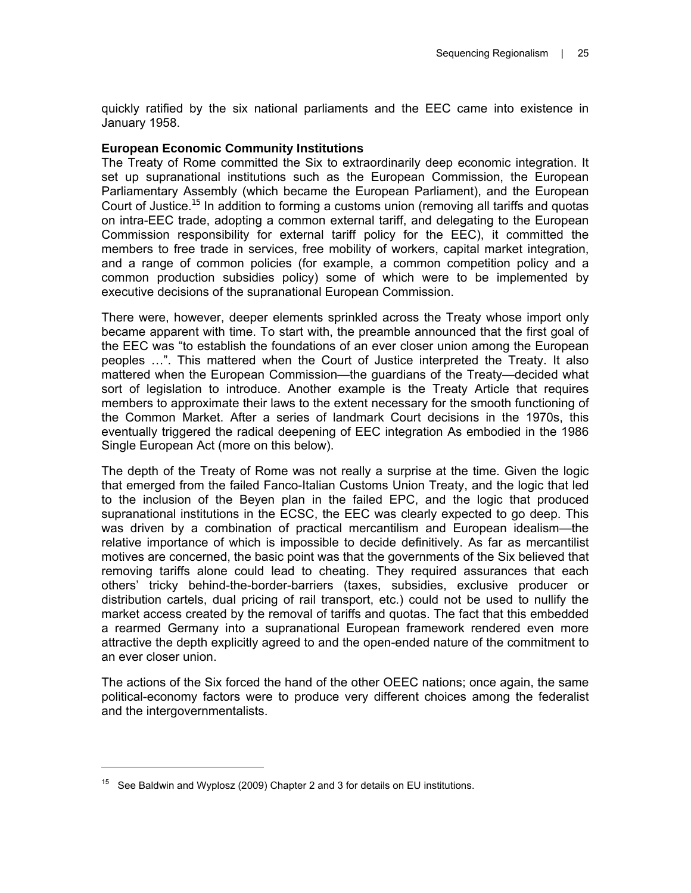quickly ratified by the six national parliaments and the EEC came into existence in January 1958.

**European Economic Community Institutions**

The Treaty of Rome committed the Six to extraordinarily deep economic integration. It set up supranational institutions such as the European Commission, the European Parliamentary Assembly (which became the European Parliament), and the European Court of Justice.[15] In addition to forming a customs union (removing all tariffs and quotas on intra-EEC trade, adopting a common external tariff, and delegating to the European Commission responsibility for external tariff policy for the EEC), it committed the members to free trade in services, free mobility of workers, capital market integration, and a range of common policies (for example, a common competition policy and a common production subsidies policy) some of which were to be implemented by executive decisions of the supranational European Commission.

There were, however, deeper elements sprinkled across the Treaty whose import only became apparent with time. To start with, the preamble announced that the first goal of the EEC was "to establish the foundations of an ever closer union among the European peoples …". This mattered when the Court of Justice interpreted the Treaty. It also mattered when the European Commission—the guardians of the Treaty—decided what sort of legislation to introduce. Another example is the Treaty Article that requires members to approximate their laws to the extent necessary for the smooth functioning of the Common Market. After a series of landmark Court decisions in the 1970s, this eventually triggered the radical deepening of EEC integration As embodied in the 1986 Single European Act (more on this below).

The depth of the Treaty of Rome was not really a surprise at the time. Given the logic that emerged from the failed Fanco-Italian Customs Union Treaty, and the logic that led to the inclusion of the Beyen plan in the failed EPC, and the logic that produced supranational institutions in the ECSC, the EEC was clearly expected to go deep. This was driven by a combination of practical mercantilism and European idealism—the relative importance of which is impossible to decide definitively. As far as mercantilist motives are concerned, the basic point was that the governments of the Six believed that removing tariffs alone could lead to cheating. They required assurances that each others' tricky behind-the-border-barriers (taxes, subsidies, exclusive producer or distribution cartels, dual pricing of rail transport, etc.) could not be used to nullify the market access created by the removal of tariffs and quotas. The fact that this embedded a rearmed Germany into a supranational European framework rendered even more attractive the depth explicitly agreed to and the open-ended nature of the commitment to an ever closer union.

The actions of the Six forced the hand of the other OEEC nations; once again, the same political-economy factors were to produce very different choices among the federalist and the intergovernmentalists.

---

[15] See Baldwin and Wyplosz (2009) Chapter 2 and 3 for details on EU institutions.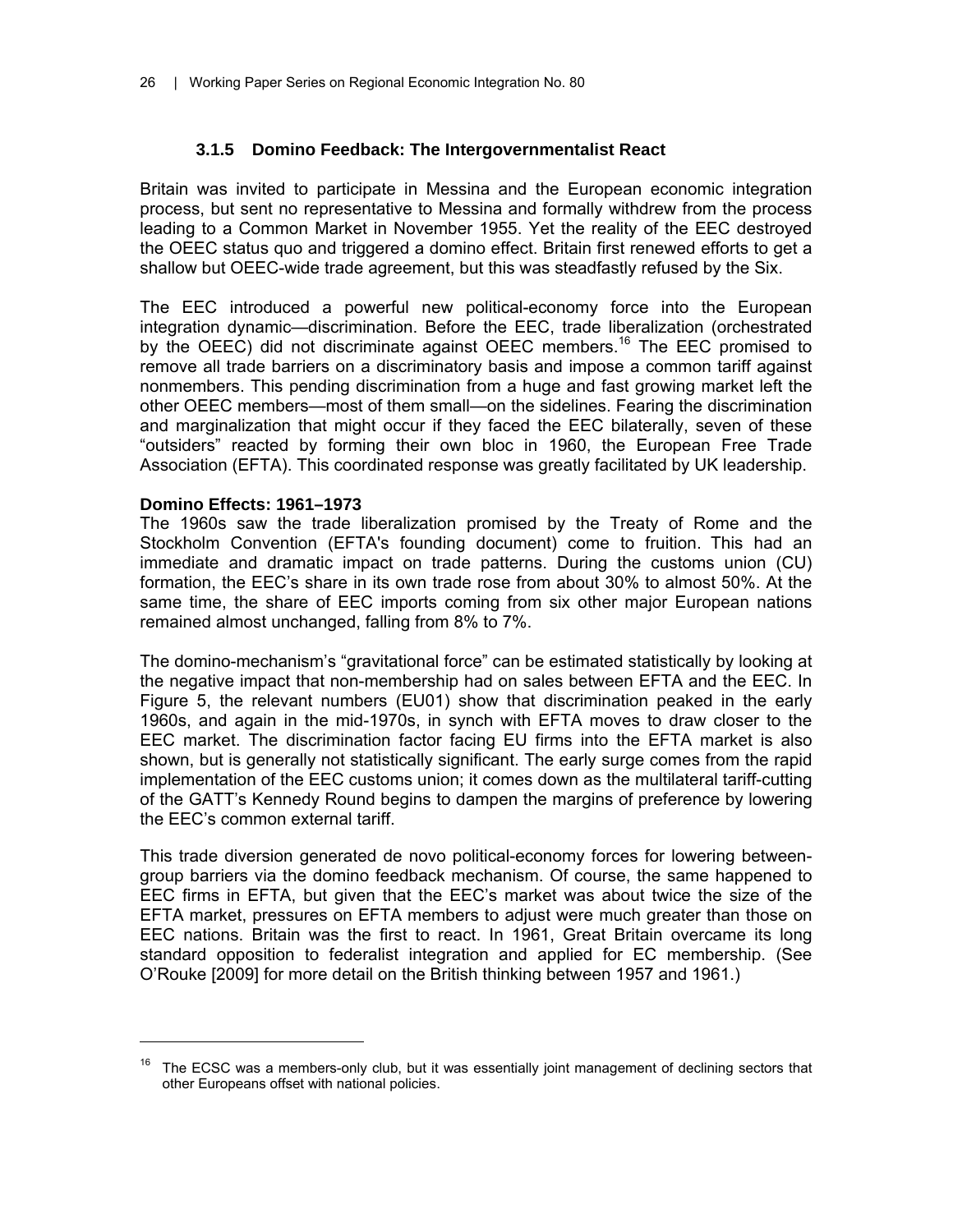### 3.1.5 Domino Feedback: The Intergovernmentalist React

Britain was invited to participate in Messina and the European economic integration process, but sent no representative to Messina and formally withdrew from the process leading to a Common Market in November 1955. Yet the reality of the EEC destroyed the OEEC status quo and triggered a domino effect. Britain first renewed efforts to get a shallow but OEEC-wide trade agreement, but this was steadfastly refused by the Six.

The EEC introduced a powerful new political-economy force into the European integration dynamic—discrimination. Before the EEC, trade liberalization (orchestrated by the OEEC) did not discriminate against OEEC members.[16] The EEC promised to remove all trade barriers on a discriminatory basis and impose a common tariff against nonmembers. This pending discrimination from a huge and fast growing market left the other OEEC members—most of them small—on the sidelines. Fearing the discrimination and marginalization that might occur if they faced the EEC bilaterally, seven of these "outsiders" reacted by forming their own bloc in 1960, the European Free Trade Association (EFTA). This coordinated response was greatly facilitated by UK leadership.

**Domino Effects: 1961–1973**

The 1960s saw the trade liberalization promised by the Treaty of Rome and the Stockholm Convention (EFTA's founding document) come to fruition. This had an immediate and dramatic impact on trade patterns. During the customs union (CU) formation, the EEC's share in its own trade rose from about 30% to almost 50%. At the same time, the share of EEC imports coming from six other major European nations remained almost unchanged, falling from 8% to 7%.

The domino-mechanism's "gravitational force" can be estimated statistically by looking at the negative impact that non-membership had on sales between EFTA and the EEC. In Figure 5, the relevant numbers (EU01) show that discrimination peaked in the early 1960s, and again in the mid-1970s, in synch with EFTA moves to draw closer to the EEC market. The discrimination factor facing EU firms into the EFTA market is also shown, but is generally not statistically significant. The early surge comes from the rapid implementation of the EEC customs union; it comes down as the multilateral tariff-cutting of the GATT's Kennedy Round begins to dampen the margins of preference by lowering the EEC's common external tariff.

This trade diversion generated de novo political-economy forces for lowering between-group barriers via the domino feedback mechanism. Of course, the same happened to EEC firms in EFTA, but given that the EEC's market was about twice the size of the EFTA market, pressures on EFTA members to adjust were much greater than those on EEC nations. Britain was the first to react. In 1961, Great Britain overcame its long standard opposition to federalist integration and applied for EC membership. (See O'Rouke [2009] for more detail on the British thinking between 1957 and 1961.)

---

[16] The ECSC was a members-only club, but it was essentially joint management of declining sectors that other Europeans offset with national policies.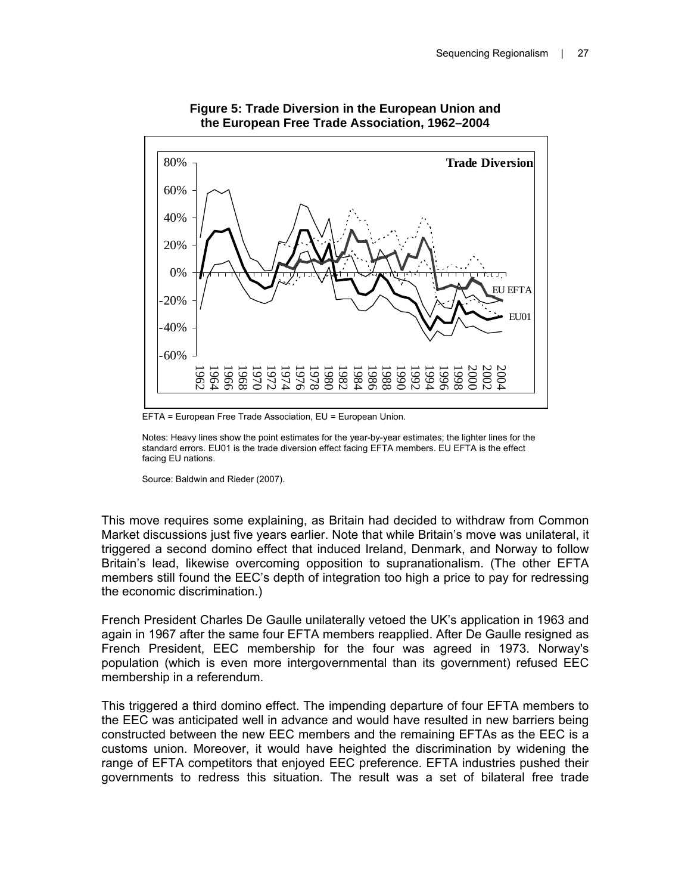**Figure 5: Trade Diversion in the European Union and the European Free Trade Association, 1962–2004**

EFTA = European Free Trade Association, EU = European Union.

Notes: Heavy lines show the point estimates for the year-by-year estimates; the lighter lines for the standard errors. EU01 is the trade diversion effect facing EFTA members. EU EFTA is the effect facing EU nations.

Source: Baldwin and Rieder (2007).

This move requires some explaining, as Britain had decided to withdraw from Common Market discussions just five years earlier. Note that while Britain's move was unilateral, it triggered a second domino effect that induced Ireland, Denmark, and Norway to follow Britain's lead, likewise overcoming opposition to supranationalism. (The other EFTA members still found the EEC's depth of integration too high a price to pay for redressing the economic discrimination.)

French President Charles De Gaulle unilaterally vetoed the UK's application in 1963 and again in 1967 after the same four EFTA members reapplied. After De Gaulle resigned as French President, EEC membership for the four was agreed in 1973. Norway's population (which is even more intergovernmental than its government) refused EEC membership in a referendum.

This triggered a third domino effect. The impending departure of four EFTA members to the EEC was anticipated well in advance and would have resulted in new barriers being constructed between the new EEC members and the remaining EFTAs as the EEC is a customs union. Moreover, it would have heighted the discrimination by widening the range of EFTA competitors that enjoyed EEC preference. EFTA industries pushed their governments to redress this situation. The result was a set of bilateral free trade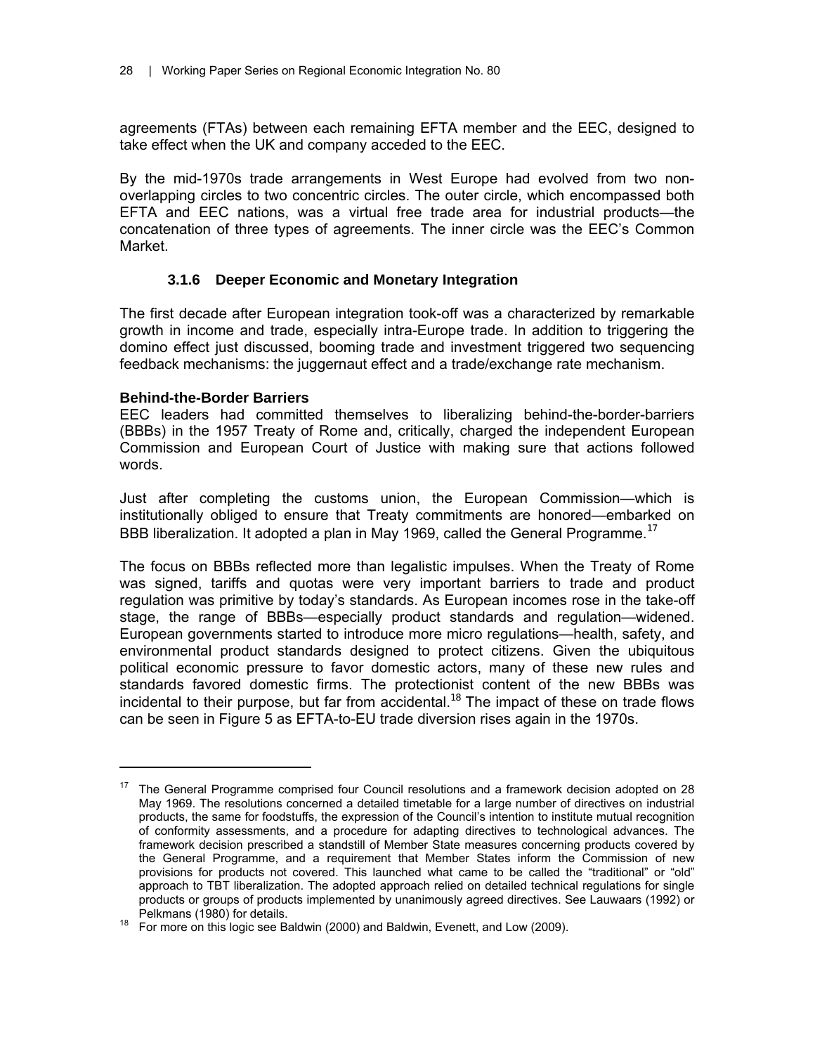agreements (FTAs) between each remaining EFTA member and the EEC, designed to take effect when the UK and company acceded to the EEC.

By the mid-1970s trade arrangements in West Europe had evolved from two non-overlapping circles to two concentric circles. The outer circle, which encompassed both EFTA and EEC nations, was a virtual free trade area for industrial products—the concatenation of three types of agreements. The inner circle was the EEC's Common Market.

### 3.1.6 Deeper Economic and Monetary Integration

The first decade after European integration took-off was a characterized by remarkable growth in income and trade, especially intra-Europe trade. In addition to triggering the domino effect just discussed, booming trade and investment triggered two sequencing feedback mechanisms: the juggernaut effect and a trade/exchange rate mechanism.

**Behind-the-Border Barriers**

EEC leaders had committed themselves to liberalizing behind-the-border-barriers (BBBs) in the 1957 Treaty of Rome and, critically, charged the independent European Commission and European Court of Justice with making sure that actions followed words.

Just after completing the customs union, the European Commission—which is institutionally obliged to ensure that Treaty commitments are honored—embarked on BBB liberalization. It adopted a plan in May 1969, called the General Programme.[17]

The focus on BBBs reflected more than legalistic impulses. When the Treaty of Rome was signed, tariffs and quotas were very important barriers to trade and product regulation was primitive by today's standards. As European incomes rose in the take-off stage, the range of BBBs—especially product standards and regulation—widened. European governments started to introduce more micro regulations—health, safety, and environmental product standards designed to protect citizens. Given the ubiquitous political economic pressure to favor domestic actors, many of these new rules and standards favored domestic firms. The protectionist content of the new BBBs was incidental to their purpose, but far from accidental.[18] The impact of these on trade flows can be seen in Figure 5 as EFTA-to-EU trade diversion rises again in the 1970s.

---

[17] The General Programme comprised four Council resolutions and a framework decision adopted on 28 May 1969. The resolutions concerned a detailed timetable for a large number of directives on industrial products, the same for foodstuffs, the expression of the Council's intention to institute mutual recognition of conformity assessments, and a procedure for adapting directives to technological advances. The framework decision prescribed a standstill of Member State measures concerning products covered by the General Programme, and a requirement that Member States inform the Commission of new provisions for products not covered. This launched what came to be called the "traditional" or "old" approach to TBT liberalization. The adopted approach relied on detailed technical regulations for single products or groups of products implemented by unanimously agreed directives. See Lauwaars (1992) or Pelkmans (1980) for details.

[18] For more on this logic see Baldwin (2000) and Baldwin, Evenett, and Low (2009).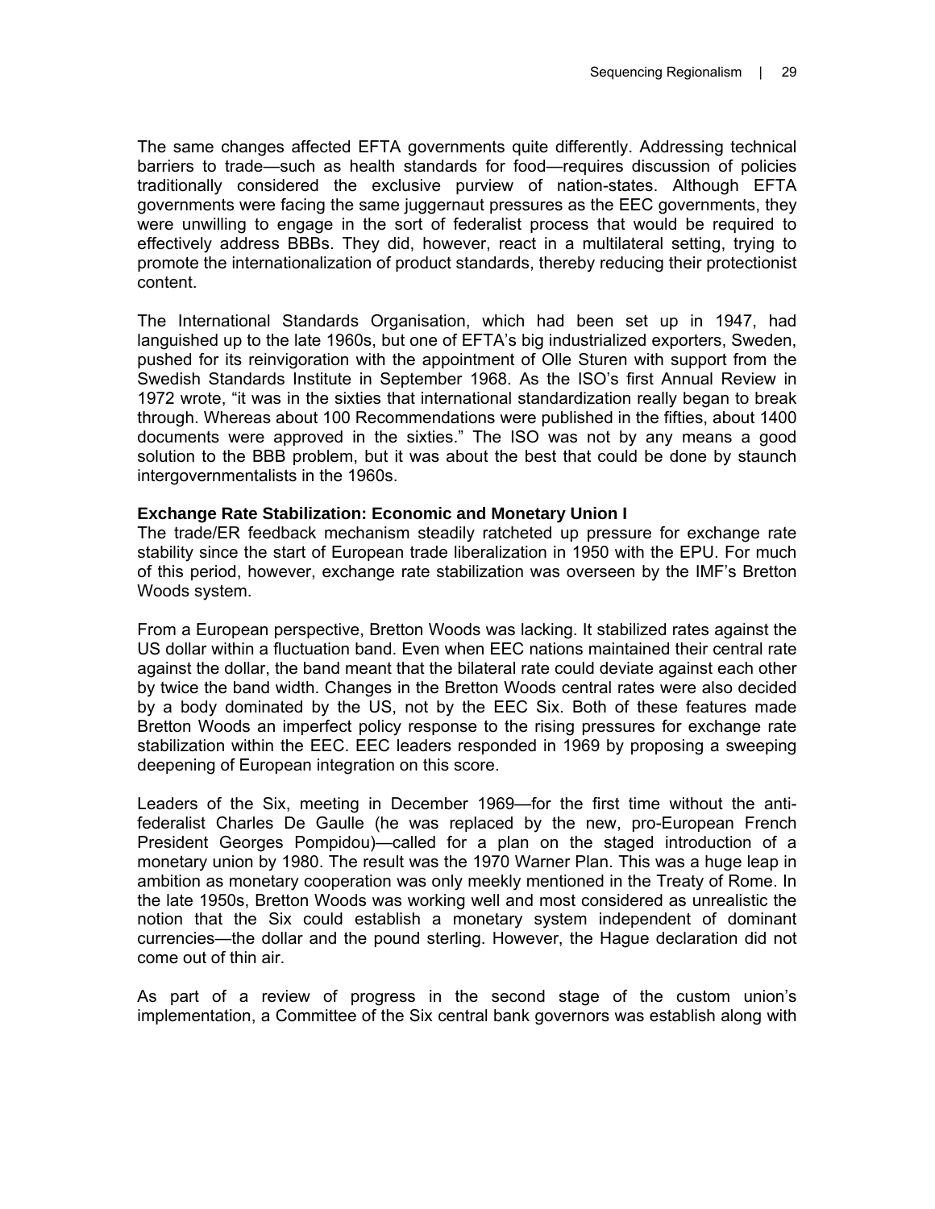The same changes affected EFTA governments quite differently. Addressing technical barriers to trade—such as health standards for food—requires discussion of policies traditionally considered the exclusive purview of nation-states. Although EFTA governments were facing the same juggernaut pressures as the EEC governments, they were unwilling to engage in the sort of federalist process that would be required to effectively address BBBs. They did, however, react in a multilateral setting, trying to promote the internationalization of product standards, thereby reducing their protectionist content.

The International Standards Organisation, which had been set up in 1947, had languished up to the late 1960s, but one of EFTA's big industrialized exporters, Sweden, pushed for its reinvigoration with the appointment of Olle Sturen with support from the Swedish Standards Institute in September 1968. As the ISO's first Annual Review in 1972 wrote, "it was in the sixties that international standardization really began to break through. Whereas about 100 Recommendations were published in the fifties, about 1400 documents were approved in the sixties." The ISO was not by any means a good solution to the BBB problem, but it was about the best that could be done by staunch intergovernmentalists in the 1960s.

**Exchange Rate Stabilization: Economic and Monetary Union I**

The trade/ER feedback mechanism steadily ratcheted up pressure for exchange rate stability since the start of European trade liberalization in 1950 with the EPU. For much of this period, however, exchange rate stabilization was overseen by the IMF's Bretton Woods system.

From a European perspective, Bretton Woods was lacking. It stabilized rates against the US dollar within a fluctuation band. Even when EEC nations maintained their central rate against the dollar, the band meant that the bilateral rate could deviate against each other by twice the band width. Changes in the Bretton Woods central rates were also decided by a body dominated by the US, not by the EEC Six. Both of these features made Bretton Woods an imperfect policy response to the rising pressures for exchange rate stabilization within the EEC. EEC leaders responded in 1969 by proposing a sweeping deepening of European integration on this score.

Leaders of the Six, meeting in December 1969—for the first time without the anti-federalist Charles De Gaulle (he was replaced by the new, pro-European French President Georges Pompidou)—called for a plan on the staged introduction of a monetary union by 1980. The result was the 1970 Warner Plan. This was a huge leap in ambition as monetary cooperation was only meekly mentioned in the Treaty of Rome. In the late 1950s, Bretton Woods was working well and most considered as unrealistic the notion that the Six could establish a monetary system independent of dominant currencies—the dollar and the pound sterling. However, the Hague declaration did not come out of thin air.

As part of a review of progress in the second stage of the custom union's implementation, a Committee of the Six central bank governors was establish along with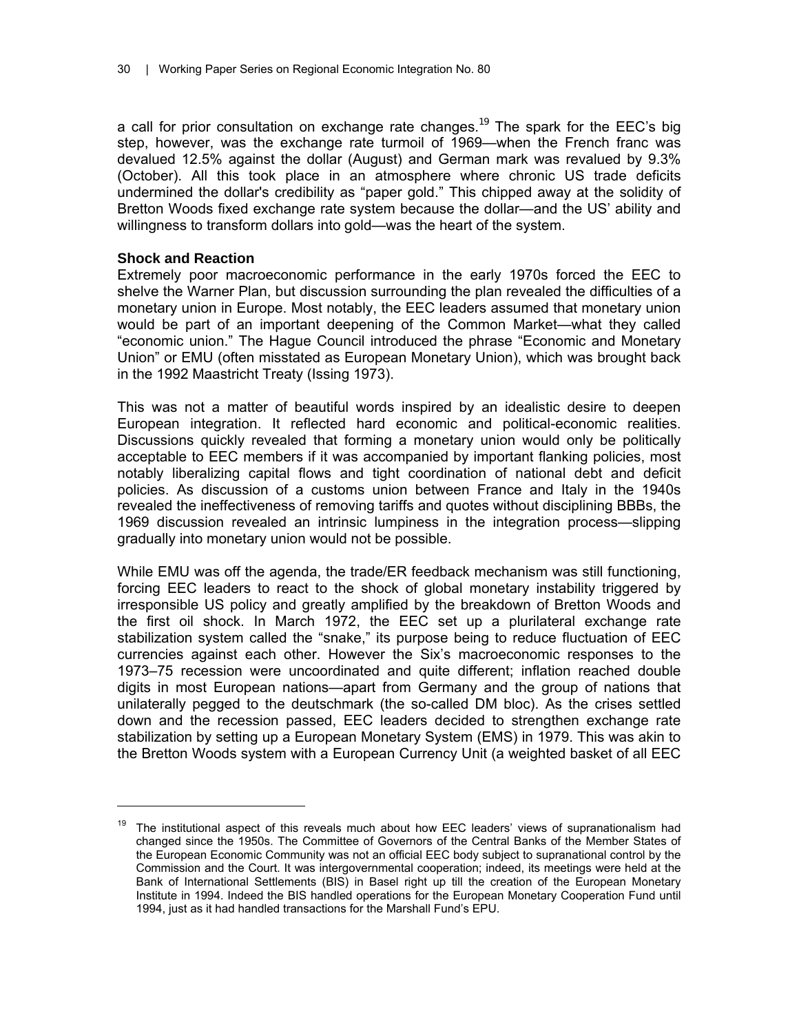a call for prior consultation on exchange rate changes.[19] The spark for the EEC's big step, however, was the exchange rate turmoil of 1969—when the French franc was devalued 12.5% against the dollar (August) and German mark was revalued by 9.3% (October). All this took place in an atmosphere where chronic US trade deficits undermined the dollar's credibility as "paper gold." This chipped away at the solidity of Bretton Woods fixed exchange rate system because the dollar—and the US' ability and willingness to transform dollars into gold—was the heart of the system.

**Shock and Reaction**

Extremely poor macroeconomic performance in the early 1970s forced the EEC to shelve the Warner Plan, but discussion surrounding the plan revealed the difficulties of a monetary union in Europe. Most notably, the EEC leaders assumed that monetary union would be part of an important deepening of the Common Market—what they called "economic union." The Hague Council introduced the phrase "Economic and Monetary Union" or EMU (often misstated as European Monetary Union), which was brought back in the 1992 Maastricht Treaty (Issing 1973).

This was not a matter of beautiful words inspired by an idealistic desire to deepen European integration. It reflected hard economic and political-economic realities. Discussions quickly revealed that forming a monetary union would only be politically acceptable to EEC members if it was accompanied by important flanking policies, most notably liberalizing capital flows and tight coordination of national debt and deficit policies. As discussion of a customs union between France and Italy in the 1940s revealed the ineffectiveness of removing tariffs and quotes without disciplining BBBs, the 1969 discussion revealed an intrinsic lumpiness in the integration process—slipping gradually into monetary union would not be possible.

While EMU was off the agenda, the trade/ER feedback mechanism was still functioning, forcing EEC leaders to react to the shock of global monetary instability triggered by irresponsible US policy and greatly amplified by the breakdown of Bretton Woods and the first oil shock. In March 1972, the EEC set up a plurilateral exchange rate stabilization system called the "snake," its purpose being to reduce fluctuation of EEC currencies against each other. However the Six's macroeconomic responses to the 1973–75 recession were uncoordinated and quite different; inflation reached double digits in most European nations—apart from Germany and the group of nations that unilaterally pegged to the deutschmark (the so-called DM bloc). As the crises settled down and the recession passed, EEC leaders decided to strengthen exchange rate stabilization by setting up a European Monetary System (EMS) in 1979. This was akin to the Bretton Woods system with a European Currency Unit (a weighted basket of all EEC

[19] The institutional aspect of this reveals much about how EEC leaders' views of supranationalism had changed since the 1950s. The Committee of Governors of the Central Banks of the Member States of the European Economic Community was not an official EEC body subject to supranational control by the Commission and the Court. It was intergovernmental cooperation; indeed, its meetings were held at the Bank of International Settlements (BIS) in Basel right up till the creation of the European Monetary Institute in 1994. Indeed the BIS handled operations for the European Monetary Cooperation Fund until 1994, just as it had handled transactions for the Marshall Fund's EPU.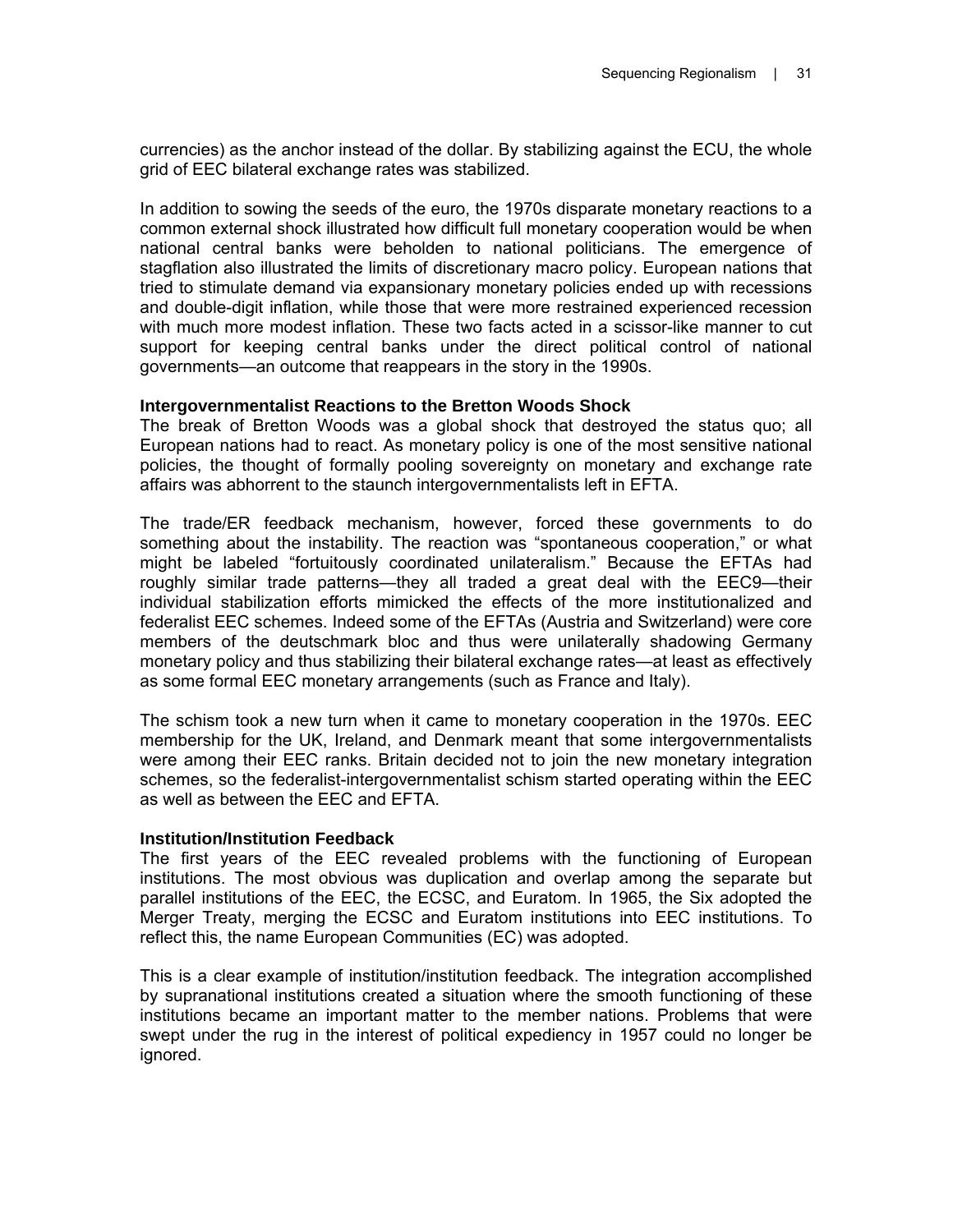currencies) as the anchor instead of the dollar. By stabilizing against the ECU, the whole grid of EEC bilateral exchange rates was stabilized.

In addition to sowing the seeds of the euro, the 1970s disparate monetary reactions to a common external shock illustrated how difficult full monetary cooperation would be when national central banks were beholden to national politicians. The emergence of stagflation also illustrated the limits of discretionary macro policy. European nations that tried to stimulate demand via expansionary monetary policies ended up with recessions and double-digit inflation, while those that were more restrained experienced recession with much more modest inflation. These two facts acted in a scissor-like manner to cut support for keeping central banks under the direct political control of national governments—an outcome that reappears in the story in the 1990s.

**Intergovernmentalist Reactions to the Bretton Woods Shock**

The break of Bretton Woods was a global shock that destroyed the status quo; all European nations had to react. As monetary policy is one of the most sensitive national policies, the thought of formally pooling sovereignty on monetary and exchange rate affairs was abhorrent to the staunch intergovernmentalists left in EFTA.

The trade/ER feedback mechanism, however, forced these governments to do something about the instability. The reaction was "spontaneous cooperation," or what might be labeled "fortuitously coordinated unilateralism." Because the EFTAs had roughly similar trade patterns—they all traded a great deal with the EEC9—their individual stabilization efforts mimicked the effects of the more institutionalized and federalist EEC schemes. Indeed some of the EFTAs (Austria and Switzerland) were core members of the deutschmark bloc and thus were unilaterally shadowing Germany monetary policy and thus stabilizing their bilateral exchange rates—at least as effectively as some formal EEC monetary arrangements (such as France and Italy).

The schism took a new turn when it came to monetary cooperation in the 1970s. EEC membership for the UK, Ireland, and Denmark meant that some intergovernmentalists were among their EEC ranks. Britain decided not to join the new monetary integration schemes, so the federalist-intergovernmentalist schism started operating within the EEC as well as between the EEC and EFTA.

**Institution/Institution Feedback**

The first years of the EEC revealed problems with the functioning of European institutions. The most obvious was duplication and overlap among the separate but parallel institutions of the EEC, the ECSC, and Euratom. In 1965, the Six adopted the Merger Treaty, merging the ECSC and Euratom institutions into EEC institutions. To reflect this, the name European Communities (EC) was adopted.

This is a clear example of institution/institution feedback. The integration accomplished by supranational institutions created a situation where the smooth functioning of these institutions became an important matter to the member nations. Problems that were swept under the rug in the interest of political expediency in 1957 could no longer be ignored.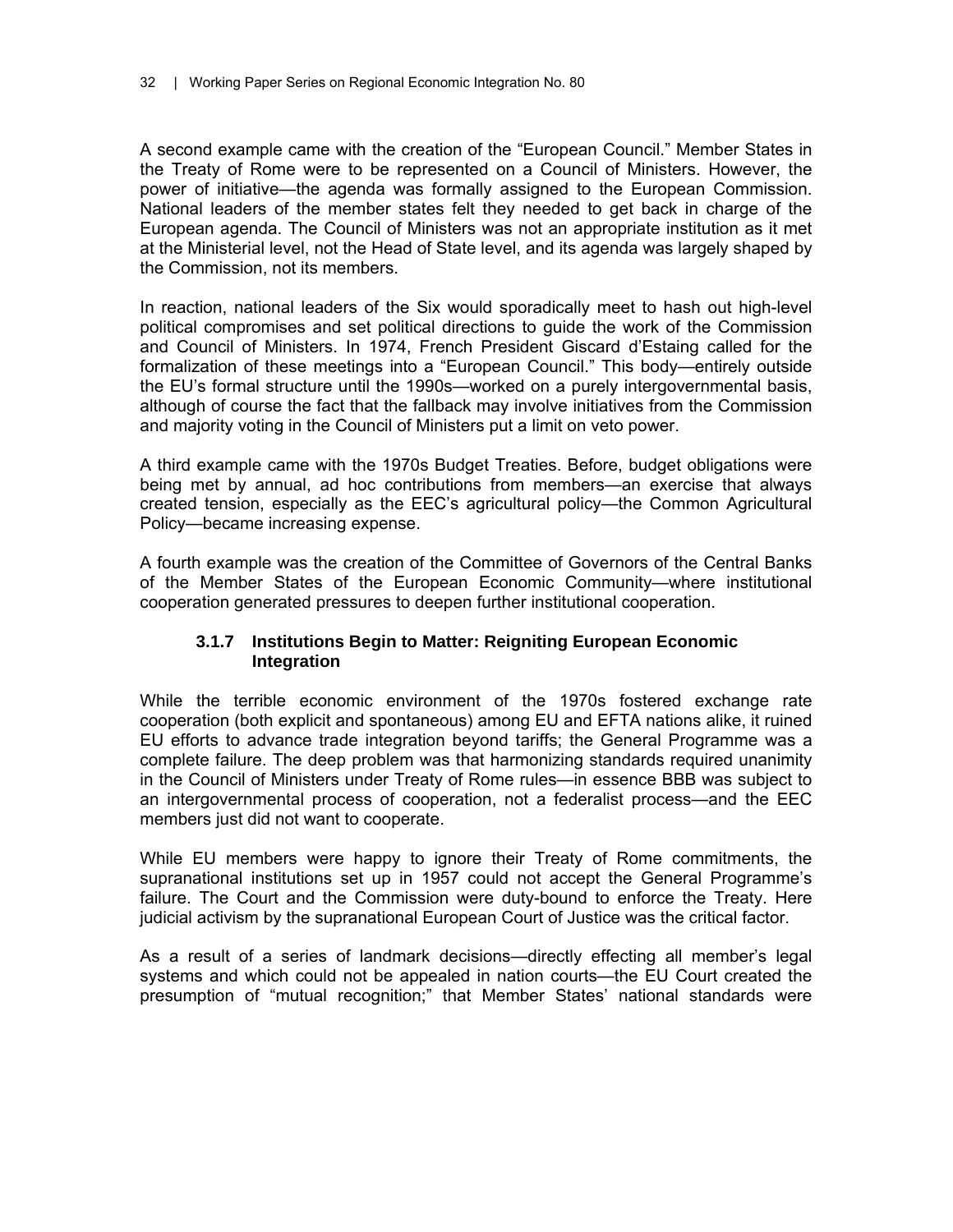A second example came with the creation of the "European Council." Member States in the Treaty of Rome were to be represented on a Council of Ministers. However, the power of initiative—the agenda was formally assigned to the European Commission. National leaders of the member states felt they needed to get back in charge of the European agenda. The Council of Ministers was not an appropriate institution as it met at the Ministerial level, not the Head of State level, and its agenda was largely shaped by the Commission, not its members.

In reaction, national leaders of the Six would sporadically meet to hash out high-level political compromises and set political directions to guide the work of the Commission and Council of Ministers. In 1974, French President Giscard d'Estaing called for the formalization of these meetings into a "European Council." This body—entirely outside the EU's formal structure until the 1990s—worked on a purely intergovernmental basis, although of course the fact that the fallback may involve initiatives from the Commission and majority voting in the Council of Ministers put a limit on veto power.

A third example came with the 1970s Budget Treaties. Before, budget obligations were being met by annual, ad hoc contributions from members—an exercise that always created tension, especially as the EEC's agricultural policy—the Common Agricultural Policy—became increasing expense.

A fourth example was the creation of the Committee of Governors of the Central Banks of the Member States of the European Economic Community—where institutional cooperation generated pressures to deepen further institutional cooperation.

### 3.1.7 Institutions Begin to Matter: Reigniting European Economic Integration

While the terrible economic environment of the 1970s fostered exchange rate cooperation (both explicit and spontaneous) among EU and EFTA nations alike, it ruined EU efforts to advance trade integration beyond tariffs; the General Programme was a complete failure. The deep problem was that harmonizing standards required unanimity in the Council of Ministers under Treaty of Rome rules—in essence BBB was subject to an intergovernmental process of cooperation, not a federalist process—and the EEC members just did not want to cooperate.

While EU members were happy to ignore their Treaty of Rome commitments, the supranational institutions set up in 1957 could not accept the General Programme's failure. The Court and the Commission were duty-bound to enforce the Treaty. Here judicial activism by the supranational European Court of Justice was the critical factor.

As a result of a series of landmark decisions—directly effecting all member's legal systems and which could not be appealed in nation courts—the EU Court created the presumption of "mutual recognition;" that Member States' national standards were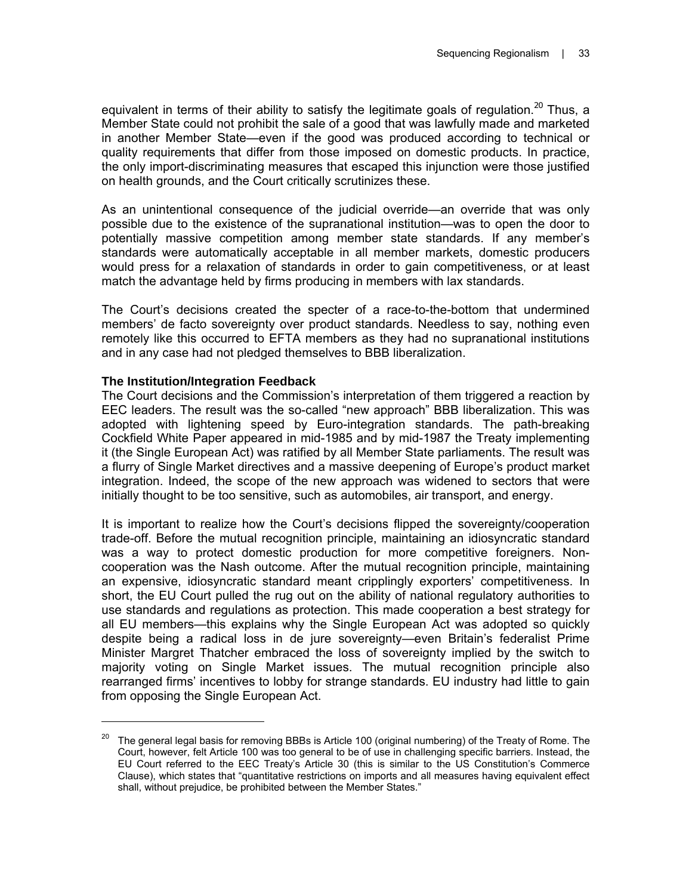equivalent in terms of their ability to satisfy the legitimate goals of regulation.[20] Thus, a Member State could not prohibit the sale of a good that was lawfully made and marketed in another Member State—even if the good was produced according to technical or quality requirements that differ from those imposed on domestic products. In practice, the only import-discriminating measures that escaped this injunction were those justified on health grounds, and the Court critically scrutinizes these.

As an unintentional consequence of the judicial override—an override that was only possible due to the existence of the supranational institution—was to open the door to potentially massive competition among member state standards. If any member's standards were automatically acceptable in all member markets, domestic producers would press for a relaxation of standards in order to gain competitiveness, or at least match the advantage held by firms producing in members with lax standards.

The Court's decisions created the specter of a race-to-the-bottom that undermined members' de facto sovereignty over product standards. Needless to say, nothing even remotely like this occurred to EFTA members as they had no supranational institutions and in any case had not pledged themselves to BBB liberalization.

**The Institution/Integration Feedback**

The Court decisions and the Commission's interpretation of them triggered a reaction by EEC leaders. The result was the so-called "new approach" BBB liberalization. This was adopted with lightening speed by Euro-integration standards. The path-breaking Cockfield White Paper appeared in mid-1985 and by mid-1987 the Treaty implementing it (the Single European Act) was ratified by all Member State parliaments. The result was a flurry of Single Market directives and a massive deepening of Europe's product market integration. Indeed, the scope of the new approach was widened to sectors that were initially thought to be too sensitive, such as automobiles, air transport, and energy.

It is important to realize how the Court's decisions flipped the sovereignty/cooperation trade-off. Before the mutual recognition principle, maintaining an idiosyncratic standard was a way to protect domestic production for more competitive foreigners. Non-cooperation was the Nash outcome. After the mutual recognition principle, maintaining an expensive, idiosyncratic standard meant cripplingly exporters' competitiveness. In short, the EU Court pulled the rug out on the ability of national regulatory authorities to use standards and regulations as protection. This made cooperation a best strategy for all EU members—this explains why the Single European Act was adopted so quickly despite being a radical loss in de jure sovereignty—even Britain's federalist Prime Minister Margret Thatcher embraced the loss of sovereignty implied by the switch to majority voting on Single Market issues. The mutual recognition principle also rearranged firms' incentives to lobby for strange standards. EU industry had little to gain from opposing the Single European Act.

---

[20] The general legal basis for removing BBBs is Article 100 (original numbering) of the Treaty of Rome. The Court, however, felt Article 100 was too general to be of use in challenging specific barriers. Instead, the EU Court referred to the EEC Treaty's Article 30 (this is similar to the US Constitution's Commerce Clause), which states that "quantitative restrictions on imports and all measures having equivalent effect shall, without prejudice, be prohibited between the Member States."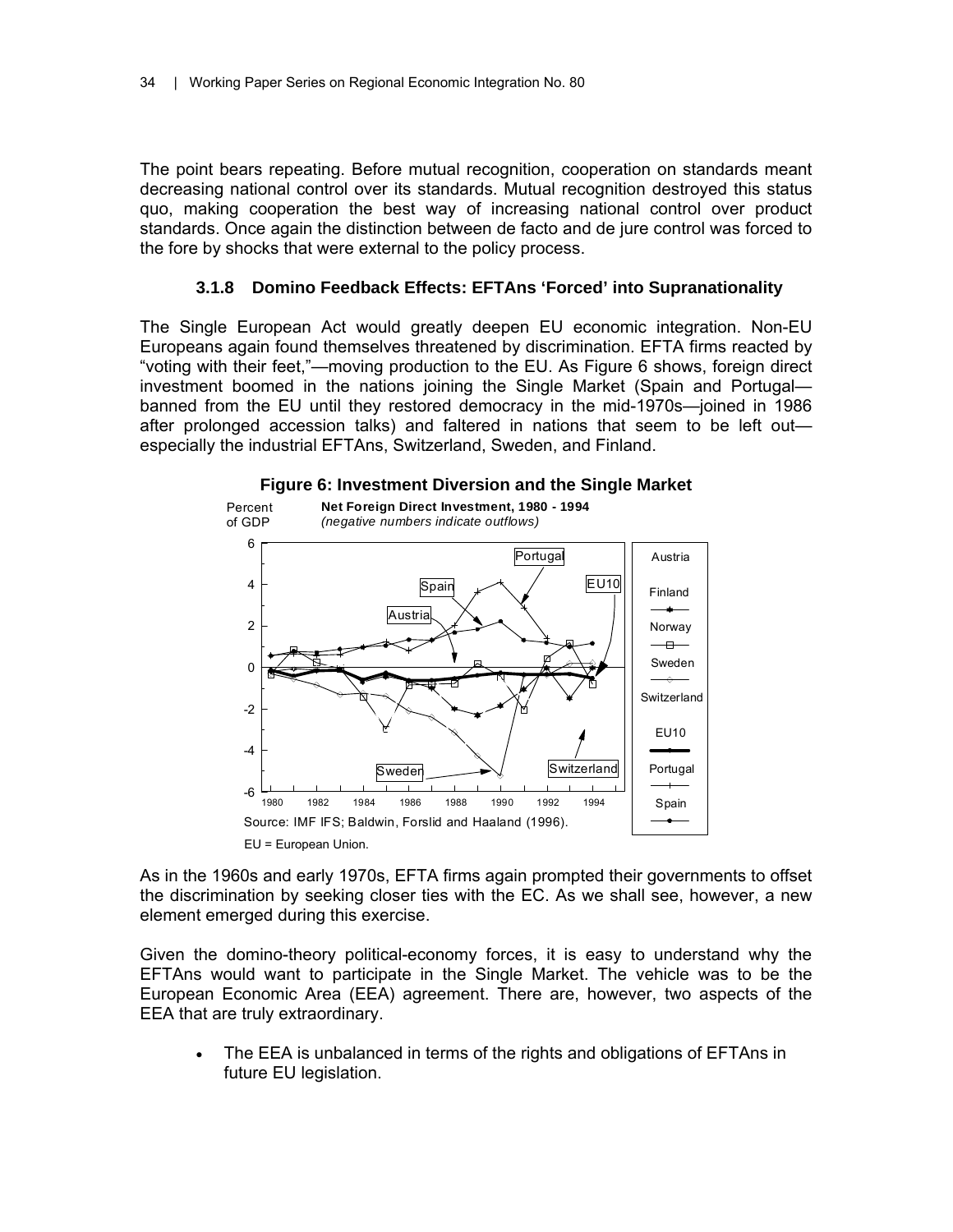The point bears repeating. Before mutual recognition, cooperation on standards meant decreasing national control over its standards. Mutual recognition destroyed this status quo, making cooperation the best way of increasing national control over product standards. Once again the distinction between de facto and de jure control was forced to the fore by shocks that were external to the policy process.

### 3.1.8 Domino Feedback Effects: EFTAns 'Forced' into Supranationality

The Single European Act would greatly deepen EU economic integration. Non-EU Europeans again found themselves threatened by discrimination. EFTA firms reacted by "voting with their feet,"—moving production to the EU. As Figure 6 shows, foreign direct investment boomed in the nations joining the Single Market (Spain and Portugal—banned from the EU until they restored democracy in the mid-1970s—joined in 1986 after prolonged accession talks) and faltered in nations that seem to be left out—especially the industrial EFTAns, Switzerland, Sweden, and Finland.

**Figure 6: Investment Diversion and the Single Market**

**Net Foreign Direct Investment, 1980 - 1994**
*(negative numbers indicate outflows)*

Source: IMF IFS; Baldwin, Forslid and Haaland (1996).

EU = European Union.

As in the 1960s and early 1970s, EFTA firms again prompted their governments to offset the discrimination by seeking closer ties with the EC. As we shall see, however, a new element emerged during this exercise.

Given the domino-theory political-economy forces, it is easy to understand why the EFTAns would want to participate in the Single Market. The vehicle was to be the European Economic Area (EEA) agreement. There are, however, two aspects of the EEA that are truly extraordinary.

- The EEA is unbalanced in terms of the rights and obligations of EFTAns in future EU legislation.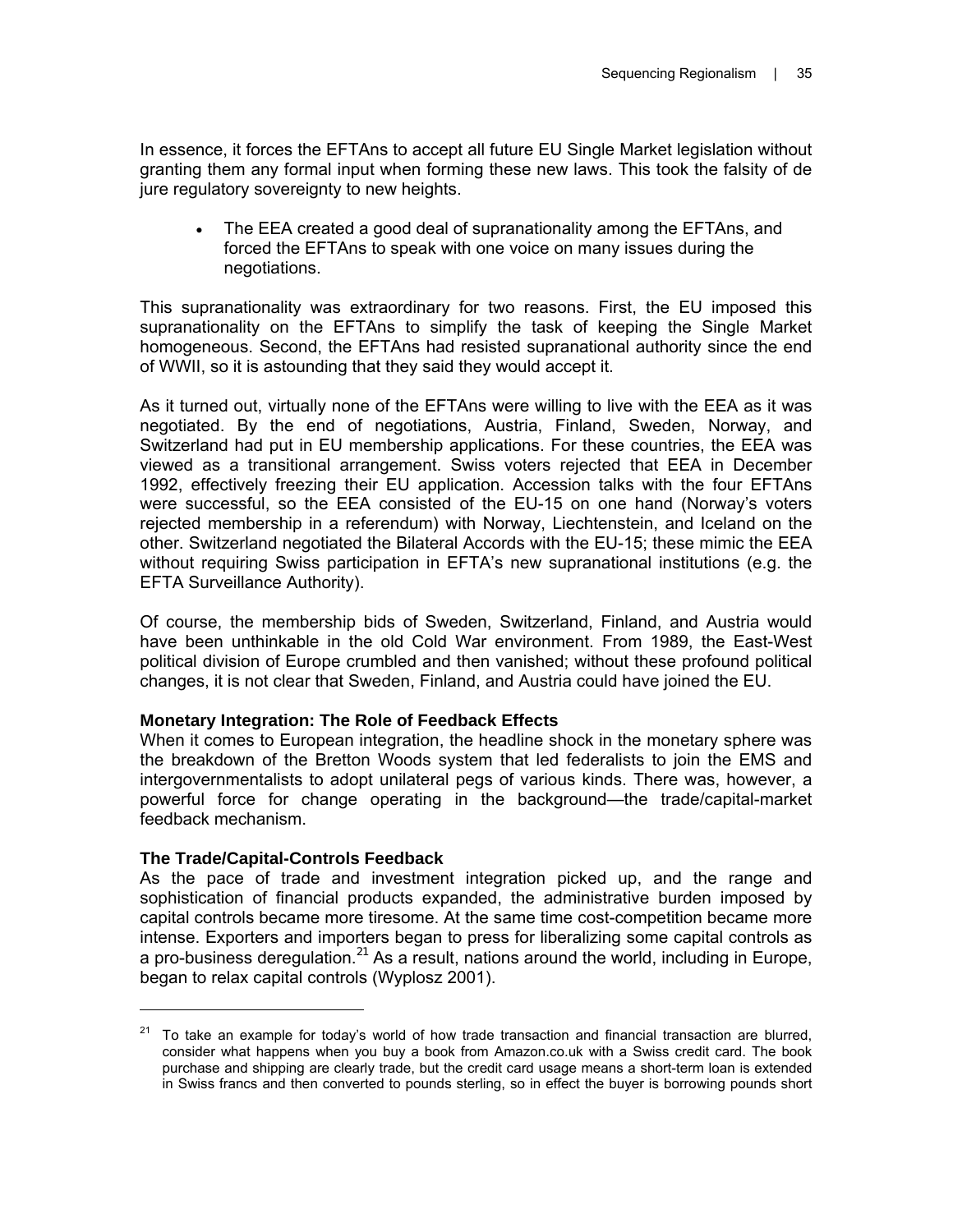In essence, it forces the EFTAns to accept all future EU Single Market legislation without granting them any formal input when forming these new laws. This took the falsity of de jure regulatory sovereignty to new heights.

- The EEA created a good deal of supranationality among the EFTAns, and forced the EFTAns to speak with one voice on many issues during the negotiations.

This supranationality was extraordinary for two reasons. First, the EU imposed this supranationality on the EFTAns to simplify the task of keeping the Single Market homogeneous. Second, the EFTAns had resisted supranational authority since the end of WWII, so it is astounding that they said they would accept it.

As it turned out, virtually none of the EFTAns were willing to live with the EEA as it was negotiated. By the end of negotiations, Austria, Finland, Sweden, Norway, and Switzerland had put in EU membership applications. For these countries, the EEA was viewed as a transitional arrangement. Swiss voters rejected that EEA in December 1992, effectively freezing their EU application. Accession talks with the four EFTAns were successful, so the EEA consisted of the EU-15 on one hand (Norway's voters rejected membership in a referendum) with Norway, Liechtenstein, and Iceland on the other. Switzerland negotiated the Bilateral Accords with the EU-15; these mimic the EEA without requiring Swiss participation in EFTA's new supranational institutions (e.g. the EFTA Surveillance Authority).

Of course, the membership bids of Sweden, Switzerland, Finland, and Austria would have been unthinkable in the old Cold War environment. From 1989, the East-West political division of Europe crumbled and then vanished; without these profound political changes, it is not clear that Sweden, Finland, and Austria could have joined the EU.

**Monetary Integration: The Role of Feedback Effects**

When it comes to European integration, the headline shock in the monetary sphere was the breakdown of the Bretton Woods system that led federalists to join the EMS and intergovernmentalists to adopt unilateral pegs of various kinds. There was, however, a powerful force for change operating in the background—the trade/capital-market feedback mechanism.

**The Trade/Capital-Controls Feedback**

As the pace of trade and investment integration picked up, and the range and sophistication of financial products expanded, the administrative burden imposed by capital controls became more tiresome. At the same time cost-competition became more intense. Exporters and importers began to press for liberalizing some capital controls as a pro-business deregulation.[21] As a result, nations around the world, including in Europe, began to relax capital controls (Wyplosz 2001).

[21] To take an example for today's world of how trade transaction and financial transaction are blurred, consider what happens when you buy a book from Amazon.co.uk with a Swiss credit card. The book purchase and shipping are clearly trade, but the credit card usage means a short-term loan is extended in Swiss francs and then converted to pounds sterling, so in effect the buyer is borrowing pounds short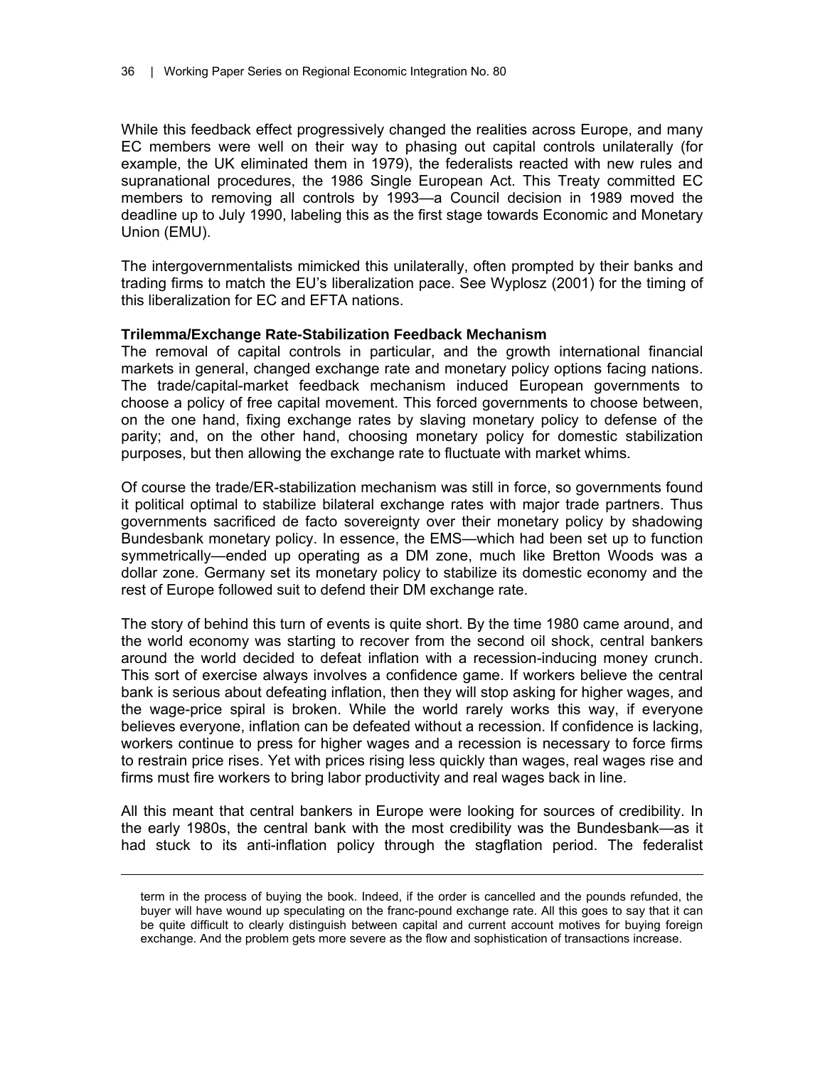While this feedback effect progressively changed the realities across Europe, and many EC members were well on their way to phasing out capital controls unilaterally (for example, the UK eliminated them in 1979), the federalists reacted with new rules and supranational procedures, the 1986 Single European Act. This Treaty committed EC members to removing all controls by 1993—a Council decision in 1989 moved the deadline up to July 1990, labeling this as the first stage towards Economic and Monetary Union (EMU).

The intergovernmentalists mimicked this unilaterally, often prompted by their banks and trading firms to match the EU's liberalization pace. See Wyplosz (2001) for the timing of this liberalization for EC and EFTA nations.

**Trilemma/Exchange Rate-Stabilization Feedback Mechanism**

The removal of capital controls in particular, and the growth international financial markets in general, changed exchange rate and monetary policy options facing nations. The trade/capital-market feedback mechanism induced European governments to choose a policy of free capital movement. This forced governments to choose between, on the one hand, fixing exchange rates by slaving monetary policy to defense of the parity; and, on the other hand, choosing monetary policy for domestic stabilization purposes, but then allowing the exchange rate to fluctuate with market whims.

Of course the trade/ER-stabilization mechanism was still in force, so governments found it political optimal to stabilize bilateral exchange rates with major trade partners. Thus governments sacrificed de facto sovereignty over their monetary policy by shadowing Bundesbank monetary policy. In essence, the EMS—which had been set up to function symmetrically—ended up operating as a DM zone, much like Bretton Woods was a dollar zone. Germany set its monetary policy to stabilize its domestic economy and the rest of Europe followed suit to defend their DM exchange rate.

The story of behind this turn of events is quite short. By the time 1980 came around, and the world economy was starting to recover from the second oil shock, central bankers around the world decided to defeat inflation with a recession-inducing money crunch. This sort of exercise always involves a confidence game. If workers believe the central bank is serious about defeating inflation, then they will stop asking for higher wages, and the wage-price spiral is broken. While the world rarely works this way, if everyone believes everyone, inflation can be defeated without a recession. If confidence is lacking, workers continue to press for higher wages and a recession is necessary to force firms to restrain price rises. Yet with prices rising less quickly than wages, real wages rise and firms must fire workers to bring labor productivity and real wages back in line.

All this meant that central bankers in Europe were looking for sources of credibility. In the early 1980s, the central bank with the most credibility was the Bundesbank—as it had stuck to its anti-inflation policy through the stagflation period. The federalist

---

term in the process of buying the book. Indeed, if the order is cancelled and the pounds refunded, the buyer will have wound up speculating on the franc-pound exchange rate. All this goes to say that it can be quite difficult to clearly distinguish between capital and current account motives for buying foreign exchange. And the problem gets more severe as the flow and sophistication of transactions increase.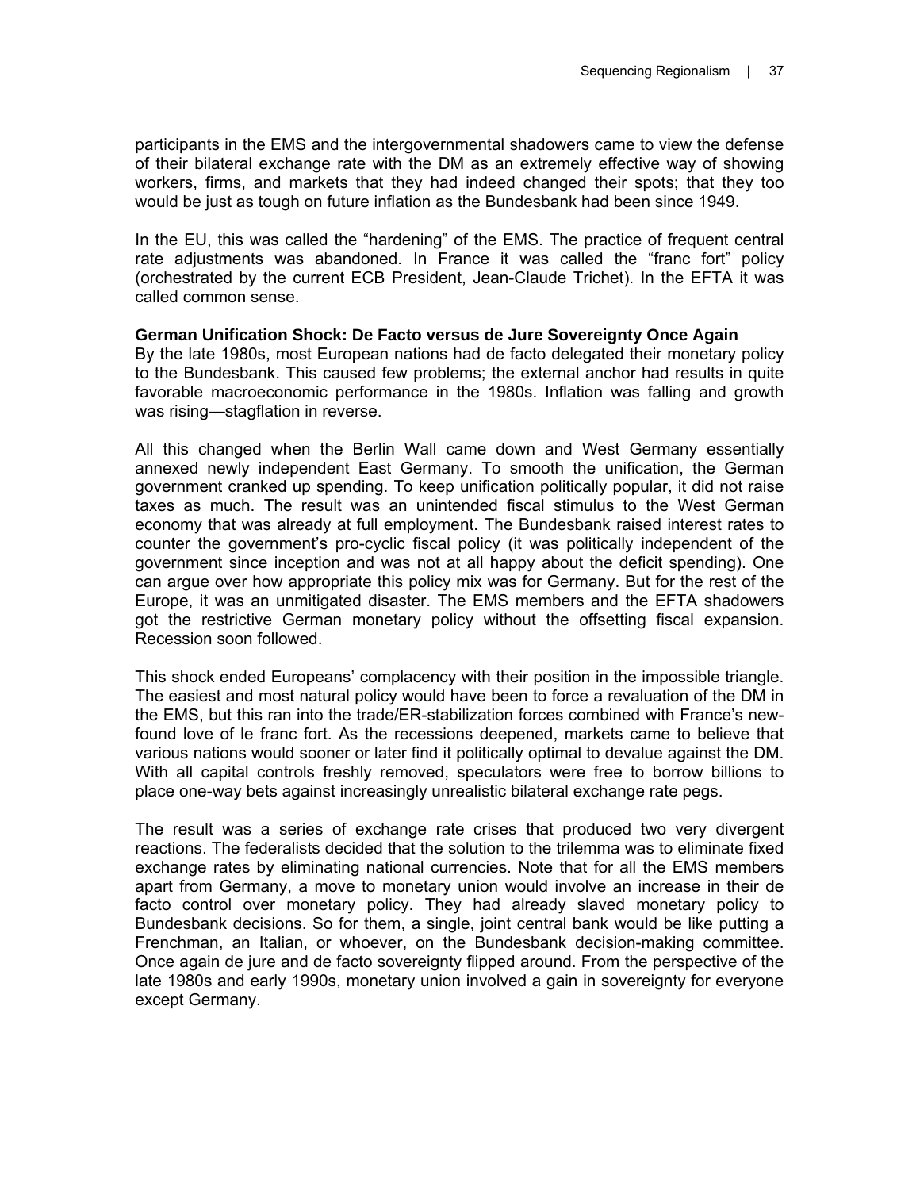participants in the EMS and the intergovernmental shadowers came to view the defense of their bilateral exchange rate with the DM as an extremely effective way of showing workers, firms, and markets that they had indeed changed their spots; that they too would be just as tough on future inflation as the Bundesbank had been since 1949.

In the EU, this was called the "hardening" of the EMS. The practice of frequent central rate adjustments was abandoned. In France it was called the "franc fort" policy (orchestrated by the current ECB President, Jean-Claude Trichet). In the EFTA it was called common sense.

**German Unification Shock: De Facto versus de Jure Sovereignty Once Again**

By the late 1980s, most European nations had de facto delegated their monetary policy to the Bundesbank. This caused few problems; the external anchor had results in quite favorable macroeconomic performance in the 1980s. Inflation was falling and growth was rising—stagflation in reverse.

All this changed when the Berlin Wall came down and West Germany essentially annexed newly independent East Germany. To smooth the unification, the German government cranked up spending. To keep unification politically popular, it did not raise taxes as much. The result was an unintended fiscal stimulus to the West German economy that was already at full employment. The Bundesbank raised interest rates to counter the government's pro-cyclic fiscal policy (it was politically independent of the government since inception and was not at all happy about the deficit spending). One can argue over how appropriate this policy mix was for Germany. But for the rest of the Europe, it was an unmitigated disaster. The EMS members and the EFTA shadowers got the restrictive German monetary policy without the offsetting fiscal expansion. Recession soon followed.

This shock ended Europeans' complacency with their position in the impossible triangle. The easiest and most natural policy would have been to force a revaluation of the DM in the EMS, but this ran into the trade/ER-stabilization forces combined with France's new-found love of le franc fort. As the recessions deepened, markets came to believe that various nations would sooner or later find it politically optimal to devalue against the DM. With all capital controls freshly removed, speculators were free to borrow billions to place one-way bets against increasingly unrealistic bilateral exchange rate pegs.

The result was a series of exchange rate crises that produced two very divergent reactions. The federalists decided that the solution to the trilemma was to eliminate fixed exchange rates by eliminating national currencies. Note that for all the EMS members apart from Germany, a move to monetary union would involve an increase in their de facto control over monetary policy. They had already slaved monetary policy to Bundesbank decisions. So for them, a single, joint central bank would be like putting a Frenchman, an Italian, or whoever, on the Bundesbank decision-making committee. Once again de jure and de facto sovereignty flipped around. From the perspective of the late 1980s and early 1990s, monetary union involved a gain in sovereignty for everyone except Germany.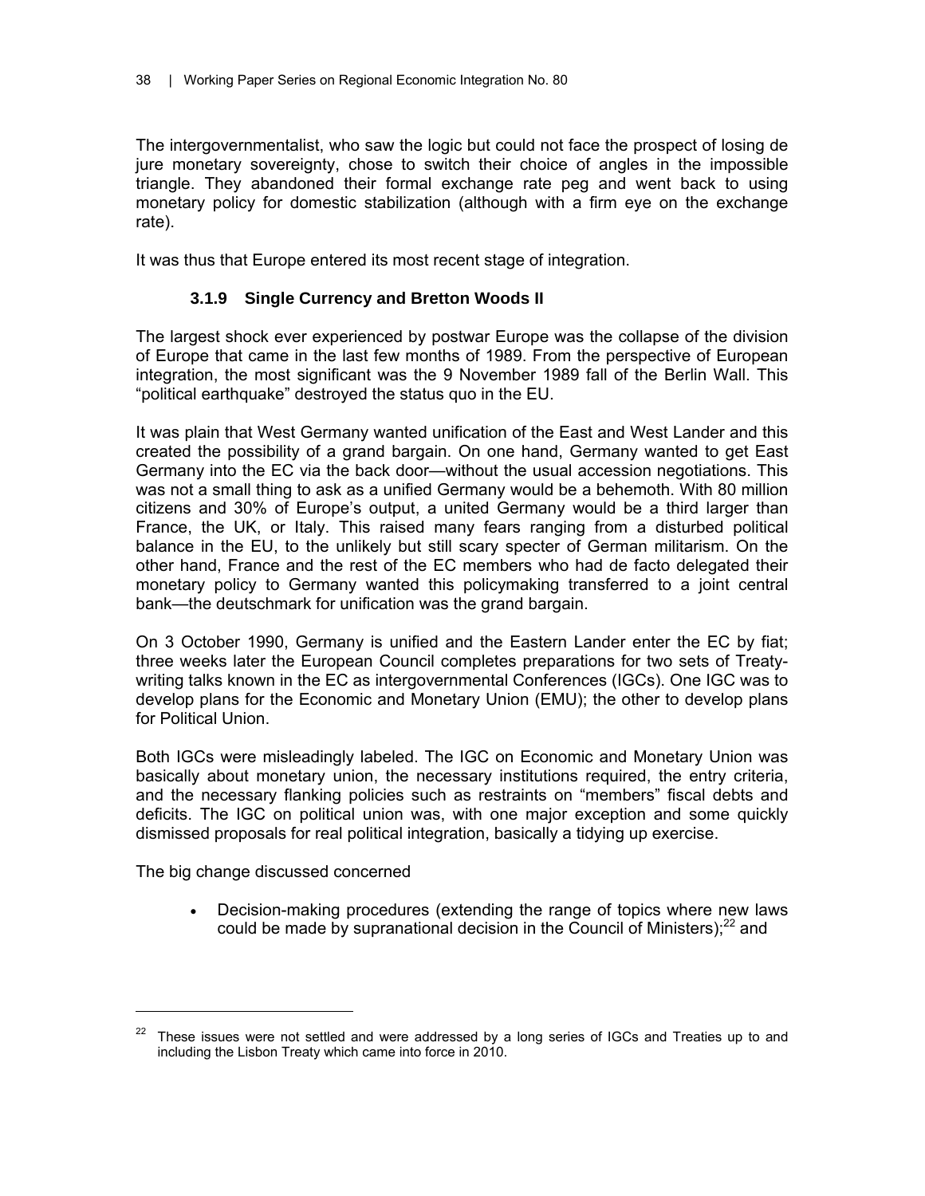The intergovernmentalist, who saw the logic but could not face the prospect of losing de jure monetary sovereignty, chose to switch their choice of angles in the impossible triangle. They abandoned their formal exchange rate peg and went back to using monetary policy for domestic stabilization (although with a firm eye on the exchange rate).

It was thus that Europe entered its most recent stage of integration.

### 3.1.9 Single Currency and Bretton Woods II

The largest shock ever experienced by postwar Europe was the collapse of the division of Europe that came in the last few months of 1989. From the perspective of European integration, the most significant was the 9 November 1989 fall of the Berlin Wall. This "political earthquake" destroyed the status quo in the EU.

It was plain that West Germany wanted unification of the East and West Lander and this created the possibility of a grand bargain. On one hand, Germany wanted to get East Germany into the EC via the back door—without the usual accession negotiations. This was not a small thing to ask as a unified Germany would be a behemoth. With 80 million citizens and 30% of Europe's output, a united Germany would be a third larger than France, the UK, or Italy. This raised many fears ranging from a disturbed political balance in the EU, to the unlikely but still scary specter of German militarism. On the other hand, France and the rest of the EC members who had de facto delegated their monetary policy to Germany wanted this policymaking transferred to a joint central bank—the deutschmark for unification was the grand bargain.

On 3 October 1990, Germany is unified and the Eastern Lander enter the EC by fiat; three weeks later the European Council completes preparations for two sets of Treaty-writing talks known in the EC as intergovernmental Conferences (IGCs). One IGC was to develop plans for the Economic and Monetary Union (EMU); the other to develop plans for Political Union.

Both IGCs were misleadingly labeled. The IGC on Economic and Monetary Union was basically about monetary union, the necessary institutions required, the entry criteria, and the necessary flanking policies such as restraints on "members" fiscal debts and deficits. The IGC on political union was, with one major exception and some quickly dismissed proposals for real political integration, basically a tidying up exercise.

The big change discussed concerned

- Decision-making procedures (extending the range of topics where new laws could be made by supranational decision in the Council of Ministers);[22] and

[22] These issues were not settled and were addressed by a long series of IGCs and Treaties up to and including the Lisbon Treaty which came into force in 2010.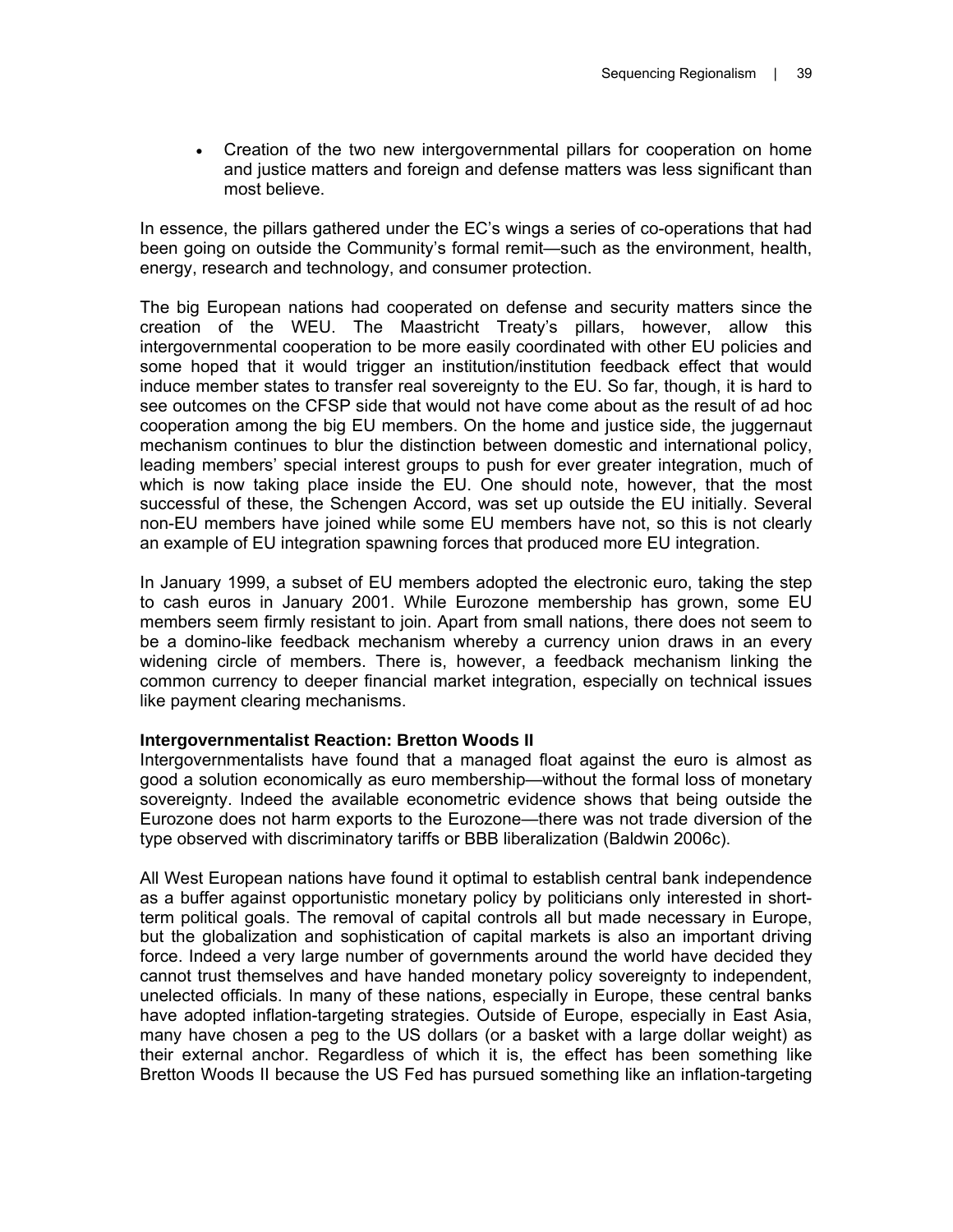- Creation of the two new intergovernmental pillars for cooperation on home and justice matters and foreign and defense matters was less significant than most believe.

In essence, the pillars gathered under the EC's wings a series of co-operations that had been going on outside the Community's formal remit—such as the environment, health, energy, research and technology, and consumer protection.

The big European nations had cooperated on defense and security matters since the creation of the WEU. The Maastricht Treaty's pillars, however, allow this intergovernmental cooperation to be more easily coordinated with other EU policies and some hoped that it would trigger an institution/institution feedback effect that would induce member states to transfer real sovereignty to the EU. So far, though, it is hard to see outcomes on the CFSP side that would not have come about as the result of ad hoc cooperation among the big EU members. On the home and justice side, the juggernaut mechanism continues to blur the distinction between domestic and international policy, leading members' special interest groups to push for ever greater integration, much of which is now taking place inside the EU. One should note, however, that the most successful of these, the Schengen Accord, was set up outside the EU initially. Several non-EU members have joined while some EU members have not, so this is not clearly an example of EU integration spawning forces that produced more EU integration.

In January 1999, a subset of EU members adopted the electronic euro, taking the step to cash euros in January 2001. While Eurozone membership has grown, some EU members seem firmly resistant to join. Apart from small nations, there does not seem to be a domino-like feedback mechanism whereby a currency union draws in an every widening circle of members. There is, however, a feedback mechanism linking the common currency to deeper financial market integration, especially on technical issues like payment clearing mechanisms.

**Intergovernmentalist Reaction: Bretton Woods II**

Intergovernmentalists have found that a managed float against the euro is almost as good a solution economically as euro membership—without the formal loss of monetary sovereignty. Indeed the available econometric evidence shows that being outside the Eurozone does not harm exports to the Eurozone—there was not trade diversion of the type observed with discriminatory tariffs or BBB liberalization (Baldwin 2006c).

All West European nations have found it optimal to establish central bank independence as a buffer against opportunistic monetary policy by politicians only interested in short-term political goals. The removal of capital controls all but made necessary in Europe, but the globalization and sophistication of capital markets is also an important driving force. Indeed a very large number of governments around the world have decided they cannot trust themselves and have handed monetary policy sovereignty to independent, unelected officials. In many of these nations, especially in Europe, these central banks have adopted inflation-targeting strategies. Outside of Europe, especially in East Asia, many have chosen a peg to the US dollars (or a basket with a large dollar weight) as their external anchor. Regardless of which it is, the effect has been something like Bretton Woods II because the US Fed has pursued something like an inflation-targeting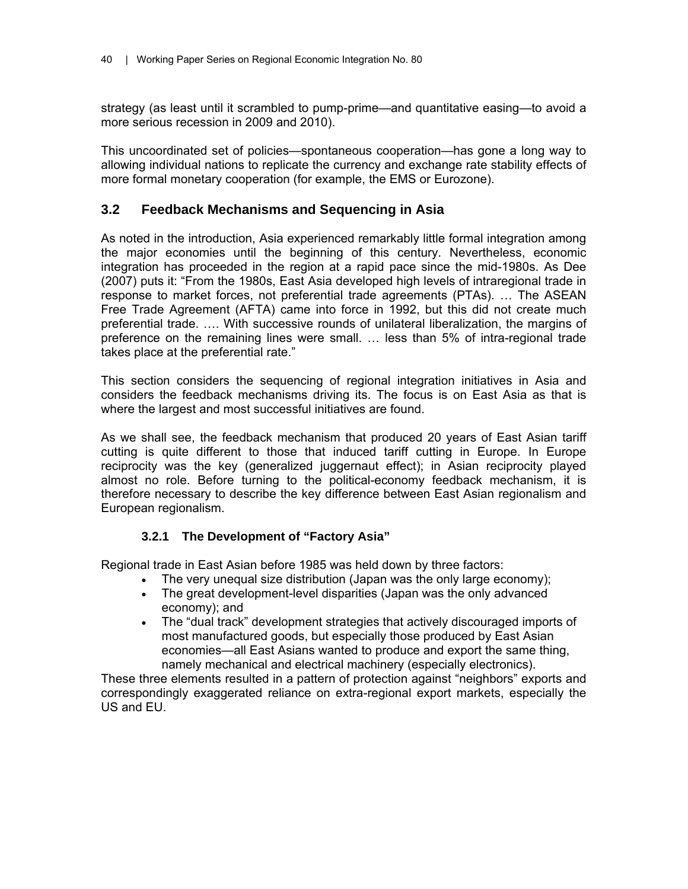strategy (as least until it scrambled to pump-prime—and quantitative easing—to avoid a more serious recession in 2009 and 2010).

This uncoordinated set of policies—spontaneous cooperation—has gone a long way to allowing individual nations to replicate the currency and exchange rate stability effects of more formal monetary cooperation (for example, the EMS or Eurozone).

## 3.2 Feedback Mechanisms and Sequencing in Asia

As noted in the introduction, Asia experienced remarkably little formal integration among the major economies until the beginning of this century. Nevertheless, economic integration has proceeded in the region at a rapid pace since the mid-1980s. As Dee (2007) puts it: "From the 1980s, East Asia developed high levels of intraregional trade in response to market forces, not preferential trade agreements (PTAs). … The ASEAN Free Trade Agreement (AFTA) came into force in 1992, but this did not create much preferential trade. …. With successive rounds of unilateral liberalization, the margins of preference on the remaining lines were small. … less than 5% of intra-regional trade takes place at the preferential rate."

This section considers the sequencing of regional integration initiatives in Asia and considers the feedback mechanisms driving its. The focus is on East Asia as that is where the largest and most successful initiatives are found.

As we shall see, the feedback mechanism that produced 20 years of East Asian tariff cutting is quite different to those that induced tariff cutting in Europe. In Europe reciprocity was the key (generalized juggernaut effect); in Asian reciprocity played almost no role. Before turning to the political-economy feedback mechanism, it is therefore necessary to describe the key difference between East Asian regionalism and European regionalism.

### 3.2.1 The Development of "Factory Asia"

Regional trade in East Asian before 1985 was held down by three factors:

- The very unequal size distribution (Japan was the only large economy);
- The great development-level disparities (Japan was the only advanced economy); and
- The "dual track" development strategies that actively discouraged imports of most manufactured goods, but especially those produced by East Asian economies—all East Asians wanted to produce and export the same thing, namely mechanical and electrical machinery (especially electronics).

These three elements resulted in a pattern of protection against "neighbors" exports and correspondingly exaggerated reliance on extra-regional export markets, especially the US and EU.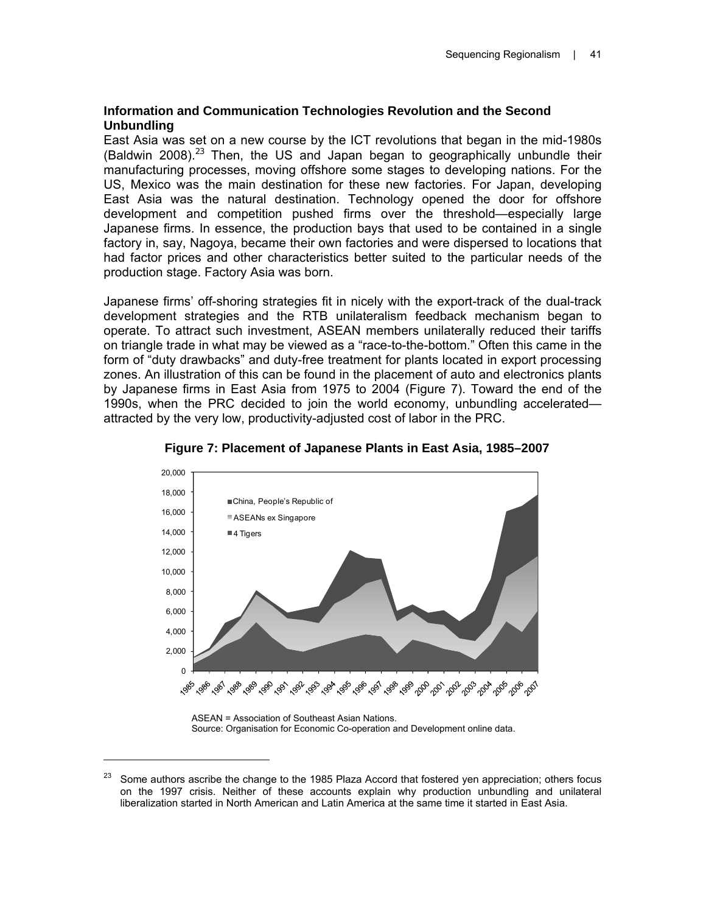### Information and Communication Technologies Revolution and the Second Unbundling

East Asia was set on a new course by the ICT revolutions that began in the mid-1980s (Baldwin 2008).[23] Then, the US and Japan began to geographically unbundle their manufacturing processes, moving offshore some stages to developing nations. For the US, Mexico was the main destination for these new factories. For Japan, developing East Asia was the natural destination. Technology opened the door for offshore development and competition pushed firms over the threshold—especially large Japanese firms. In essence, the production bays that used to be contained in a single factory in, say, Nagoya, became their own factories and were dispersed to locations that had factor prices and other characteristics better suited to the particular needs of the production stage. Factory Asia was born.

Japanese firms' off-shoring strategies fit in nicely with the export-track of the dual-track development strategies and the RTB unilateralism feedback mechanism began to operate. To attract such investment, ASEAN members unilaterally reduced their tariffs on triangle trade in what may be viewed as a "race-to-the-bottom." Often this came in the form of "duty drawbacks" and duty-free treatment for plants located in export processing zones. An illustration of this can be found in the placement of auto and electronics plants by Japanese firms in East Asia from 1975 to 2004 (Figure 7). Toward the end of the 1990s, when the PRC decided to join the world economy, unbundling accelerated—attracted by the very low, productivity-adjusted cost of labor in the PRC.

**Figure 7: Placement of Japanese Plants in East Asia, 1985–2007**

ASEAN = Association of Southeast Asian Nations.
Source: Organisation for Economic Co-operation and Development online data.

[23] Some authors ascribe the change to the 1985 Plaza Accord that fostered yen appreciation; others focus on the 1997 crisis. Neither of these accounts explain why production unbundling and unilateral liberalization started in North American and Latin America at the same time it started in East Asia.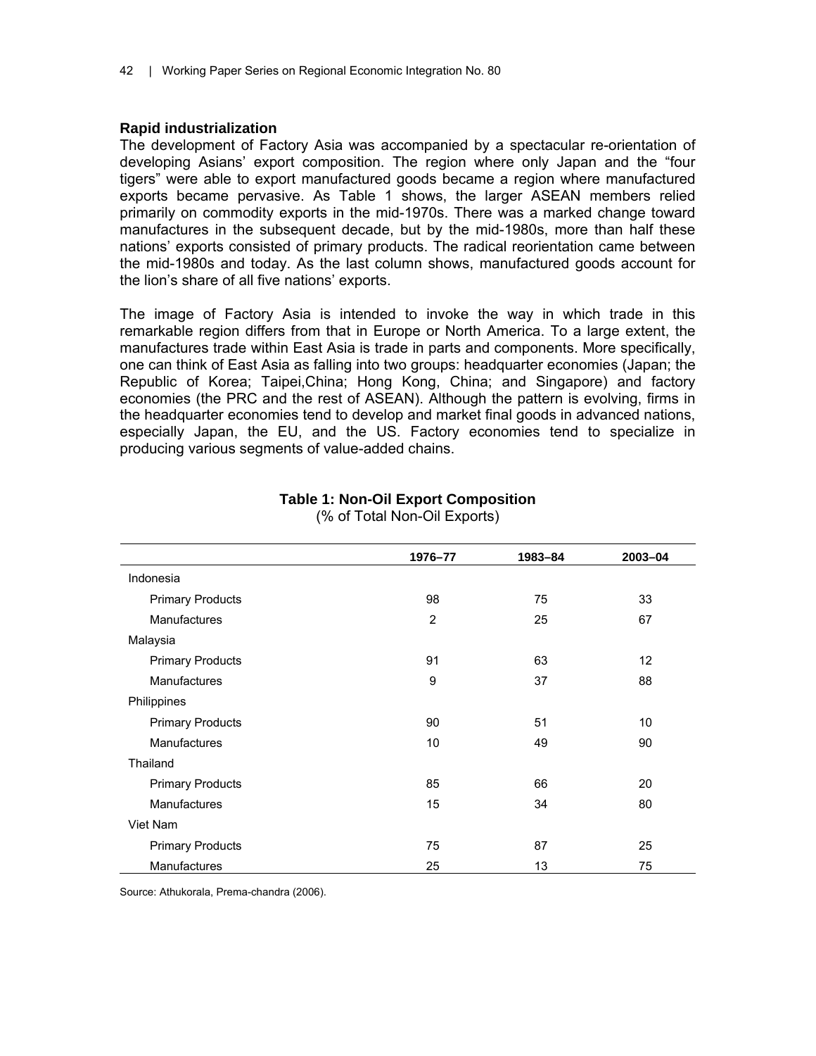### Rapid industrialization

The development of Factory Asia was accompanied by a spectacular re-orientation of developing Asians' export composition. The region where only Japan and the "four tigers" were able to export manufactured goods became a region where manufactured exports became pervasive. As Table 1 shows, the larger ASEAN members relied primarily on commodity exports in the mid-1970s. There was a marked change toward manufactures in the subsequent decade, but by the mid-1980s, more than half these nations' exports consisted of primary products. The radical reorientation came between the mid-1980s and today. As the last column shows, manufactured goods account for the lion's share of all five nations' exports.

The image of Factory Asia is intended to invoke the way in which trade in this remarkable region differs from that in Europe or North America. To a large extent, the manufactures trade within East Asia is trade in parts and components. More specifically, one can think of East Asia as falling into two groups: headquarter economies (Japan; the Republic of Korea; Taipei,China; Hong Kong, China; and Singapore) and factory economies (the PRC and the rest of ASEAN). Although the pattern is evolving, firms in the headquarter economies tend to develop and market final goods in advanced nations, especially Japan, the EU, and the US. Factory economies tend to specialize in producing various segments of value-added chains.

**Table 1: Non-Oil Export Composition**
(% of Total Non-Oil Exports)

| | 1976–77 | 1983–84 | 2003–04 |
|---|---|---|---|
| Indonesia | | | |
| Primary Products | 98 | 75 | 33 |
| Manufactures | 2 | 25 | 67 |
| Malaysia | | | |
| Primary Products | 91 | 63 | 12 |
| Manufactures | 9 | 37 | 88 |
| Philippines | | | |
| Primary Products | 90 | 51 | 10 |
| Manufactures | 10 | 49 | 90 |
| Thailand | | | |
| Primary Products | 85 | 66 | 20 |
| Manufactures | 15 | 34 | 80 |
| Viet Nam | | | |
| Primary Products | 75 | 87 | 25 |
| Manufactures | 25 | 13 | 75 |

Source: Athukorala, Prema-chandra (2006).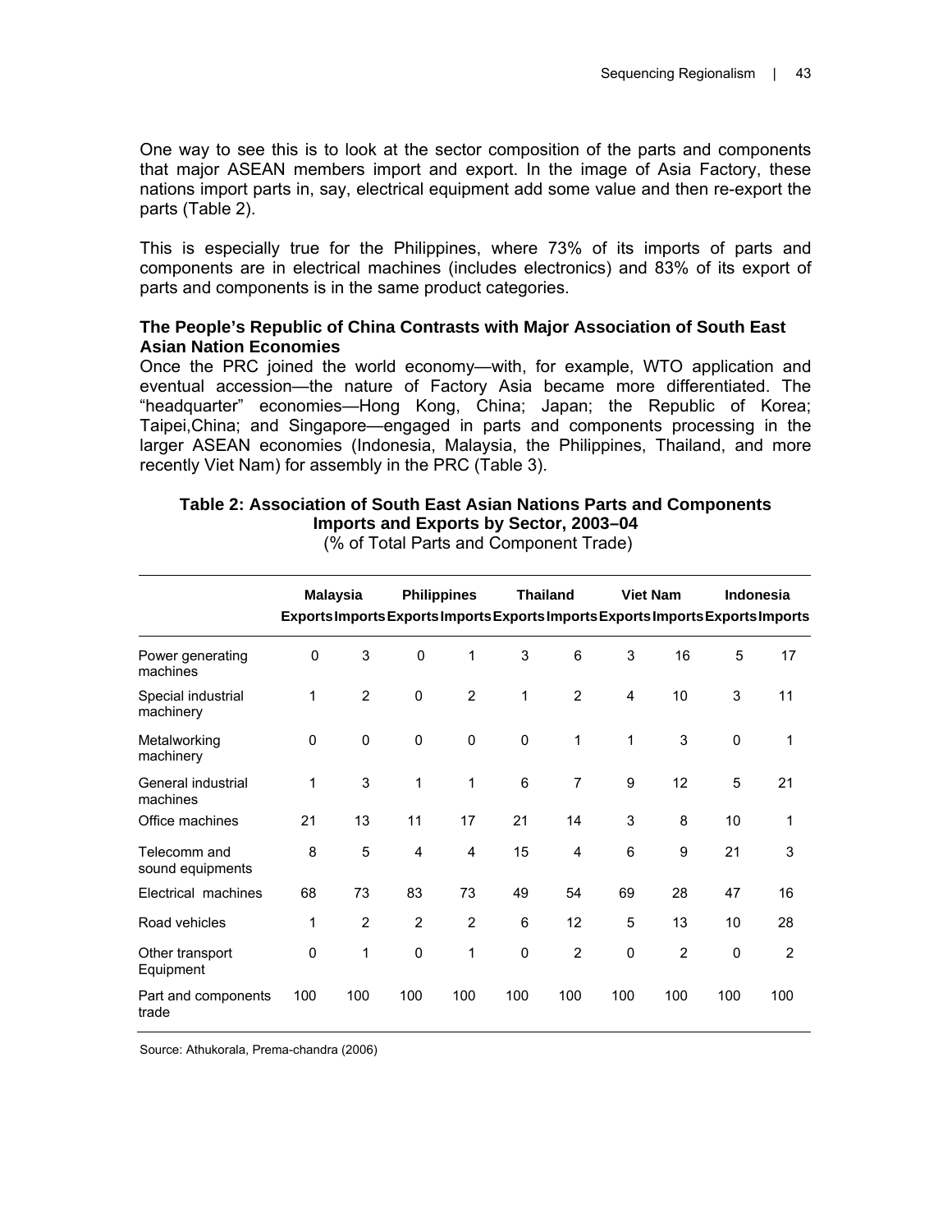One way to see this is to look at the sector composition of the parts and components that major ASEAN members import and export. In the image of Asia Factory, these nations import parts in, say, electrical equipment add some value and then re-export the parts (Table 2).

This is especially true for the Philippines, where 73% of its imports of parts and components are in electrical machines (includes electronics) and 83% of its export of parts and components is in the same product categories.

### The People's Republic of China Contrasts with Major Association of South East Asian Nation Economies

Once the PRC joined the world economy—with, for example, WTO application and eventual accession—the nature of Factory Asia became more differentiated. The "headquarter" economies—Hong Kong, China; Japan; the Republic of Korea; Taipei,China; and Singapore—engaged in parts and components processing in the larger ASEAN economies (Indonesia, Malaysia, the Philippines, Thailand, and more recently Viet Nam) for assembly in the PRC (Table 3).

**Table 2: Association of South East Asian Nations Parts and Components Imports and Exports by Sector, 2003–04**
(% of Total Parts and Component Trade)

| | Malaysia | | Philippines | | Thailand | | Viet Nam | | Indonesia | |
|---|---|---|---|---|---|---|---|---|---|---|
| | Exports | Imports | Exports | Imports | Exports | Imports | Exports | Imports | Exports | Imports |
| Power generating machines | 0 | 3 | 0 | 1 | 3 | 6 | 3 | 16 | 5 | 17 |
| Special industrial machinery | 1 | 2 | 0 | 2 | 1 | 2 | 4 | 10 | 3 | 11 |
| Metalworking machinery | 0 | 0 | 0 | 0 | 0 | 1 | 1 | 3 | 0 | 1 |
| General industrial machines | 1 | 3 | 1 | 1 | 6 | 7 | 9 | 12 | 5 | 21 |
| Office machines | 21 | 13 | 11 | 17 | 21 | 14 | 3 | 8 | 10 | 1 |
| Telecomm and sound equipments | 8 | 5 | 4 | 4 | 15 | 4 | 6 | 9 | 21 | 3 |
| Electrical machines | 68 | 73 | 83 | 73 | 49 | 54 | 69 | 28 | 47 | 16 |
| Road vehicles | 1 | 2 | 2 | 2 | 6 | 12 | 5 | 13 | 10 | 28 |
| Other transport Equipment | 0 | 1 | 0 | 1 | 0 | 2 | 0 | 2 | 0 | 2 |
| Part and components trade | 100 | 100 | 100 | 100 | 100 | 100 | 100 | 100 | 100 | 100 |

Source: Athukorala, Prema-chandra (2006)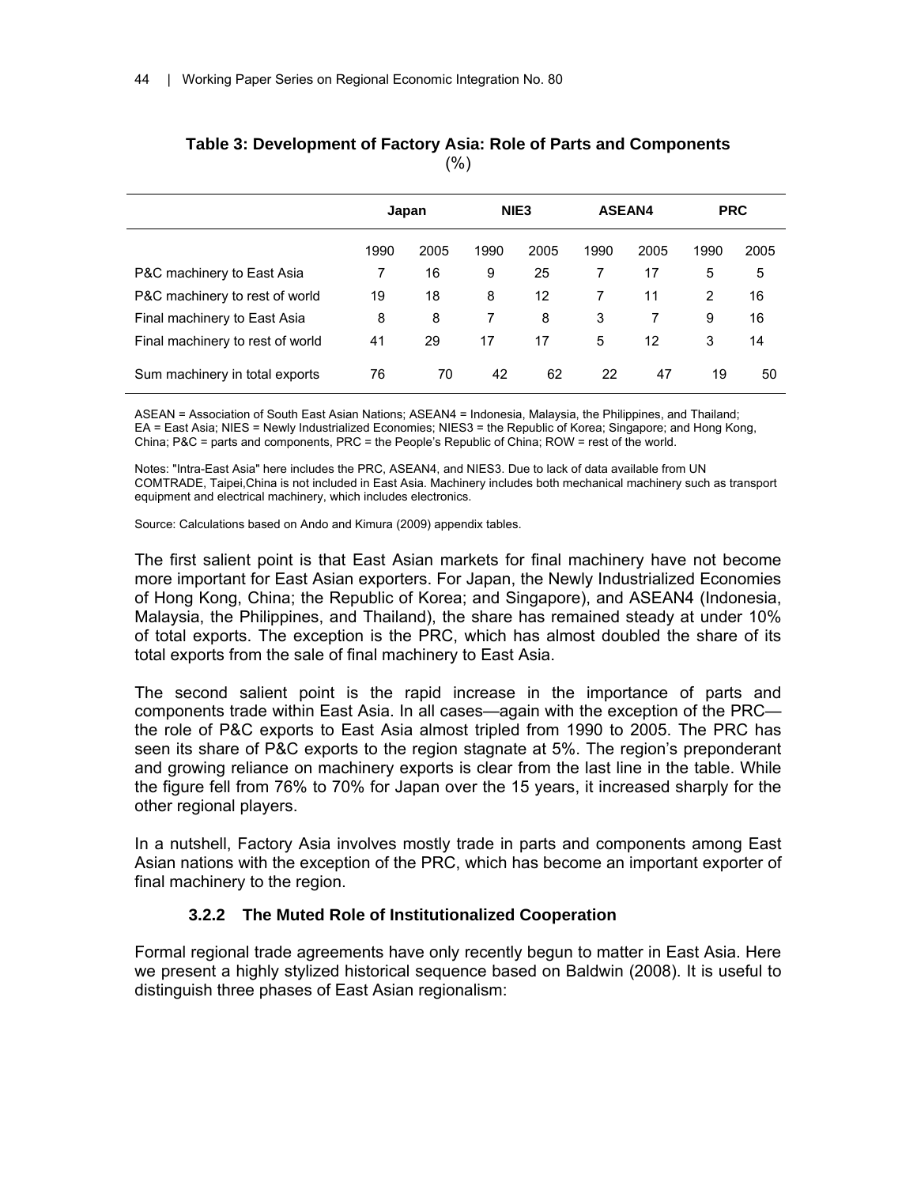**Table 3: Development of Factory Asia: Role of Parts and Components**

(%)

| | Japan | | NIE3 | | ASEAN4 | | PRC | |
|---|---|---|---|---|---|---|---|---|
| | 1990 | 2005 | 1990 | 2005 | 1990 | 2005 | 1990 | 2005 |
| P&C machinery to East Asia | 7 | 16 | 9 | 25 | 7 | 17 | 5 | 5 |
| P&C machinery to rest of world | 19 | 18 | 8 | 12 | 7 | 11 | 2 | 16 |
| Final machinery to East Asia | 8 | 8 | 7 | 8 | 3 | 7 | 9 | 16 |
| Final machinery to rest of world | 41 | 29 | 17 | 17 | 5 | 12 | 3 | 14 |
| Sum machinery in total exports | 76 | 70 | 42 | 62 | 22 | 47 | 19 | 50 |

ASEAN = Association of South East Asian Nations; ASEAN4 = Indonesia, Malaysia, the Philippines, and Thailand; EA = East Asia; NIES = Newly Industrialized Economies; NIES3 = the Republic of Korea; Singapore; and Hong Kong, China; P&C = parts and components, PRC = the People's Republic of China; ROW = rest of the world.

Notes: "Intra-East Asia" here includes the PRC, ASEAN4, and NIES3. Due to lack of data available from UN COMTRADE, Taipei,China is not included in East Asia. Machinery includes both mechanical machinery such as transport equipment and electrical machinery, which includes electronics.

Source: Calculations based on Ando and Kimura (2009) appendix tables.

The first salient point is that East Asian markets for final machinery have not become more important for East Asian exporters. For Japan, the Newly Industrialized Economies of Hong Kong, China; the Republic of Korea; and Singapore), and ASEAN4 (Indonesia, Malaysia, the Philippines, and Thailand), the share has remained steady at under 10% of total exports. The exception is the PRC, which has almost doubled the share of its total exports from the sale of final machinery to East Asia.

The second salient point is the rapid increase in the importance of parts and components trade within East Asia. In all cases—again with the exception of the PRC—the role of P&C exports to East Asia almost tripled from 1990 to 2005. The PRC has seen its share of P&C exports to the region stagnate at 5%. The region's preponderant and growing reliance on machinery exports is clear from the last line in the table. While the figure fell from 76% to 70% for Japan over the 15 years, it increased sharply for the other regional players.

In a nutshell, Factory Asia involves mostly trade in parts and components among East Asian nations with the exception of the PRC, which has become an important exporter of final machinery to the region.

#### 3.2.2 The Muted Role of Institutionalized Cooperation

Formal regional trade agreements have only recently begun to matter in East Asia. Here we present a highly stylized historical sequence based on Baldwin (2008). It is useful to distinguish three phases of East Asian regionalism: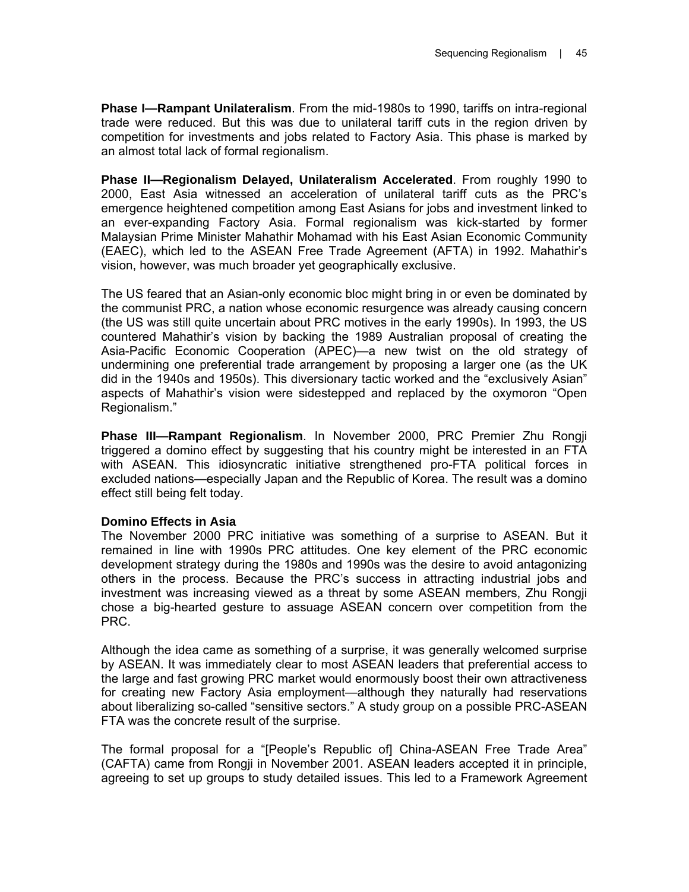**Phase I—Rampant Unilateralism**. From the mid-1980s to 1990, tariffs on intra-regional trade were reduced. But this was due to unilateral tariff cuts in the region driven by competition for investments and jobs related to Factory Asia. This phase is marked by an almost total lack of formal regionalism.

**Phase II—Regionalism Delayed, Unilateralism Accelerated**. From roughly 1990 to 2000, East Asia witnessed an acceleration of unilateral tariff cuts as the PRC's emergence heightened competition among East Asians for jobs and investment linked to an ever-expanding Factory Asia. Formal regionalism was kick-started by former Malaysian Prime Minister Mahathir Mohamad with his East Asian Economic Community (EAEC), which led to the ASEAN Free Trade Agreement (AFTA) in 1992. Mahathir's vision, however, was much broader yet geographically exclusive.

The US feared that an Asian-only economic bloc might bring in or even be dominated by the communist PRC, a nation whose economic resurgence was already causing concern (the US was still quite uncertain about PRC motives in the early 1990s). In 1993, the US countered Mahathir's vision by backing the 1989 Australian proposal of creating the Asia-Pacific Economic Cooperation (APEC)—a new twist on the old strategy of undermining one preferential trade arrangement by proposing a larger one (as the UK did in the 1940s and 1950s). This diversionary tactic worked and the "exclusively Asian" aspects of Mahathir's vision were sidestepped and replaced by the oxymoron "Open Regionalism."

**Phase III—Rampant Regionalism**. In November 2000, PRC Premier Zhu Rongji triggered a domino effect by suggesting that his country might be interested in an FTA with ASEAN. This idiosyncratic initiative strengthened pro-FTA political forces in excluded nations—especially Japan and the Republic of Korea. The result was a domino effect still being felt today.

**Domino Effects in Asia**

The November 2000 PRC initiative was something of a surprise to ASEAN. But it remained in line with 1990s PRC attitudes. One key element of the PRC economic development strategy during the 1980s and 1990s was the desire to avoid antagonizing others in the process. Because the PRC's success in attracting industrial jobs and investment was increasing viewed as a threat by some ASEAN members, Zhu Rongji chose a big-hearted gesture to assuage ASEAN concern over competition from the PRC.

Although the idea came as something of a surprise, it was generally welcomed surprise by ASEAN. It was immediately clear to most ASEAN leaders that preferential access to the large and fast growing PRC market would enormously boost their own attractiveness for creating new Factory Asia employment—although they naturally had reservations about liberalizing so-called "sensitive sectors." A study group on a possible PRC-ASEAN FTA was the concrete result of the surprise.

The formal proposal for a "[People's Republic of] China-ASEAN Free Trade Area" (CAFTA) came from Rongji in November 2001. ASEAN leaders accepted it in principle, agreeing to set up groups to study detailed issues. This led to a Framework Agreement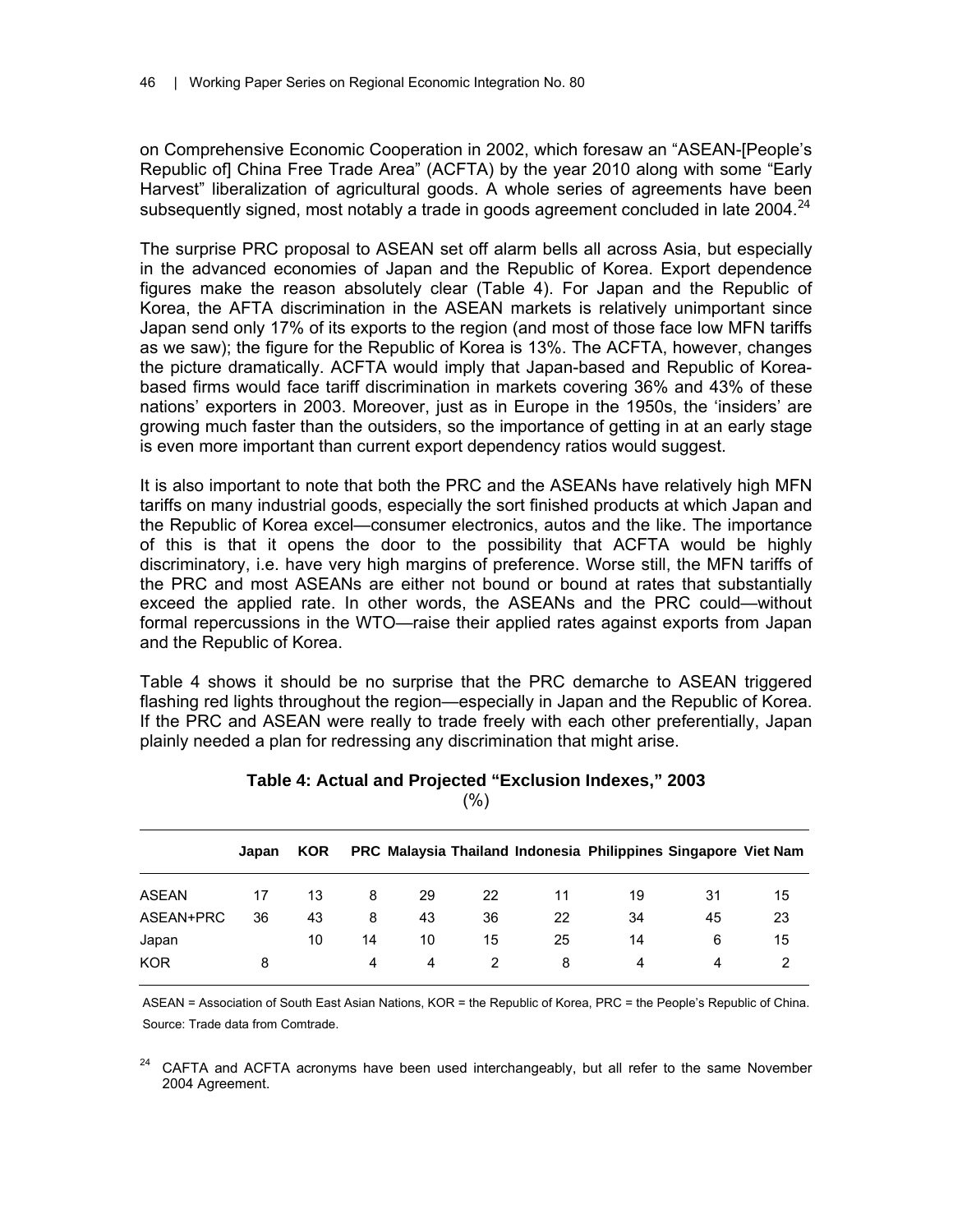on Comprehensive Economic Cooperation in 2002, which foresaw an "ASEAN-[People's Republic of] China Free Trade Area" (ACFTA) by the year 2010 along with some "Early Harvest" liberalization of agricultural goods. A whole series of agreements have been subsequently signed, most notably a trade in goods agreement concluded in late 2004.[24]

The surprise PRC proposal to ASEAN set off alarm bells all across Asia, but especially in the advanced economies of Japan and the Republic of Korea. Export dependence figures make the reason absolutely clear (Table 4). For Japan and the Republic of Korea, the AFTA discrimination in the ASEAN markets is relatively unimportant since Japan send only 17% of its exports to the region (and most of those face low MFN tariffs as we saw); the figure for the Republic of Korea is 13%. The ACFTA, however, changes the picture dramatically. ACFTA would imply that Japan-based and Republic of Korea-based firms would face tariff discrimination in markets covering 36% and 43% of these nations' exporters in 2003. Moreover, just as in Europe in the 1950s, the 'insiders' are growing much faster than the outsiders, so the importance of getting in at an early stage is even more important than current export dependency ratios would suggest.

It is also important to note that both the PRC and the ASEANs have relatively high MFN tariffs on many industrial goods, especially the sort finished products at which Japan and the Republic of Korea excel—consumer electronics, autos and the like. The importance of this is that it opens the door to the possibility that ACFTA would be highly discriminatory, i.e. have very high margins of preference. Worse still, the MFN tariffs of the PRC and most ASEANs are either not bound or bound at rates that substantially exceed the applied rate. In other words, the ASEANs and the PRC could—without formal repercussions in the WTO—raise their applied rates against exports from Japan and the Republic of Korea.

Table 4 shows it should be no surprise that the PRC demarche to ASEAN triggered flashing red lights throughout the region—especially in Japan and the Republic of Korea. If the PRC and ASEAN were really to trade freely with each other preferentially, Japan plainly needed a plan for redressing any discrimination that might arise.

**Table 4: Actual and Projected "Exclusion Indexes," 2003**

(%)

| | Japan | KOR | PRC | Malaysia | Thailand | Indonesia | Philippines | Singapore | Viet Nam |
|---|---|---|---|---|---|---|---|---|---|
| ASEAN | 17 | 13 | 8 | 29 | 22 | 11 | 19 | 31 | 15 |
| ASEAN+PRC | 36 | 43 | 8 | 43 | 36 | 22 | 34 | 45 | 23 |
| Japan | | 10 | 14 | 10 | 15 | 25 | 14 | 6 | 15 |
| KOR | 8 | | 4 | 4 | 2 | 8 | 4 | 4 | 2 |

ASEAN = Association of South East Asian Nations, KOR = the Republic of Korea, PRC = the People's Republic of China.
Source: Trade data from Comtrade.

[24] CAFTA and ACFTA acronyms have been used interchangeably, but all refer to the same November 2004 Agreement.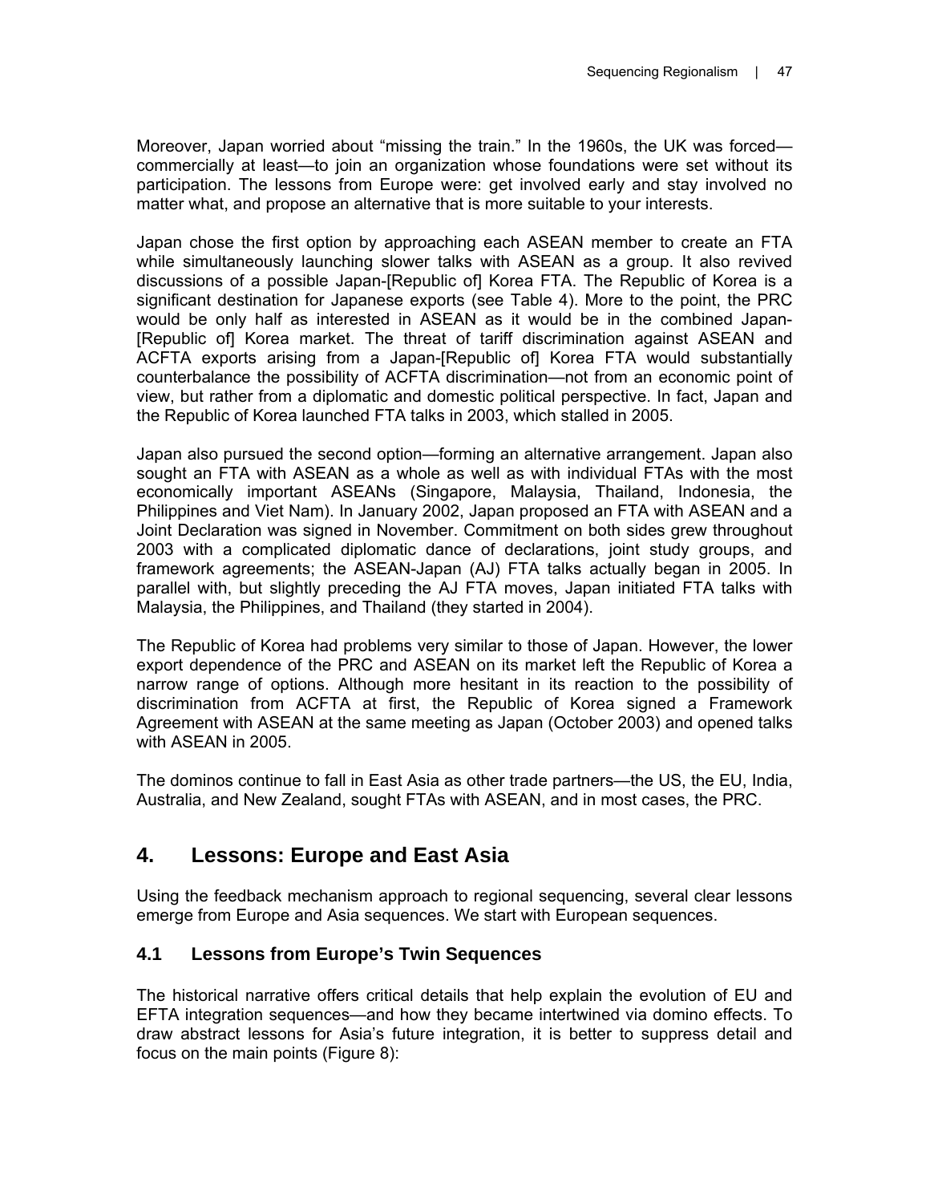Moreover, Japan worried about "missing the train." In the 1960s, the UK was forced—commercially at least—to join an organization whose foundations were set without its participation. The lessons from Europe were: get involved early and stay involved no matter what, and propose an alternative that is more suitable to your interests.

Japan chose the first option by approaching each ASEAN member to create an FTA while simultaneously launching slower talks with ASEAN as a group. It also revived discussions of a possible Japan-[Republic of] Korea FTA. The Republic of Korea is a significant destination for Japanese exports (see Table 4). More to the point, the PRC would be only half as interested in ASEAN as it would be in the combined Japan-[Republic of] Korea market. The threat of tariff discrimination against ASEAN and ACFTA exports arising from a Japan-[Republic of] Korea FTA would substantially counterbalance the possibility of ACFTA discrimination—not from an economic point of view, but rather from a diplomatic and domestic political perspective. In fact, Japan and the Republic of Korea launched FTA talks in 2003, which stalled in 2005.

Japan also pursued the second option—forming an alternative arrangement. Japan also sought an FTA with ASEAN as a whole as well as with individual FTAs with the most economically important ASEANs (Singapore, Malaysia, Thailand, Indonesia, the Philippines and Viet Nam). In January 2002, Japan proposed an FTA with ASEAN and a Joint Declaration was signed in November. Commitment on both sides grew throughout 2003 with a complicated diplomatic dance of declarations, joint study groups, and framework agreements; the ASEAN-Japan (AJ) FTA talks actually began in 2005. In parallel with, but slightly preceding the AJ FTA moves, Japan initiated FTA talks with Malaysia, the Philippines, and Thailand (they started in 2004).

The Republic of Korea had problems very similar to those of Japan. However, the lower export dependence of the PRC and ASEAN on its market left the Republic of Korea a narrow range of options. Although more hesitant in its reaction to the possibility of discrimination from ACFTA at first, the Republic of Korea signed a Framework Agreement with ASEAN at the same meeting as Japan (October 2003) and opened talks with ASEAN in 2005.

The dominos continue to fall in East Asia as other trade partners—the US, the EU, India, Australia, and New Zealand, sought FTAs with ASEAN, and in most cases, the PRC.

## 4. Lessons: Europe and East Asia

Using the feedback mechanism approach to regional sequencing, several clear lessons emerge from Europe and Asia sequences. We start with European sequences.

### 4.1 Lessons from Europe's Twin Sequences

The historical narrative offers critical details that help explain the evolution of EU and EFTA integration sequences—and how they became intertwined via domino effects. To draw abstract lessons for Asia's future integration, it is better to suppress detail and focus on the main points (Figure 8):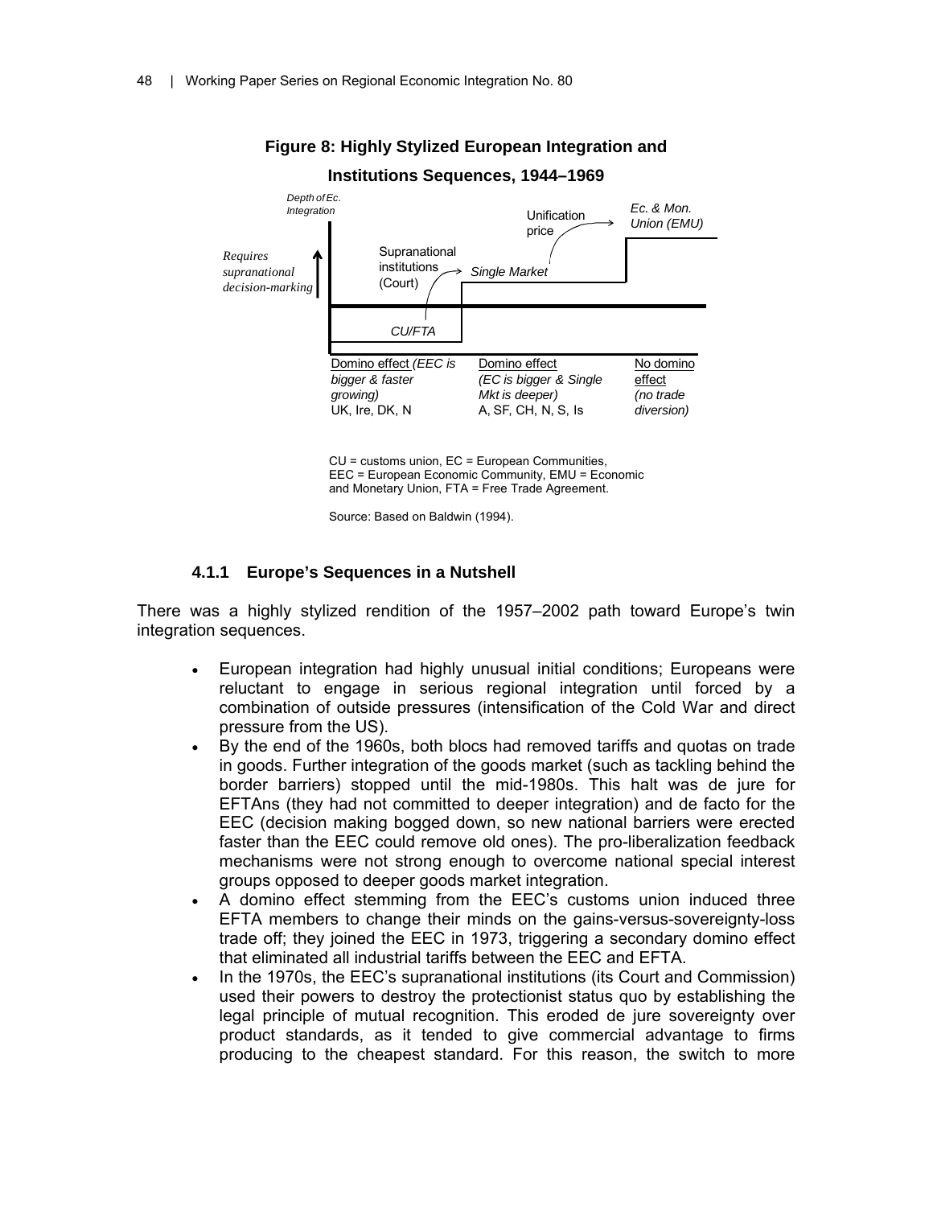**Figure 8: Highly Stylized European Integration and Institutions Sequences, 1944–1969**

Depth of Ec. Integration

*Requires supranational decision-marking*

Supranational institutions (Court)

*CU/FTA*

*Single Market*

Unification price

*Ec. & Mon. Union (EMU)*

Domino effect *(EEC is bigger & faster growing)* UK, Ire, DK, N

Domino effect *(EC is bigger & Single Mkt is deeper)* A, SF, CH, N, S, Is

No domino effect *(no trade diversion)*

CU = customs union, EC = European Communities, EEC = European Economic Community, EMU = Economic and Monetary Union, FTA = Free Trade Agreement.

Source: Based on Baldwin (1994).

### 4.1.1 Europe's Sequences in a Nutshell

There was a highly stylized rendition of the 1957–2002 path toward Europe's twin integration sequences.

- European integration had highly unusual initial conditions; Europeans were reluctant to engage in serious regional integration until forced by a combination of outside pressures (intensification of the Cold War and direct pressure from the US).
- By the end of the 1960s, both blocs had removed tariffs and quotas on trade in goods. Further integration of the goods market (such as tackling behind the border barriers) stopped until the mid-1980s. This halt was de jure for EFTAns (they had not committed to deeper integration) and de facto for the EEC (decision making bogged down, so new national barriers were erected faster than the EEC could remove old ones). The pro-liberalization feedback mechanisms were not strong enough to overcome national special interest groups opposed to deeper goods market integration.
- A domino effect stemming from the EEC's customs union induced three EFTA members to change their minds on the gains-versus-sovereignty-loss trade off; they joined the EEC in 1973, triggering a secondary domino effect that eliminated all industrial tariffs between the EEC and EFTA.
- In the 1970s, the EEC's supranational institutions (its Court and Commission) used their powers to destroy the protectionist status quo by establishing the legal principle of mutual recognition. This eroded de jure sovereignty over product standards, as it tended to give commercial advantage to firms producing to the cheapest standard. For this reason, the switch to more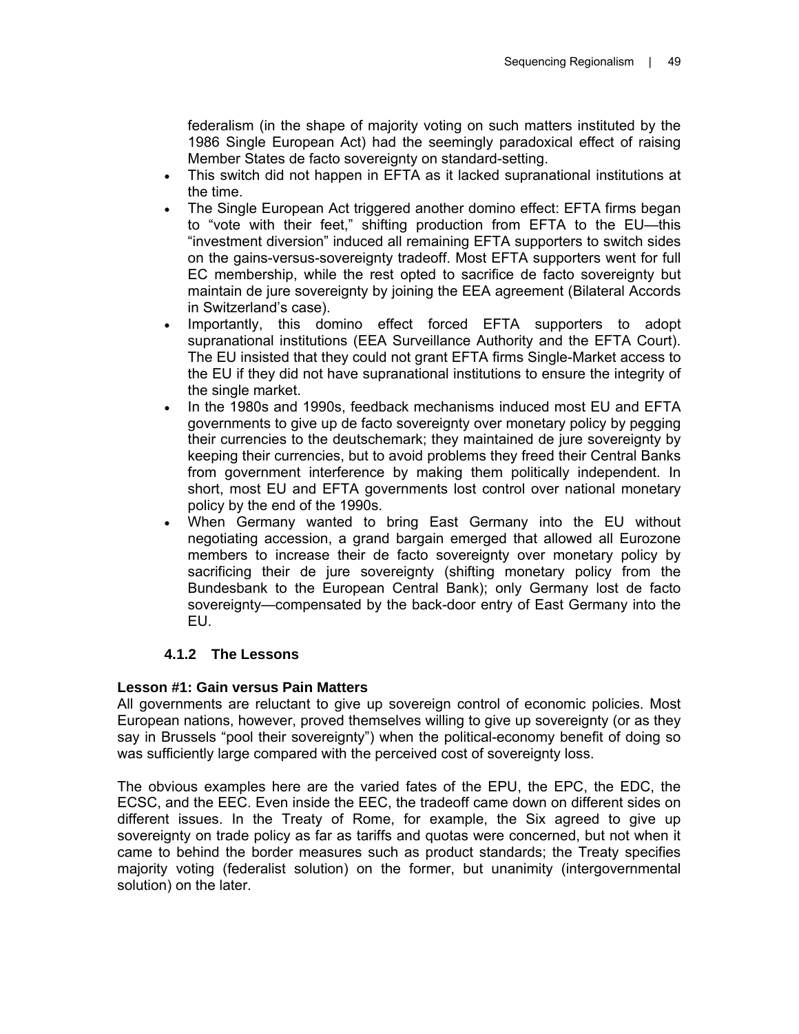federalism (in the shape of majority voting on such matters instituted by the 1986 Single European Act) had the seemingly paradoxical effect of raising Member States de facto sovereignty on standard-setting.

- This switch did not happen in EFTA as it lacked supranational institutions at the time.
- The Single European Act triggered another domino effect: EFTA firms began to "vote with their feet," shifting production from EFTA to the EU—this "investment diversion" induced all remaining EFTA supporters to switch sides on the gains-versus-sovereignty tradeoff. Most EFTA supporters went for full EC membership, while the rest opted to sacrifice de facto sovereignty but maintain de jure sovereignty by joining the EEA agreement (Bilateral Accords in Switzerland's case).
- Importantly, this domino effect forced EFTA supporters to adopt supranational institutions (EEA Surveillance Authority and the EFTA Court). The EU insisted that they could not grant EFTA firms Single-Market access to the EU if they did not have supranational institutions to ensure the integrity of the single market.
- In the 1980s and 1990s, feedback mechanisms induced most EU and EFTA governments to give up de facto sovereignty over monetary policy by pegging their currencies to the deutschemark; they maintained de jure sovereignty by keeping their currencies, but to avoid problems they freed their Central Banks from government interference by making them politically independent. In short, most EU and EFTA governments lost control over national monetary policy by the end of the 1990s.
- When Germany wanted to bring East Germany into the EU without negotiating accession, a grand bargain emerged that allowed all Eurozone members to increase their de facto sovereignty over monetary policy by sacrificing their de jure sovereignty (shifting monetary policy from the Bundesbank to the European Central Bank); only Germany lost de facto sovereignty—compensated by the back-door entry of East Germany into the EU.

### 4.1.2 The Lessons

**Lesson #1: Gain versus Pain Matters**

All governments are reluctant to give up sovereign control of economic policies. Most European nations, however, proved themselves willing to give up sovereignty (or as they say in Brussels "pool their sovereignty") when the political-economy benefit of doing so was sufficiently large compared with the perceived cost of sovereignty loss.

The obvious examples here are the varied fates of the EPU, the EPC, the EDC, the ECSC, and the EEC. Even inside the EEC, the tradeoff came down on different sides on different issues. In the Treaty of Rome, for example, the Six agreed to give up sovereignty on trade policy as far as tariffs and quotas were concerned, but not when it came to behind the border measures such as product standards; the Treaty specifies majority voting (federalist solution) on the former, but unanimity (intergovernmental solution) on the later.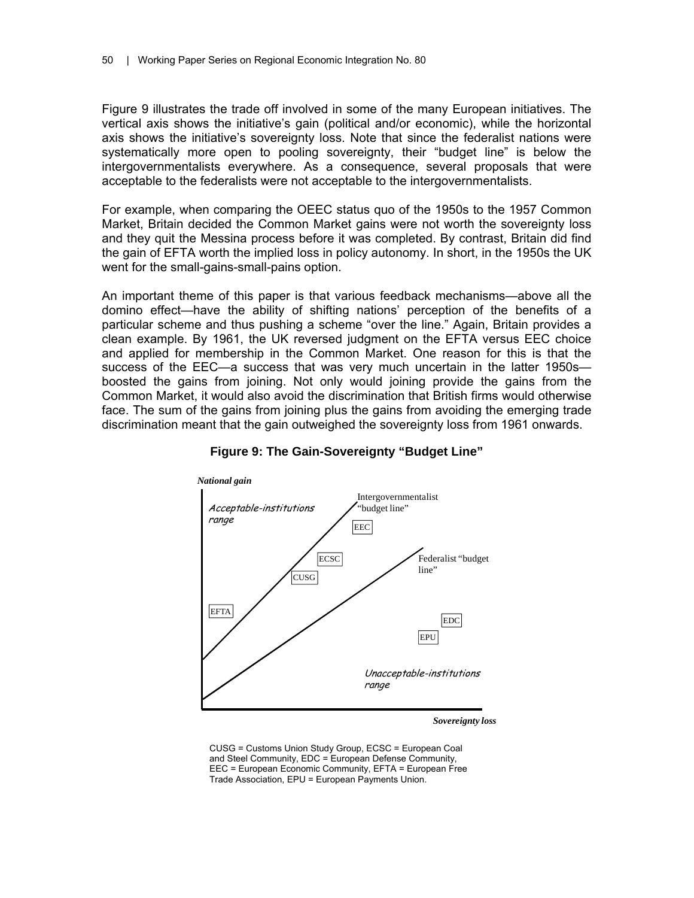Figure 9 illustrates the trade off involved in some of the many European initiatives. The vertical axis shows the initiative's gain (political and/or economic), while the horizontal axis shows the initiative's sovereignty loss. Note that since the federalist nations were systematically more open to pooling sovereignty, their "budget line" is below the intergovernmentalists everywhere. As a consequence, several proposals that were acceptable to the federalists were not acceptable to the intergovernmentalists.

For example, when comparing the OEEC status quo of the 1950s to the 1957 Common Market, Britain decided the Common Market gains were not worth the sovereignty loss and they quit the Messina process before it was completed. By contrast, Britain did find the gain of EFTA worth the implied loss in policy autonomy. In short, in the 1950s the UK went for the small-gains-small-pains option.

An important theme of this paper is that various feedback mechanisms—above all the domino effect—have the ability of shifting nations' perception of the benefits of a particular scheme and thus pushing a scheme "over the line." Again, Britain provides a clean example. By 1961, the UK reversed judgment on the EFTA versus EEC choice and applied for membership in the Common Market. One reason for this is that the success of the EEC—a success that was very much uncertain in the latter 1950s—boosted the gains from joining. Not only would joining provide the gains from the Common Market, it would also avoid the discrimination that British firms would otherwise face. The sum of the gains from joining plus the gains from avoiding the emerging trade discrimination meant that the gain outweighed the sovereignty loss from 1961 onwards.

**Figure 9: The Gain-Sovereignty "Budget Line"**

*National gain*

*Acceptable-institutions range*

Intergovernmentalist "budget line"

EEC

ECSC

CUSG

Federalist "budget line"

EFTA

EDC

EPU

*Unacceptable-institutions range*

*Sovereignty loss*

CUSG = Customs Union Study Group, ECSC = European Coal and Steel Community, EDC = European Defense Community, EEC = European Economic Community, EFTA = European Free Trade Association, EPU = European Payments Union.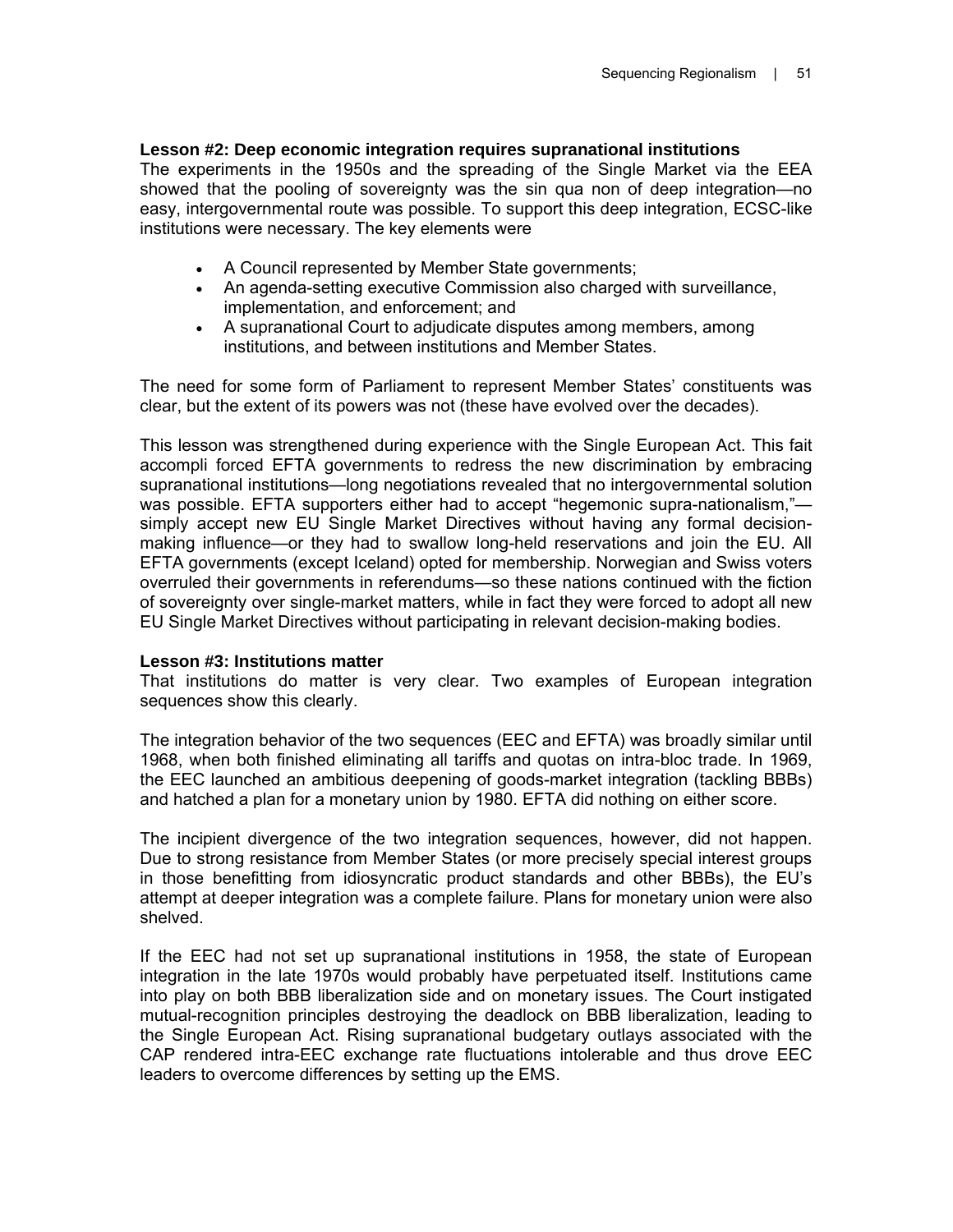**Lesson #2: Deep economic integration requires supranational institutions**

The experiments in the 1950s and the spreading of the Single Market via the EEA showed that the pooling of sovereignty was the sin qua non of deep integration—no easy, intergovernmental route was possible. To support this deep integration, ECSC-like institutions were necessary. The key elements were

- A Council represented by Member State governments;
- An agenda-setting executive Commission also charged with surveillance, implementation, and enforcement; and
- A supranational Court to adjudicate disputes among members, among institutions, and between institutions and Member States.

The need for some form of Parliament to represent Member States' constituents was clear, but the extent of its powers was not (these have evolved over the decades).

This lesson was strengthened during experience with the Single European Act. This fait accompli forced EFTA governments to redress the new discrimination by embracing supranational institutions—long negotiations revealed that no intergovernmental solution was possible. EFTA supporters either had to accept "hegemonic supra-nationalism,"—simply accept new EU Single Market Directives without having any formal decision-making influence—or they had to swallow long-held reservations and join the EU. All EFTA governments (except Iceland) opted for membership. Norwegian and Swiss voters overruled their governments in referendums—so these nations continued with the fiction of sovereignty over single-market matters, while in fact they were forced to adopt all new EU Single Market Directives without participating in relevant decision-making bodies.

**Lesson #3: Institutions matter**

That institutions do matter is very clear. Two examples of European integration sequences show this clearly.

The integration behavior of the two sequences (EEC and EFTA) was broadly similar until 1968, when both finished eliminating all tariffs and quotas on intra-bloc trade. In 1969, the EEC launched an ambitious deepening of goods-market integration (tackling BBBs) and hatched a plan for a monetary union by 1980. EFTA did nothing on either score.

The incipient divergence of the two integration sequences, however, did not happen. Due to strong resistance from Member States (or more precisely special interest groups in those benefitting from idiosyncratic product standards and other BBBs), the EU's attempt at deeper integration was a complete failure. Plans for monetary union were also shelved.

If the EEC had not set up supranational institutions in 1958, the state of European integration in the late 1970s would probably have perpetuated itself. Institutions came into play on both BBB liberalization side and on monetary issues. The Court instigated mutual-recognition principles destroying the deadlock on BBB liberalization, leading to the Single European Act. Rising supranational budgetary outlays associated with the CAP rendered intra-EEC exchange rate fluctuations intolerable and thus drove EEC leaders to overcome differences by setting up the EMS.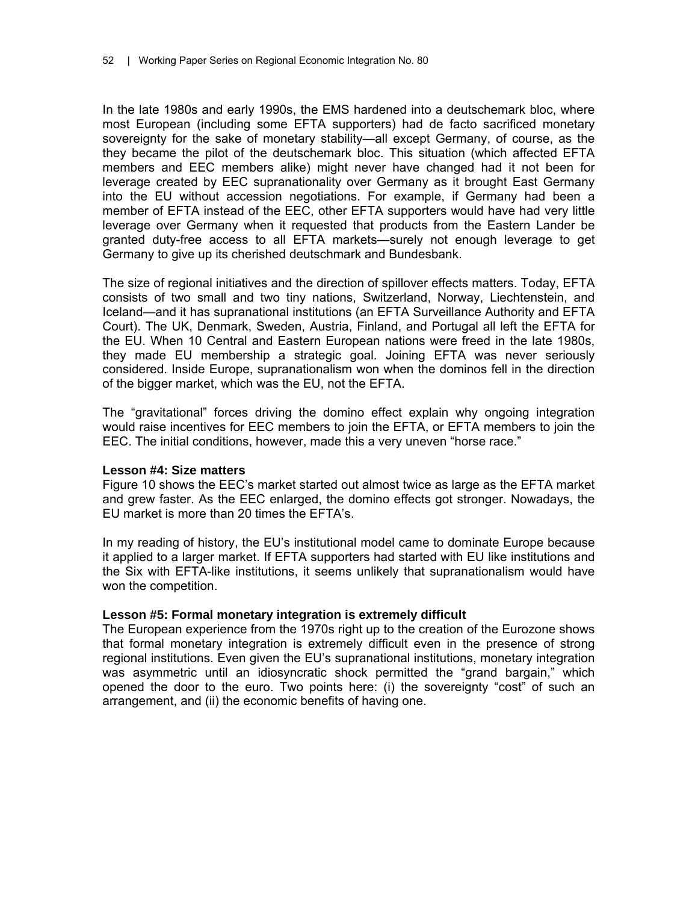In the late 1980s and early 1990s, the EMS hardened into a deutschemark bloc, where most European (including some EFTA supporters) had de facto sacrificed monetary sovereignty for the sake of monetary stability—all except Germany, of course, as the they became the pilot of the deutschemark bloc. This situation (which affected EFTA members and EEC members alike) might never have changed had it not been for leverage created by EEC supranationality over Germany as it brought East Germany into the EU without accession negotiations. For example, if Germany had been a member of EFTA instead of the EEC, other EFTA supporters would have had very little leverage over Germany when it requested that products from the Eastern Lander be granted duty-free access to all EFTA markets—surely not enough leverage to get Germany to give up its cherished deutschmark and Bundesbank.

The size of regional initiatives and the direction of spillover effects matters. Today, EFTA consists of two small and two tiny nations, Switzerland, Norway, Liechtenstein, and Iceland—and it has supranational institutions (an EFTA Surveillance Authority and EFTA Court). The UK, Denmark, Sweden, Austria, Finland, and Portugal all left the EFTA for the EU. When 10 Central and Eastern European nations were freed in the late 1980s, they made EU membership a strategic goal. Joining EFTA was never seriously considered. Inside Europe, supranationalism won when the dominos fell in the direction of the bigger market, which was the EU, not the EFTA.

The "gravitational" forces driving the domino effect explain why ongoing integration would raise incentives for EEC members to join the EFTA, or EFTA members to join the EEC. The initial conditions, however, made this a very uneven "horse race."

**Lesson #4: Size matters**

Figure 10 shows the EEC's market started out almost twice as large as the EFTA market and grew faster. As the EEC enlarged, the domino effects got stronger. Nowadays, the EU market is more than 20 times the EFTA's.

In my reading of history, the EU's institutional model came to dominate Europe because it applied to a larger market. If EFTA supporters had started with EU like institutions and the Six with EFTA-like institutions, it seems unlikely that supranationalism would have won the competition.

**Lesson #5: Formal monetary integration is extremely difficult**

The European experience from the 1970s right up to the creation of the Eurozone shows that formal monetary integration is extremely difficult even in the presence of strong regional institutions. Even given the EU's supranational institutions, monetary integration was asymmetric until an idiosyncratic shock permitted the "grand bargain," which opened the door to the euro. Two points here: (i) the sovereignty "cost" of such an arrangement, and (ii) the economic benefits of having one.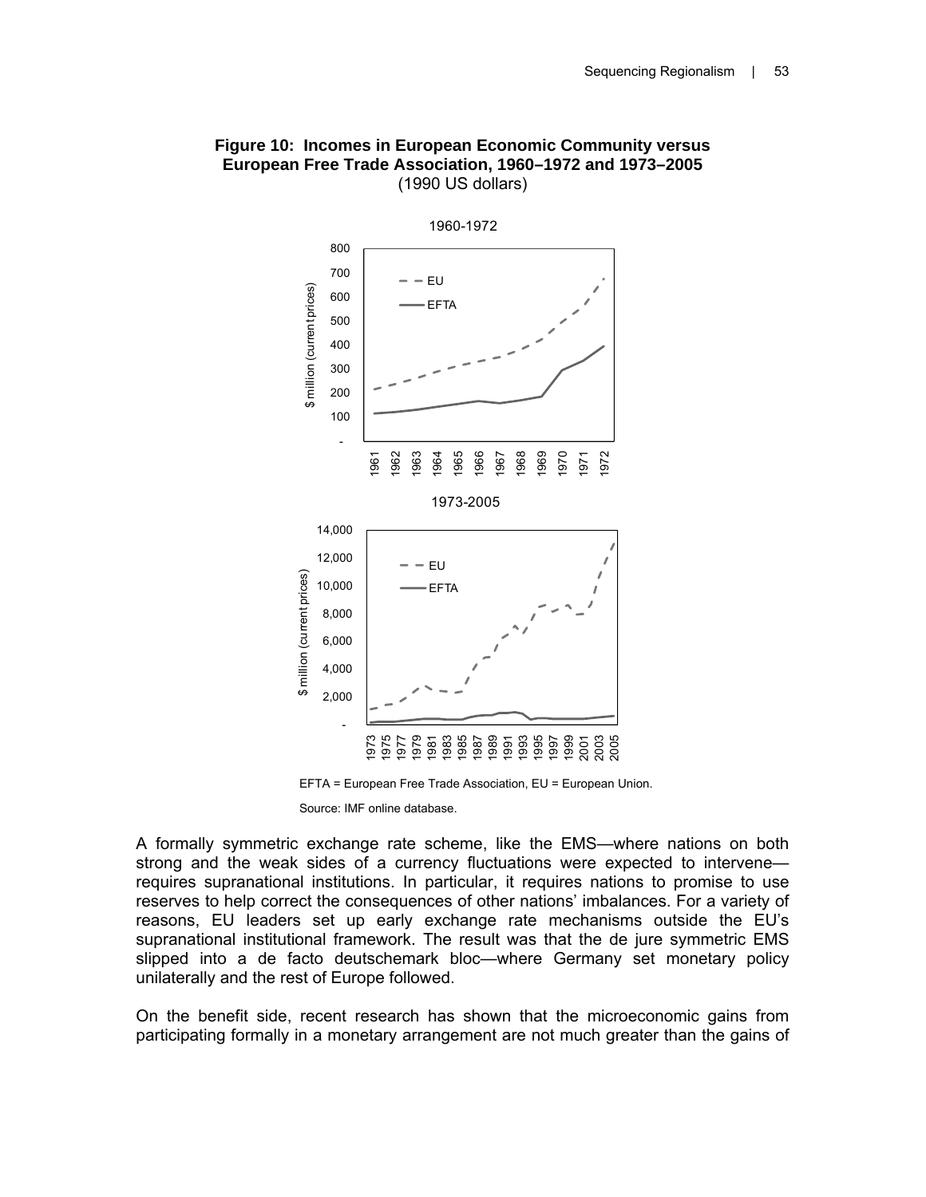**Figure 10: Incomes in European Economic Community versus European Free Trade Association, 1960–1972 and 1973–2005**
(1990 US dollars)

EFTA = European Free Trade Association, EU = European Union.

Source: IMF online database.

A formally symmetric exchange rate scheme, like the EMS—where nations on both strong and the weak sides of a currency fluctuations were expected to intervene—requires supranational institutions. In particular, it requires nations to promise to use reserves to help correct the consequences of other nations' imbalances. For a variety of reasons, EU leaders set up early exchange rate mechanisms outside the EU's supranational institutional framework. The result was that the de jure symmetric EMS slipped into a de facto deutschemark bloc—where Germany set monetary policy unilaterally and the rest of Europe followed.

On the benefit side, recent research has shown that the microeconomic gains from participating formally in a monetary arrangement are not much greater than the gains of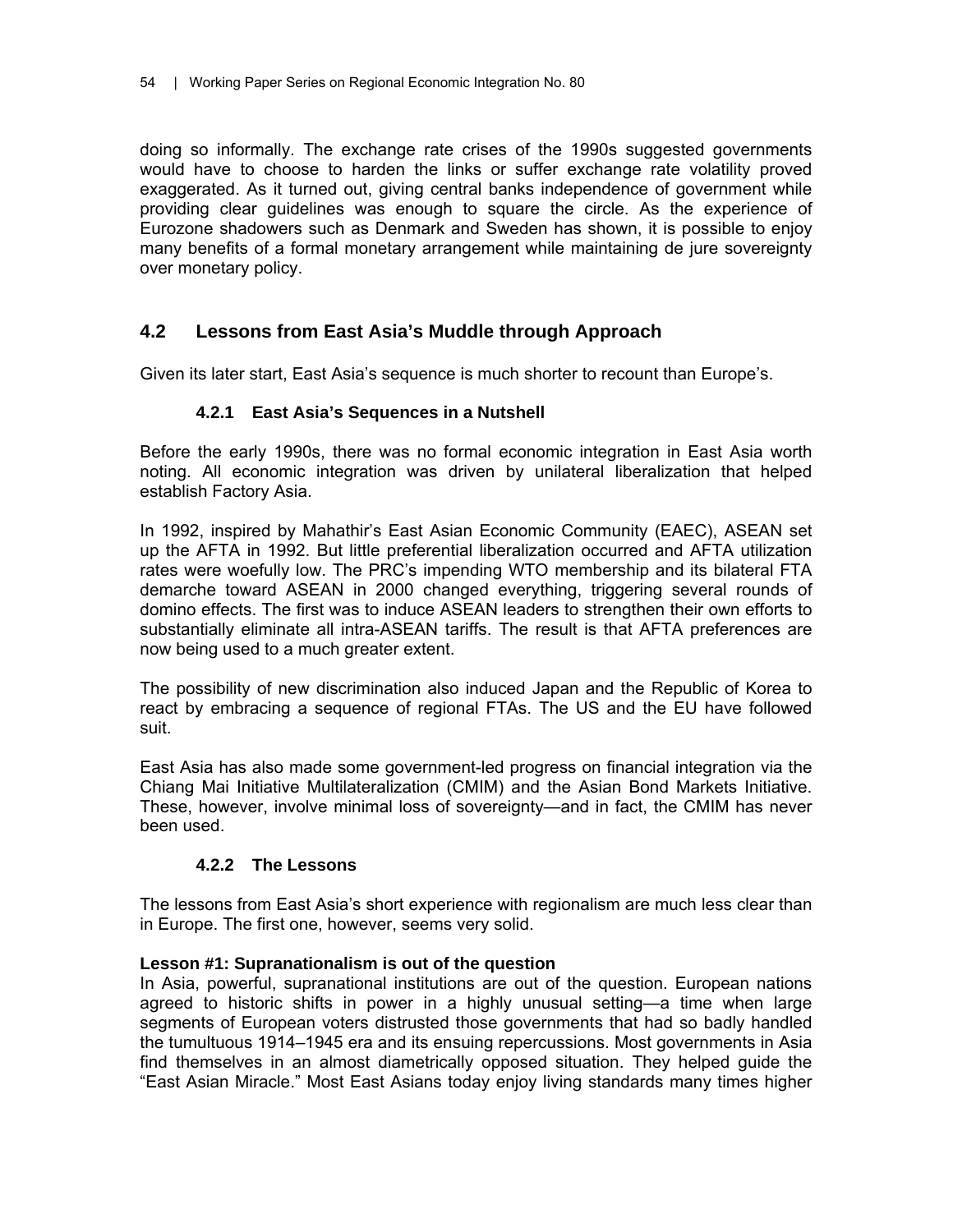doing so informally. The exchange rate crises of the 1990s suggested governments would have to choose to harden the links or suffer exchange rate volatility proved exaggerated. As it turned out, giving central banks independence of government while providing clear guidelines was enough to square the circle. As the experience of Eurozone shadowers such as Denmark and Sweden has shown, it is possible to enjoy many benefits of a formal monetary arrangement while maintaining de jure sovereignty over monetary policy.

## 4.2 Lessons from East Asia's Muddle through Approach

Given its later start, East Asia's sequence is much shorter to recount than Europe's.

### 4.2.1 East Asia's Sequences in a Nutshell

Before the early 1990s, there was no formal economic integration in East Asia worth noting. All economic integration was driven by unilateral liberalization that helped establish Factory Asia.

In 1992, inspired by Mahathir's East Asian Economic Community (EAEC), ASEAN set up the AFTA in 1992. But little preferential liberalization occurred and AFTA utilization rates were woefully low. The PRC's impending WTO membership and its bilateral FTA demarche toward ASEAN in 2000 changed everything, triggering several rounds of domino effects. The first was to induce ASEAN leaders to strengthen their own efforts to substantially eliminate all intra-ASEAN tariffs. The result is that AFTA preferences are now being used to a much greater extent.

The possibility of new discrimination also induced Japan and the Republic of Korea to react by embracing a sequence of regional FTAs. The US and the EU have followed suit.

East Asia has also made some government-led progress on financial integration via the Chiang Mai Initiative Multilateralization (CMIM) and the Asian Bond Markets Initiative. These, however, involve minimal loss of sovereignty—and in fact, the CMIM has never been used.

### 4.2.2 The Lessons

The lessons from East Asia's short experience with regionalism are much less clear than in Europe. The first one, however, seems very solid.

**Lesson #1: Supranationalism is out of the question**

In Asia, powerful, supranational institutions are out of the question. European nations agreed to historic shifts in power in a highly unusual setting—a time when large segments of European voters distrusted those governments that had so badly handled the tumultuous 1914–1945 era and its ensuing repercussions. Most governments in Asia find themselves in an almost diametrically opposed situation. They helped guide the "East Asian Miracle." Most East Asians today enjoy living standards many times higher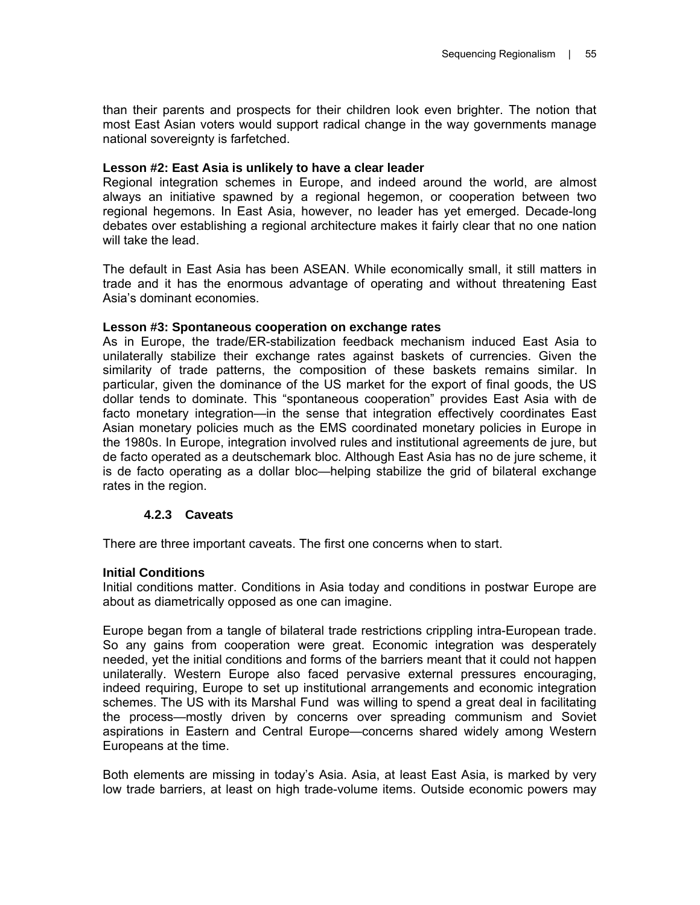than their parents and prospects for their children look even brighter. The notion that most East Asian voters would support radical change in the way governments manage national sovereignty is farfetched.

**Lesson #2: East Asia is unlikely to have a clear leader**

Regional integration schemes in Europe, and indeed around the world, are almost always an initiative spawned by a regional hegemon, or cooperation between two regional hegemons. In East Asia, however, no leader has yet emerged. Decade-long debates over establishing a regional architecture makes it fairly clear that no one nation will take the lead.

The default in East Asia has been ASEAN. While economically small, it still matters in trade and it has the enormous advantage of operating and without threatening East Asia's dominant economies.

**Lesson #3: Spontaneous cooperation on exchange rates**

As in Europe, the trade/ER-stabilization feedback mechanism induced East Asia to unilaterally stabilize their exchange rates against baskets of currencies. Given the similarity of trade patterns, the composition of these baskets remains similar. In particular, given the dominance of the US market for the export of final goods, the US dollar tends to dominate. This "spontaneous cooperation" provides East Asia with de facto monetary integration—in the sense that integration effectively coordinates East Asian monetary policies much as the EMS coordinated monetary policies in Europe in the 1980s. In Europe, integration involved rules and institutional agreements de jure, but de facto operated as a deutschemark bloc. Although East Asia has no de jure scheme, it is de facto operating as a dollar bloc—helping stabilize the grid of bilateral exchange rates in the region.

### 4.2.3 Caveats

There are three important caveats. The first one concerns when to start.

**Initial Conditions**

Initial conditions matter. Conditions in Asia today and conditions in postwar Europe are about as diametrically opposed as one can imagine.

Europe began from a tangle of bilateral trade restrictions crippling intra-European trade. So any gains from cooperation were great. Economic integration was desperately needed, yet the initial conditions and forms of the barriers meant that it could not happen unilaterally. Western Europe also faced pervasive external pressures encouraging, indeed requiring, Europe to set up institutional arrangements and economic integration schemes. The US with its Marshal Fund was willing to spend a great deal in facilitating the process—mostly driven by concerns over spreading communism and Soviet aspirations in Eastern and Central Europe—concerns shared widely among Western Europeans at the time.

Both elements are missing in today's Asia. Asia, at least East Asia, is marked by very low trade barriers, at least on high trade-volume items. Outside economic powers may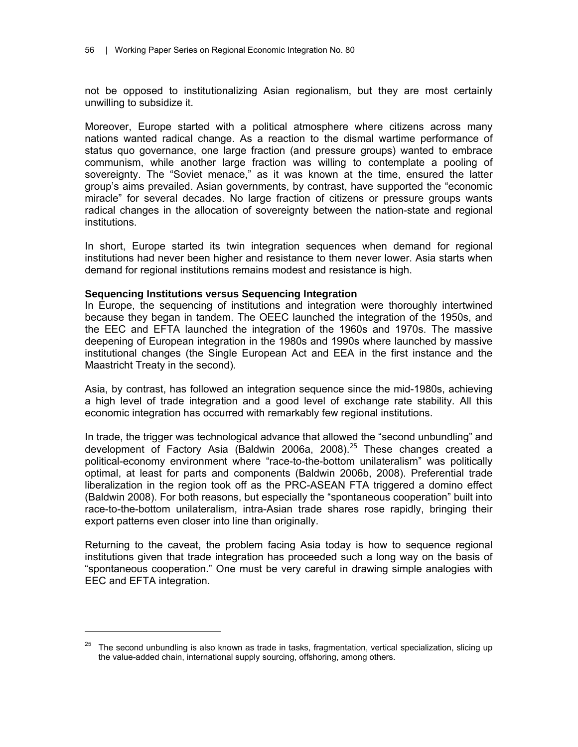not be opposed to institutionalizing Asian regionalism, but they are most certainly unwilling to subsidize it.

Moreover, Europe started with a political atmosphere where citizens across many nations wanted radical change. As a reaction to the dismal wartime performance of status quo governance, one large fraction (and pressure groups) wanted to embrace communism, while another large fraction was willing to contemplate a pooling of sovereignty. The "Soviet menace," as it was known at the time, ensured the latter group's aims prevailed. Asian governments, by contrast, have supported the "economic miracle" for several decades. No large fraction of citizens or pressure groups wants radical changes in the allocation of sovereignty between the nation-state and regional institutions.

In short, Europe started its twin integration sequences when demand for regional institutions had never been higher and resistance to them never lower. Asia starts when demand for regional institutions remains modest and resistance is high.

**Sequencing Institutions versus Sequencing Integration**

In Europe, the sequencing of institutions and integration were thoroughly intertwined because they began in tandem. The OEEC launched the integration of the 1950s, and the EEC and EFTA launched the integration of the 1960s and 1970s. The massive deepening of European integration in the 1980s and 1990s where launched by massive institutional changes (the Single European Act and EEA in the first instance and the Maastricht Treaty in the second).

Asia, by contrast, has followed an integration sequence since the mid-1980s, achieving a high level of trade integration and a good level of exchange rate stability. All this economic integration has occurred with remarkably few regional institutions.

In trade, the trigger was technological advance that allowed the "second unbundling" and development of Factory Asia (Baldwin 2006a, 2008).[25] These changes created a political-economy environment where "race-to-the-bottom unilateralism" was politically optimal, at least for parts and components (Baldwin 2006b, 2008). Preferential trade liberalization in the region took off as the PRC-ASEAN FTA triggered a domino effect (Baldwin 2008). For both reasons, but especially the "spontaneous cooperation" built into race-to-the-bottom unilateralism, intra-Asian trade shares rose rapidly, bringing their export patterns even closer into line than originally.

Returning to the caveat, the problem facing Asia today is how to sequence regional institutions given that trade integration has proceeded such a long way on the basis of "spontaneous cooperation." One must be very careful in drawing simple analogies with EEC and EFTA integration.

---

[25] The second unbundling is also known as trade in tasks, fragmentation, vertical specialization, slicing up the value-added chain, international supply sourcing, offshoring, among others.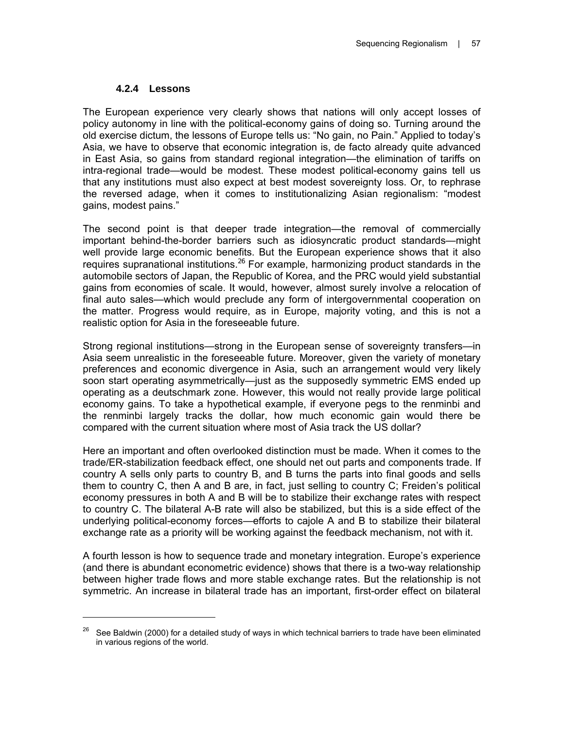#### 4.2.4 Lessons

The European experience very clearly shows that nations will only accept losses of policy autonomy in line with the political-economy gains of doing so. Turning around the old exercise dictum, the lessons of Europe tells us: "No gain, no Pain." Applied to today's Asia, we have to observe that economic integration is, de facto already quite advanced in East Asia, so gains from standard regional integration—the elimination of tariffs on intra-regional trade—would be modest. These modest political-economy gains tell us that any institutions must also expect at best modest sovereignty loss. Or, to rephrase the reversed adage, when it comes to institutionalizing Asian regionalism: "modest gains, modest pains."

The second point is that deeper trade integration—the removal of commercially important behind-the-border barriers such as idiosyncratic product standards—might well provide large economic benefits. But the European experience shows that it also requires supranational institutions.[26] For example, harmonizing product standards in the automobile sectors of Japan, the Republic of Korea, and the PRC would yield substantial gains from economies of scale. It would, however, almost surely involve a relocation of final auto sales—which would preclude any form of intergovernmental cooperation on the matter. Progress would require, as in Europe, majority voting, and this is not a realistic option for Asia in the foreseeable future.

Strong regional institutions—strong in the European sense of sovereignty transfers—in Asia seem unrealistic in the foreseeable future. Moreover, given the variety of monetary preferences and economic divergence in Asia, such an arrangement would very likely soon start operating asymmetrically—just as the supposedly symmetric EMS ended up operating as a deutschmark zone. However, this would not really provide large political economy gains. To take a hypothetical example, if everyone pegs to the renminbi and the renminbi largely tracks the dollar, how much economic gain would there be compared with the current situation where most of Asia track the US dollar?

Here an important and often overlooked distinction must be made. When it comes to the trade/ER-stabilization feedback effect, one should net out parts and components trade. If country A sells only parts to country B, and B turns the parts into final goods and sells them to country C, then A and B are, in fact, just selling to country C; Freiden's political economy pressures in both A and B will be to stabilize their exchange rates with respect to country C. The bilateral A-B rate will also be stabilized, but this is a side effect of the underlying political-economy forces—efforts to cajole A and B to stabilize their bilateral exchange rate as a priority will be working against the feedback mechanism, not with it.

A fourth lesson is how to sequence trade and monetary integration. Europe's experience (and there is abundant econometric evidence) shows that there is a two-way relationship between higher trade flows and more stable exchange rates. But the relationship is not symmetric. An increase in bilateral trade has an important, first-order effect on bilateral

[26] See Baldwin (2000) for a detailed study of ways in which technical barriers to trade have been eliminated in various regions of the world.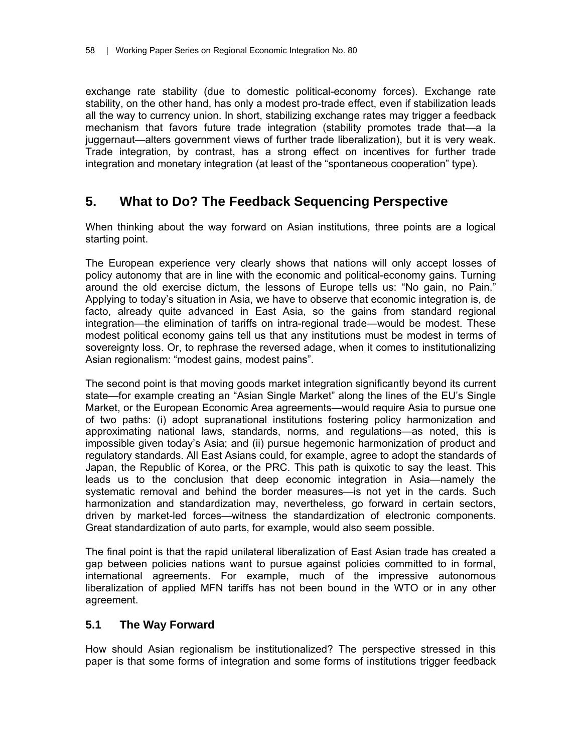exchange rate stability (due to domestic political-economy forces). Exchange rate stability, on the other hand, has only a modest pro-trade effect, even if stabilization leads all the way to currency union. In short, stabilizing exchange rates may trigger a feedback mechanism that favors future trade integration (stability promotes trade that—a la juggernaut—alters government views of further trade liberalization), but it is very weak. Trade integration, by contrast, has a strong effect on incentives for further trade integration and monetary integration (at least of the "spontaneous cooperation" type).

## 5. What to Do? The Feedback Sequencing Perspective

When thinking about the way forward on Asian institutions, three points are a logical starting point.

The European experience very clearly shows that nations will only accept losses of policy autonomy that are in line with the economic and political-economy gains. Turning around the old exercise dictum, the lessons of Europe tells us: "No gain, no Pain." Applying to today's situation in Asia, we have to observe that economic integration is, de facto, already quite advanced in East Asia, so the gains from standard regional integration—the elimination of tariffs on intra-regional trade—would be modest. These modest political economy gains tell us that any institutions must be modest in terms of sovereignty loss. Or, to rephrase the reversed adage, when it comes to institutionalizing Asian regionalism: "modest gains, modest pains".

The second point is that moving goods market integration significantly beyond its current state—for example creating an "Asian Single Market" along the lines of the EU's Single Market, or the European Economic Area agreements—would require Asia to pursue one of two paths: (i) adopt supranational institutions fostering policy harmonization and approximating national laws, standards, norms, and regulations—as noted, this is impossible given today's Asia; and (ii) pursue hegemonic harmonization of product and regulatory standards. All East Asians could, for example, agree to adopt the standards of Japan, the Republic of Korea, or the PRC. This path is quixotic to say the least. This leads us to the conclusion that deep economic integration in Asia—namely the systematic removal and behind the border measures—is not yet in the cards. Such harmonization and standardization may, nevertheless, go forward in certain sectors, driven by market-led forces—witness the standardization of electronic components. Great standardization of auto parts, for example, would also seem possible.

The final point is that the rapid unilateral liberalization of East Asian trade has created a gap between policies nations want to pursue against policies committed to in formal, international agreements. For example, much of the impressive autonomous liberalization of applied MFN tariffs has not been bound in the WTO or in any other agreement.

### 5.1 The Way Forward

How should Asian regionalism be institutionalized? The perspective stressed in this paper is that some forms of integration and some forms of institutions trigger feedback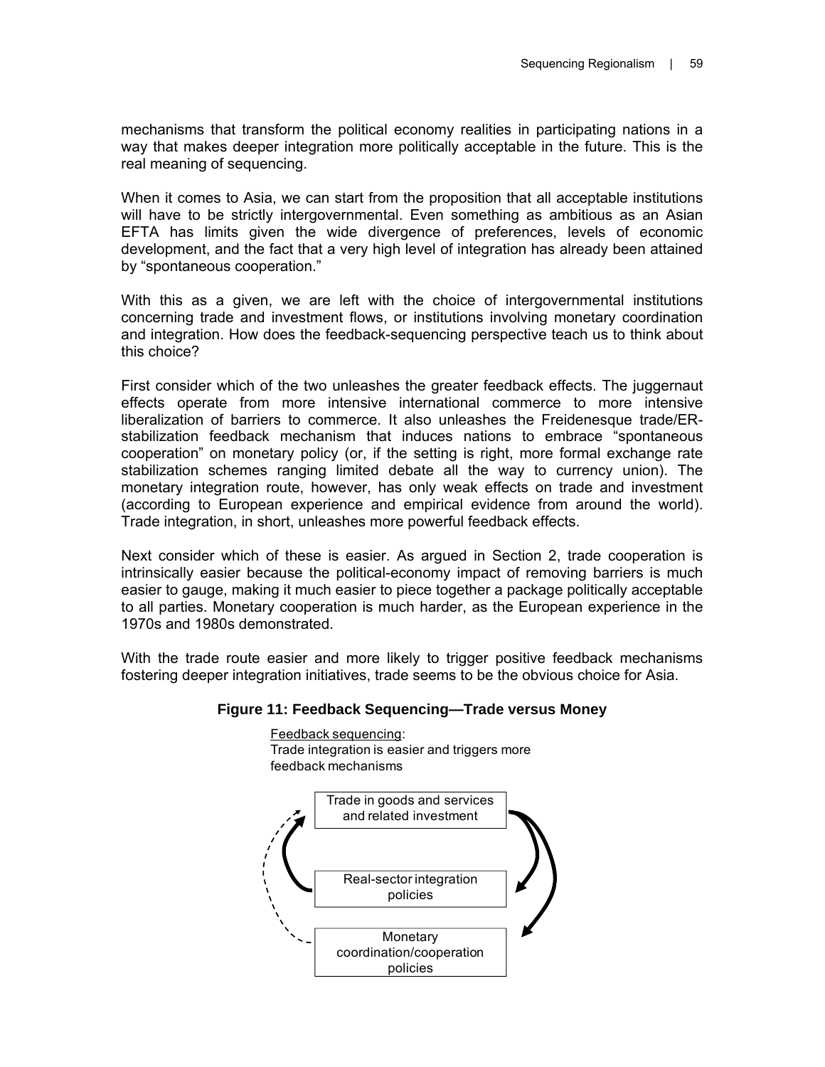mechanisms that transform the political economy realities in participating nations in a way that makes deeper integration more politically acceptable in the future. This is the real meaning of sequencing.

When it comes to Asia, we can start from the proposition that all acceptable institutions will have to be strictly intergovernmental. Even something as ambitious as an Asian EFTA has limits given the wide divergence of preferences, levels of economic development, and the fact that a very high level of integration has already been attained by "spontaneous cooperation."

With this as a given, we are left with the choice of intergovernmental institutions concerning trade and investment flows, or institutions involving monetary coordination and integration. How does the feedback-sequencing perspective teach us to think about this choice?

First consider which of the two unleashes the greater feedback effects. The juggernaut effects operate from more intensive international commerce to more intensive liberalization of barriers to commerce. It also unleashes the Freidenesque trade/ER-stabilization feedback mechanism that induces nations to embrace "spontaneous cooperation" on monetary policy (or, if the setting is right, more formal exchange rate stabilization schemes ranging limited debate all the way to currency union). The monetary integration route, however, has only weak effects on trade and investment (according to European experience and empirical evidence from around the world). Trade integration, in short, unleashes more powerful feedback effects.

Next consider which of these is easier. As argued in Section 2, trade cooperation is intrinsically easier because the political-economy impact of removing barriers is much easier to gauge, making it much easier to piece together a package politically acceptable to all parties. Monetary cooperation is much harder, as the European experience in the 1970s and 1980s demonstrated.

With the trade route easier and more likely to trigger positive feedback mechanisms fostering deeper integration initiatives, trade seems to be the obvious choice for Asia.

**Figure 11: Feedback Sequencing—Trade versus Money**

Feedback sequencing:
Trade integration is easier and triggers more feedback mechanisms

Trade in goods and services and related investment

Real-sector integration policies

Monetary coordination/cooperation policies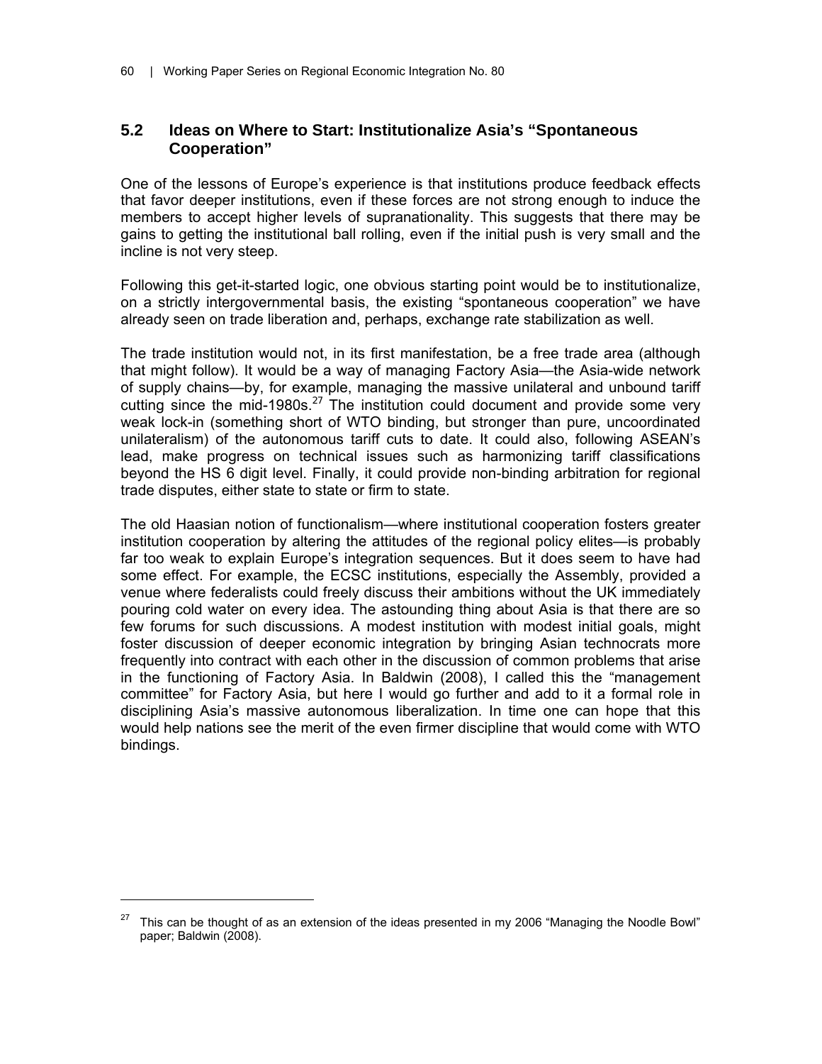## 5.2 Ideas on Where to Start: Institutionalize Asia's "Spontaneous Cooperation"

One of the lessons of Europe's experience is that institutions produce feedback effects that favor deeper institutions, even if these forces are not strong enough to induce the members to accept higher levels of supranationality. This suggests that there may be gains to getting the institutional ball rolling, even if the initial push is very small and the incline is not very steep.

Following this get-it-started logic, one obvious starting point would be to institutionalize, on a strictly intergovernmental basis, the existing "spontaneous cooperation" we have already seen on trade liberation and, perhaps, exchange rate stabilization as well.

The trade institution would not, in its first manifestation, be a free trade area (although that might follow). It would be a way of managing Factory Asia—the Asia-wide network of supply chains—by, for example, managing the massive unilateral and unbound tariff cutting since the mid-1980s.[27] The institution could document and provide some very weak lock-in (something short of WTO binding, but stronger than pure, uncoordinated unilateralism) of the autonomous tariff cuts to date. It could also, following ASEAN's lead, make progress on technical issues such as harmonizing tariff classifications beyond the HS 6 digit level. Finally, it could provide non-binding arbitration for regional trade disputes, either state to state or firm to state.

The old Haasian notion of functionalism—where institutional cooperation fosters greater institution cooperation by altering the attitudes of the regional policy elites—is probably far too weak to explain Europe's integration sequences. But it does seem to have had some effect. For example, the ECSC institutions, especially the Assembly, provided a venue where federalists could freely discuss their ambitions without the UK immediately pouring cold water on every idea. The astounding thing about Asia is that there are so few forums for such discussions. A modest institution with modest initial goals, might foster discussion of deeper economic integration by bringing Asian technocrats more frequently into contract with each other in the discussion of common problems that arise in the functioning of Factory Asia. In Baldwin (2008), I called this the "management committee" for Factory Asia, but here I would go further and add to it a formal role in disciplining Asia's massive autonomous liberalization. In time one can hope that this would help nations see the merit of the even firmer discipline that would come with WTO bindings.

[27] This can be thought of as an extension of the ideas presented in my 2006 "Managing the Noodle Bowl" paper; Baldwin (2008).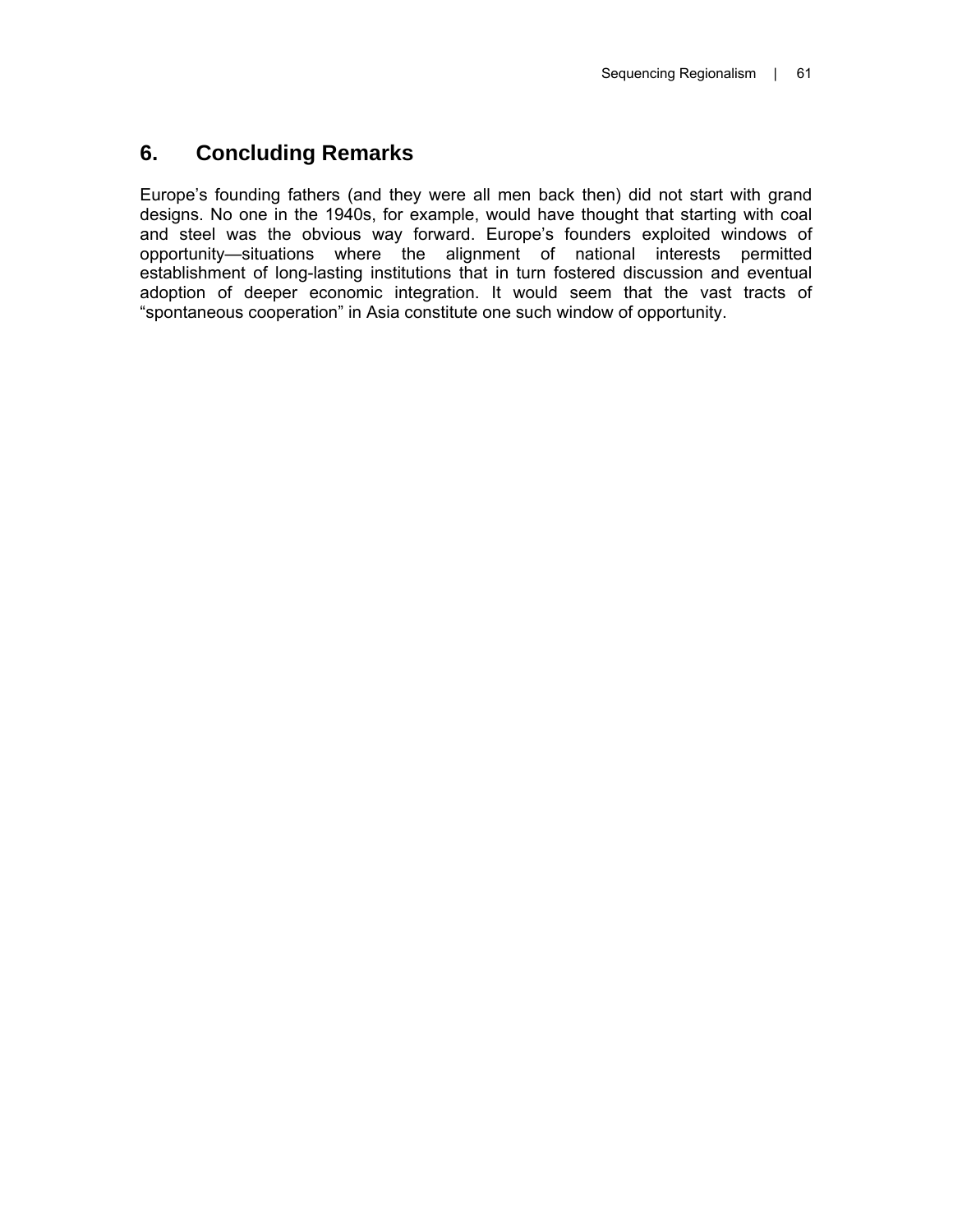## 6. Concluding Remarks

Europe’s founding fathers (and they were all men back then) did not start with grand designs. No one in the 1940s, for example, would have thought that starting with coal and steel was the obvious way forward. Europe’s founders exploited windows of opportunity—situations where the alignment of national interests permitted establishment of long-lasting institutions that in turn fostered discussion and eventual adoption of deeper economic integration. It would seem that the vast tracts of “spontaneous cooperation” in Asia constitute one such window of opportunity.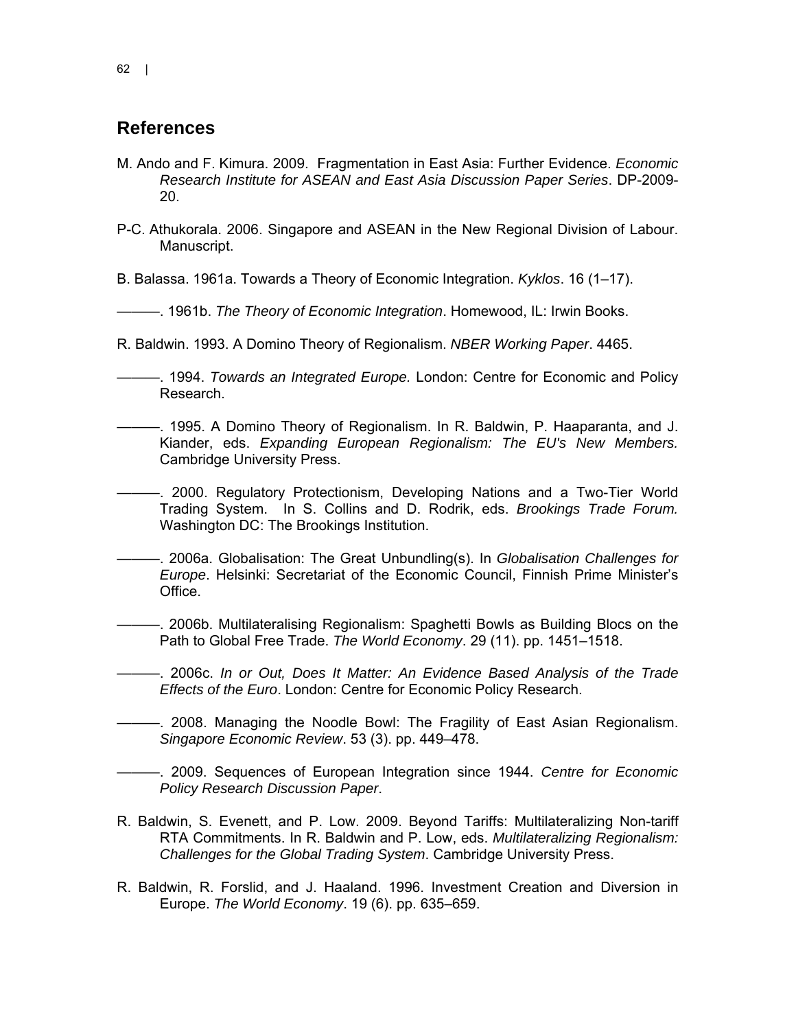## References

M. Ando and F. Kimura. 2009. Fragmentation in East Asia: Further Evidence. *Economic Research Institute for ASEAN and East Asia Discussion Paper Series*. DP-2009-20.

P-C. Athukorala. 2006. Singapore and ASEAN in the New Regional Division of Labour. Manuscript.

B. Balassa. 1961a. Towards a Theory of Economic Integration. *Kyklos*. 16 (1–17).

———. 1961b. *The Theory of Economic Integration*. Homewood, IL: Irwin Books.

R. Baldwin. 1993. A Domino Theory of Regionalism. *NBER Working Paper*. 4465.

———. 1994. *Towards an Integrated Europe*. London: Centre for Economic and Policy Research.

———. 1995. A Domino Theory of Regionalism. In R. Baldwin, P. Haaparanta, and J. Kiander, eds. *Expanding European Regionalism: The EU's New Members.* Cambridge University Press.

———. 2000. Regulatory Protectionism, Developing Nations and a Two-Tier World Trading System. In S. Collins and D. Rodrik, eds. *Brookings Trade Forum.* Washington DC: The Brookings Institution.

———. 2006a. Globalisation: The Great Unbundling(s). In *Globalisation Challenges for Europe*. Helsinki: Secretariat of the Economic Council, Finnish Prime Minister's Office.

———. 2006b. Multilateralising Regionalism: Spaghetti Bowls as Building Blocs on the Path to Global Free Trade. *The World Economy*. 29 (11). pp. 1451–1518.

———. 2006c. *In or Out, Does It Matter: An Evidence Based Analysis of the Trade Effects of the Euro*. London: Centre for Economic Policy Research.

———. 2008. Managing the Noodle Bowl: The Fragility of East Asian Regionalism. *Singapore Economic Review*. 53 (3). pp. 449–478.

———. 2009. Sequences of European Integration since 1944. *Centre for Economic Policy Research Discussion Paper*.

R. Baldwin, S. Evenett, and P. Low. 2009. Beyond Tariffs: Multilateralizing Non-tariff RTA Commitments. In R. Baldwin and P. Low, eds. *Multilateralizing Regionalism: Challenges for the Global Trading System*. Cambridge University Press.

R. Baldwin, R. Forslid, and J. Haaland. 1996. Investment Creation and Diversion in Europe. *The World Economy*. 19 (6). pp. 635–659.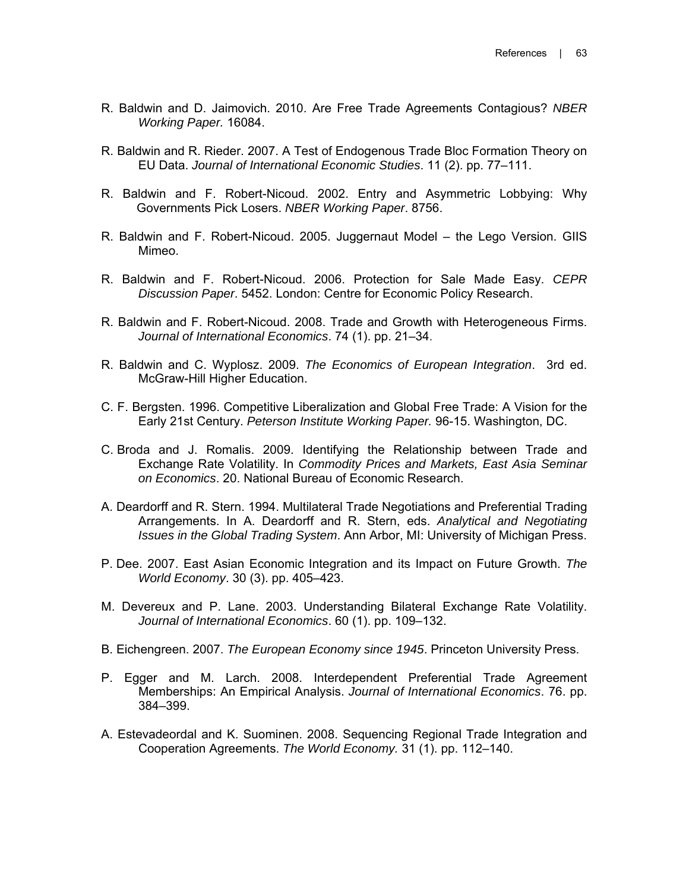R. Baldwin and D. Jaimovich. 2010. Are Free Trade Agreements Contagious? *NBER Working Paper.* 16084.

R. Baldwin and R. Rieder. 2007. A Test of Endogenous Trade Bloc Formation Theory on EU Data. *Journal of International Economic Studies*. 11 (2). pp. 77–111.

R. Baldwin and F. Robert-Nicoud. 2002. Entry and Asymmetric Lobbying: Why Governments Pick Losers. *NBER Working Paper*. 8756.

R. Baldwin and F. Robert-Nicoud. 2005. Juggernaut Model – the Lego Version. GIIS Mimeo.

R. Baldwin and F. Robert-Nicoud. 2006. Protection for Sale Made Easy. *CEPR Discussion Paper*. 5452. London: Centre for Economic Policy Research.

R. Baldwin and F. Robert-Nicoud. 2008. Trade and Growth with Heterogeneous Firms. *Journal of International Economics*. 74 (1). pp. 21–34.

R. Baldwin and C. Wyplosz. 2009. *The Economics of European Integration*. 3rd ed. McGraw-Hill Higher Education.

C. F. Bergsten. 1996. Competitive Liberalization and Global Free Trade: A Vision for the Early 21st Century. *Peterson Institute Working Paper.* 96-15. Washington, DC.

C. Broda and J. Romalis. 2009. Identifying the Relationship between Trade and Exchange Rate Volatility. In *Commodity Prices and Markets, East Asia Seminar on Economics*. 20. National Bureau of Economic Research.

A. Deardorff and R. Stern. 1994. Multilateral Trade Negotiations and Preferential Trading Arrangements. In A. Deardorff and R. Stern, eds. *Analytical and Negotiating Issues in the Global Trading System*. Ann Arbor, MI: University of Michigan Press.

P. Dee. 2007. East Asian Economic Integration and its Impact on Future Growth. *The World Economy*. 30 (3). pp. 405–423.

M. Devereux and P. Lane. 2003. Understanding Bilateral Exchange Rate Volatility. *Journal of International Economics*. 60 (1). pp. 109–132.

B. Eichengreen. 2007. *The European Economy since 1945*. Princeton University Press.

P. Egger and M. Larch. 2008. Interdependent Preferential Trade Agreement Memberships: An Empirical Analysis. *Journal of International Economics*. 76. pp. 384–399.

A. Estevadeordal and K. Suominen. 2008. Sequencing Regional Trade Integration and Cooperation Agreements. *The World Economy.* 31 (1). pp. 112–140.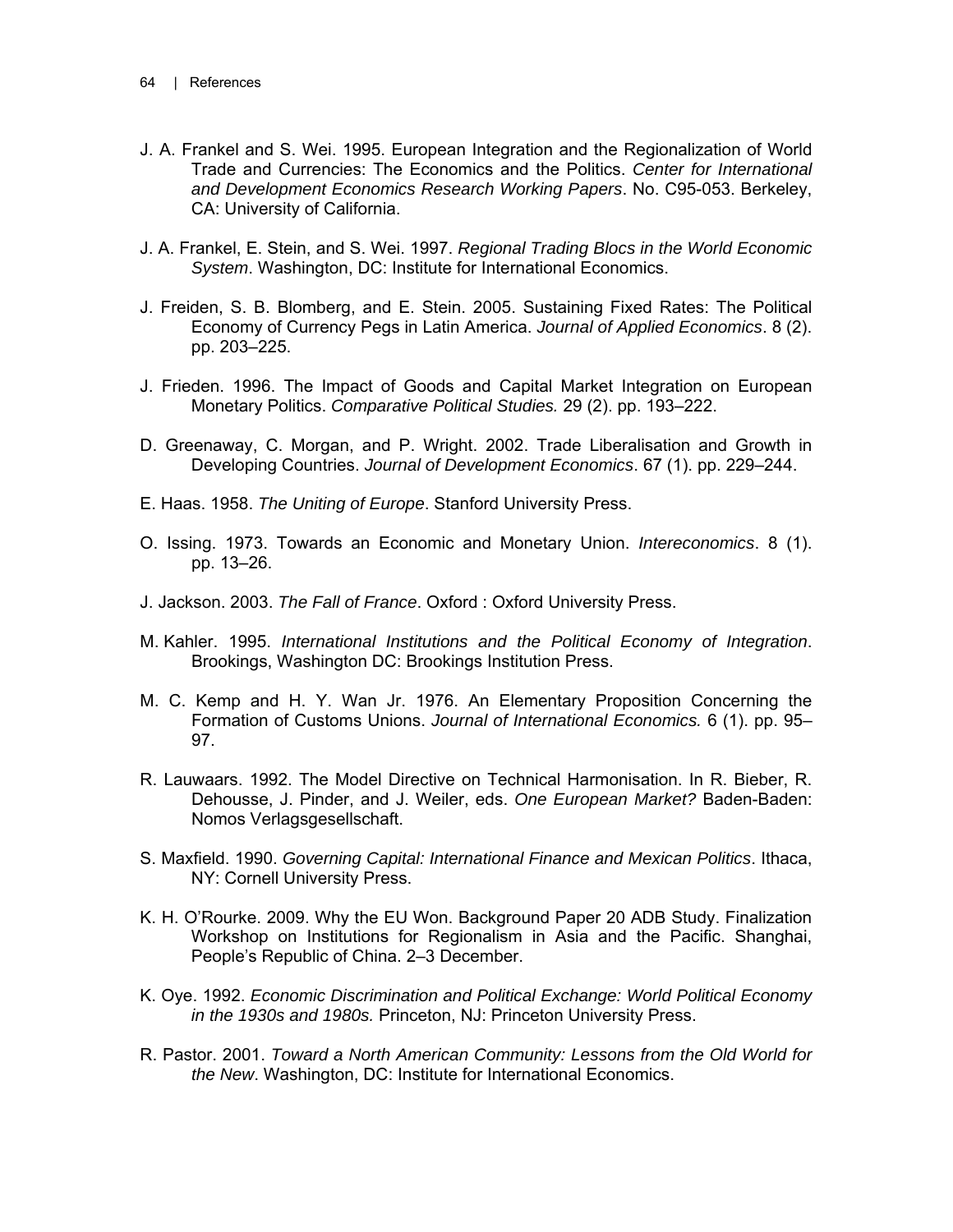J. A. Frankel and S. Wei. 1995. European Integration and the Regionalization of World Trade and Currencies: The Economics and the Politics. *Center for International and Development Economics Research Working Papers*. No. C95-053. Berkeley, CA: University of California.

J. A. Frankel, E. Stein, and S. Wei. 1997. *Regional Trading Blocs in the World Economic System*. Washington, DC: Institute for International Economics.

J. Freiden, S. B. Blomberg, and E. Stein. 2005. Sustaining Fixed Rates: The Political Economy of Currency Pegs in Latin America. *Journal of Applied Economics*. 8 (2). pp. 203–225.

J. Frieden. 1996. The Impact of Goods and Capital Market Integration on European Monetary Politics. *Comparative Political Studies.* 29 (2). pp. 193–222.

D. Greenaway, C. Morgan, and P. Wright. 2002. Trade Liberalisation and Growth in Developing Countries. *Journal of Development Economics*. 67 (1). pp. 229–244.

E. Haas. 1958. *The Uniting of Europe*. Stanford University Press.

O. Issing. 1973. Towards an Economic and Monetary Union. *Intereconomics*. 8 (1). pp. 13–26.

J. Jackson. 2003. *The Fall of France*. Oxford : Oxford University Press.

M. Kahler. 1995. *International Institutions and the Political Economy of Integration*. Brookings, Washington DC: Brookings Institution Press.

M. C. Kemp and H. Y. Wan Jr. 1976. An Elementary Proposition Concerning the Formation of Customs Unions. *Journal of International Economics.* 6 (1). pp. 95–97.

R. Lauwaars. 1992. The Model Directive on Technical Harmonisation. In R. Bieber, R. Dehousse, J. Pinder, and J. Weiler, eds. *One European Market?* Baden-Baden: Nomos Verlagsgesellschaft.

S. Maxfield. 1990. *Governing Capital: International Finance and Mexican Politics*. Ithaca, NY: Cornell University Press.

K. H. O'Rourke. 2009. Why the EU Won. Background Paper 20 ADB Study. Finalization Workshop on Institutions for Regionalism in Asia and the Pacific. Shanghai, People's Republic of China. 2–3 December.

K. Oye. 1992. *Economic Discrimination and Political Exchange: World Political Economy in the 1930s and 1980s.* Princeton, NJ: Princeton University Press.

R. Pastor. 2001. *Toward a North American Community: Lessons from the Old World for the New*. Washington, DC: Institute for International Economics.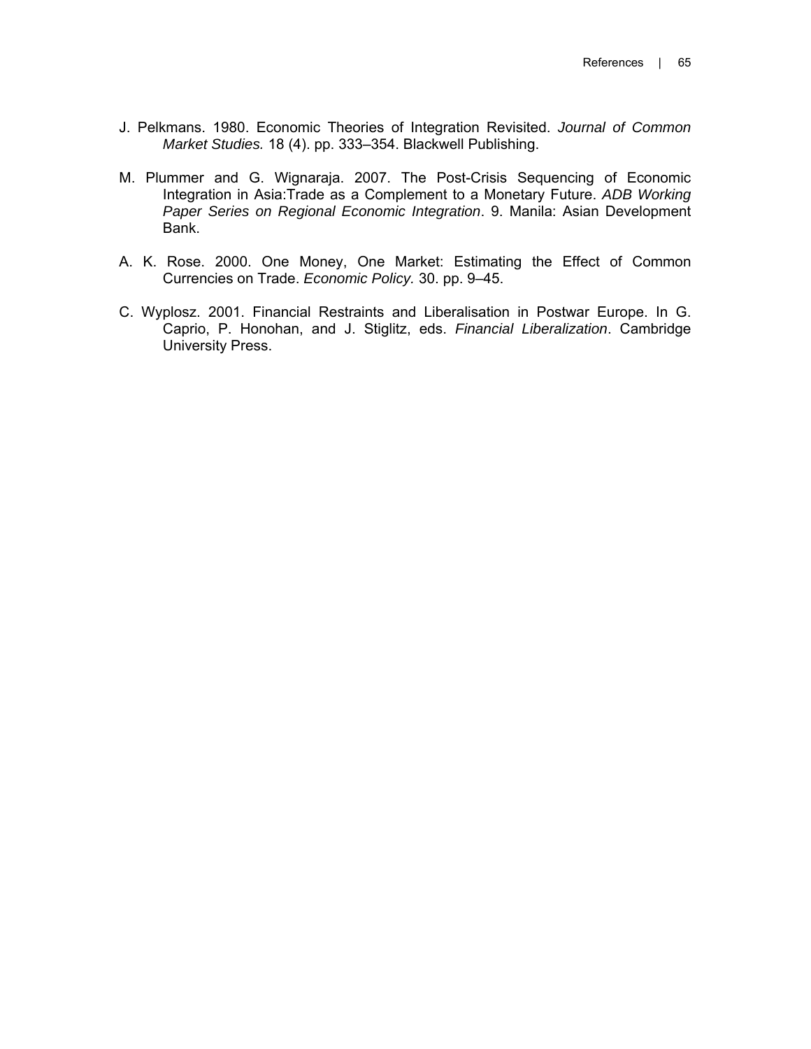J. Pelkmans. 1980. Economic Theories of Integration Revisited. *Journal of Common Market Studies.* 18 (4). pp. 333–354. Blackwell Publishing.

M. Plummer and G. Wignaraja. 2007. The Post-Crisis Sequencing of Economic Integration in Asia:Trade as a Complement to a Monetary Future. *ADB Working Paper Series on Regional Economic Integration*. 9. Manila: Asian Development Bank.

A. K. Rose. 2000. One Money, One Market: Estimating the Effect of Common Currencies on Trade. *Economic Policy.* 30. pp. 9–45.

C. Wyplosz. 2001. Financial Restraints and Liberalisation in Postwar Europe. In G. Caprio, P. Honohan, and J. Stiglitz, eds. *Financial Liberalization*. Cambridge University Press.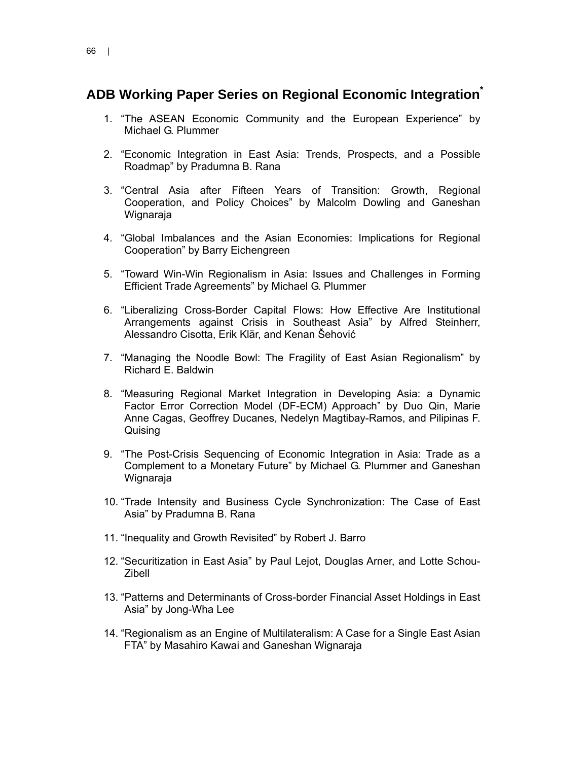## ADB Working Paper Series on Regional Economic Integration*

1. "The ASEAN Economic Community and the European Experience" by Michael G. Plummer

2. "Economic Integration in East Asia: Trends, Prospects, and a Possible Roadmap" by Pradumna B. Rana

3. "Central Asia after Fifteen Years of Transition: Growth, Regional Cooperation, and Policy Choices" by Malcolm Dowling and Ganeshan Wignaraja

4. "Global Imbalances and the Asian Economies: Implications for Regional Cooperation" by Barry Eichengreen

5. "Toward Win-Win Regionalism in Asia: Issues and Challenges in Forming Efficient Trade Agreements" by Michael G. Plummer

6. "Liberalizing Cross-Border Capital Flows: How Effective Are Institutional Arrangements against Crisis in Southeast Asia" by Alfred Steinherr, Alessandro Cisotta, Erik Klär, and Kenan Šehović

7. "Managing the Noodle Bowl: The Fragility of East Asian Regionalism" by Richard E. Baldwin

8. "Measuring Regional Market Integration in Developing Asia: a Dynamic Factor Error Correction Model (DF-ECM) Approach" by Duo Qin, Marie Anne Cagas, Geoffrey Ducanes, Nedelyn Magtibay-Ramos, and Pilipinas F. Quising

9. "The Post-Crisis Sequencing of Economic Integration in Asia: Trade as a Complement to a Monetary Future" by Michael G. Plummer and Ganeshan Wignaraja

10. "Trade Intensity and Business Cycle Synchronization: The Case of East Asia" by Pradumna B. Rana

11. "Inequality and Growth Revisited" by Robert J. Barro

12. "Securitization in East Asia" by Paul Lejot, Douglas Arner, and Lotte Schou-Zibell

13. "Patterns and Determinants of Cross-border Financial Asset Holdings in East Asia" by Jong-Wha Lee

14. "Regionalism as an Engine of Multilateralism: A Case for a Single East Asian FTA" by Masahiro Kawai and Ganeshan Wignaraja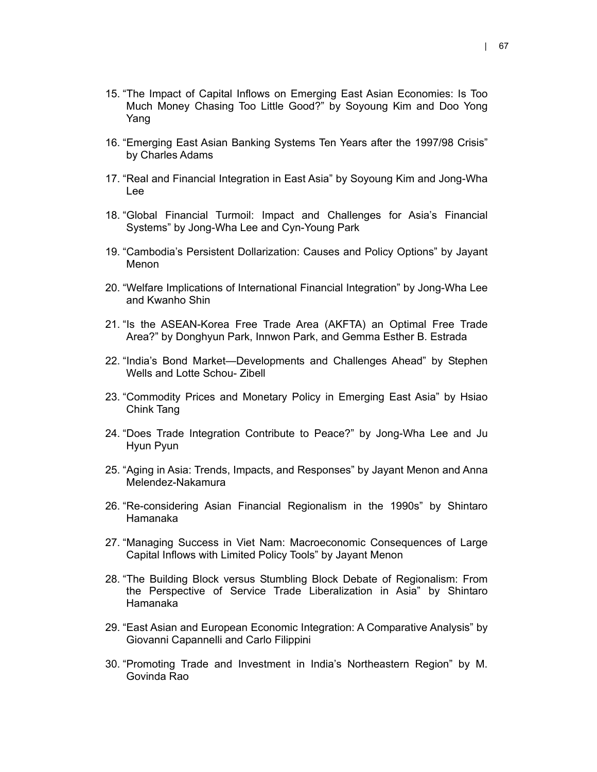15. “The Impact of Capital Inflows on Emerging East Asian Economies: Is Too Much Money Chasing Too Little Good?” by Soyoung Kim and Doo Yong Yang

16. “Emerging East Asian Banking Systems Ten Years after the 1997/98 Crisis” by Charles Adams

17. “Real and Financial Integration in East Asia” by Soyoung Kim and Jong-Wha Lee

18. “Global Financial Turmoil: Impact and Challenges for Asia’s Financial Systems” by Jong-Wha Lee and Cyn-Young Park

19. “Cambodia’s Persistent Dollarization: Causes and Policy Options” by Jayant Menon

20. “Welfare Implications of International Financial Integration” by Jong-Wha Lee and Kwanho Shin

21. “Is the ASEAN-Korea Free Trade Area (AKFTA) an Optimal Free Trade Area?” by Donghyun Park, Innwon Park, and Gemma Esther B. Estrada

22. “India’s Bond Market—Developments and Challenges Ahead” by Stephen Wells and Lotte Schou- Zibell

23. “Commodity Prices and Monetary Policy in Emerging East Asia” by Hsiao Chink Tang

24. “Does Trade Integration Contribute to Peace?” by Jong-Wha Lee and Ju Hyun Pyun

25. “Aging in Asia: Trends, Impacts, and Responses” by Jayant Menon and Anna Melendez-Nakamura

26. “Re-considering Asian Financial Regionalism in the 1990s” by Shintaro Hamanaka

27. “Managing Success in Viet Nam: Macroeconomic Consequences of Large Capital Inflows with Limited Policy Tools” by Jayant Menon

28. “The Building Block versus Stumbling Block Debate of Regionalism: From the Perspective of Service Trade Liberalization in Asia” by Shintaro Hamanaka

29. “East Asian and European Economic Integration: A Comparative Analysis” by Giovanni Capannelli and Carlo Filippini

30. “Promoting Trade and Investment in India’s Northeastern Region” by M. Govinda Rao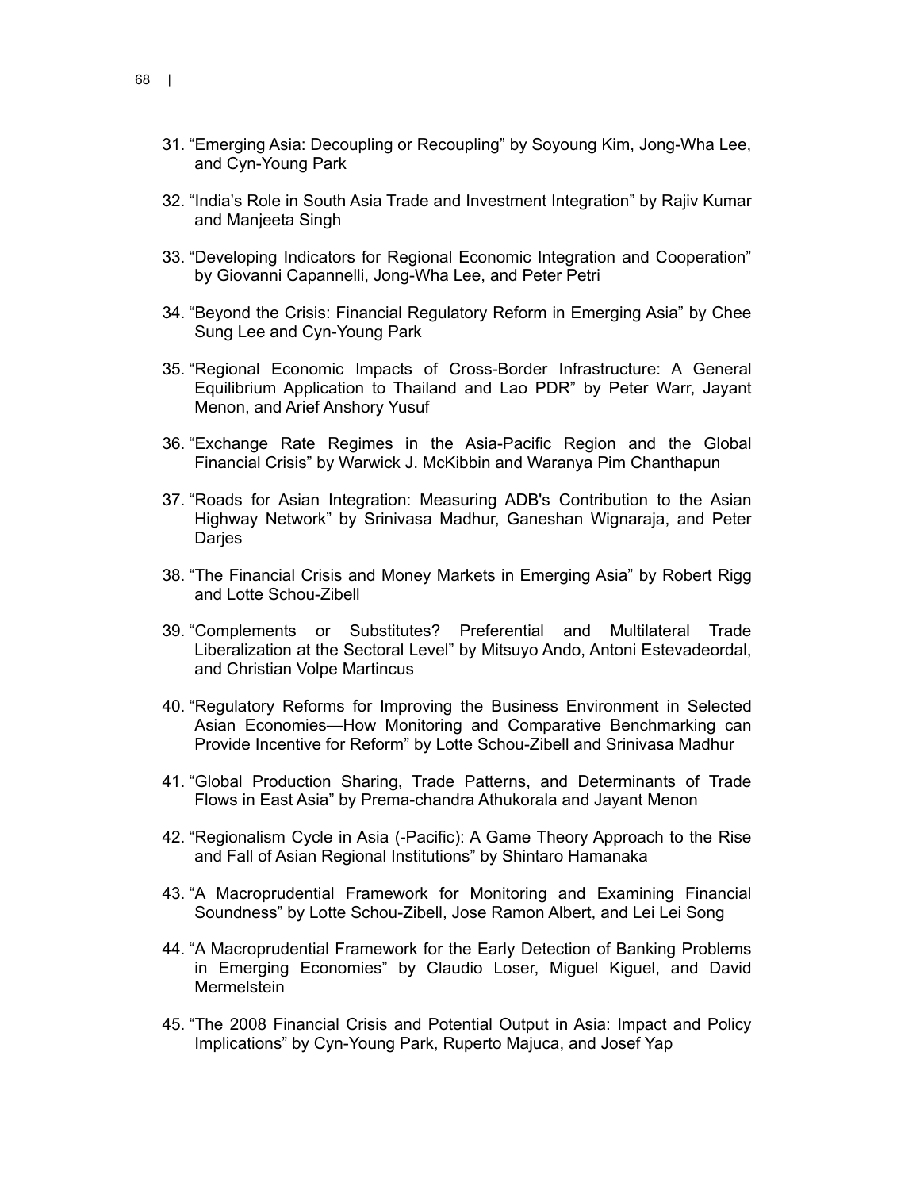31. "Emerging Asia: Decoupling or Recoupling" by Soyoung Kim, Jong-Wha Lee, and Cyn-Young Park

32. "India's Role in South Asia Trade and Investment Integration" by Rajiv Kumar and Manjeeta Singh

33. "Developing Indicators for Regional Economic Integration and Cooperation" by Giovanni Capannelli, Jong-Wha Lee, and Peter Petri

34. "Beyond the Crisis: Financial Regulatory Reform in Emerging Asia" by Chee Sung Lee and Cyn-Young Park

35. "Regional Economic Impacts of Cross-Border Infrastructure: A General Equilibrium Application to Thailand and Lao PDR" by Peter Warr, Jayant Menon, and Arief Anshory Yusuf

36. "Exchange Rate Regimes in the Asia-Pacific Region and the Global Financial Crisis" by Warwick J. McKibbin and Waranya Pim Chanthapun

37. "Roads for Asian Integration: Measuring ADB's Contribution to the Asian Highway Network" by Srinivasa Madhur, Ganeshan Wignaraja, and Peter Darjes

38. "The Financial Crisis and Money Markets in Emerging Asia" by Robert Rigg and Lotte Schou-Zibell

39. "Complements or Substitutes? Preferential and Multilateral Trade Liberalization at the Sectoral Level" by Mitsuyo Ando, Antoni Estevadeordal, and Christian Volpe Martincus

40. "Regulatory Reforms for Improving the Business Environment in Selected Asian Economies—How Monitoring and Comparative Benchmarking can Provide Incentive for Reform" by Lotte Schou-Zibell and Srinivasa Madhur

41. "Global Production Sharing, Trade Patterns, and Determinants of Trade Flows in East Asia" by Prema-chandra Athukorala and Jayant Menon

42. "Regionalism Cycle in Asia (-Pacific): A Game Theory Approach to the Rise and Fall of Asian Regional Institutions" by Shintaro Hamanaka

43. "A Macroprudential Framework for Monitoring and Examining Financial Soundness" by Lotte Schou-Zibell, Jose Ramon Albert, and Lei Lei Song

44. "A Macroprudential Framework for the Early Detection of Banking Problems in Emerging Economies" by Claudio Loser, Miguel Kiguel, and David Mermelstein

45. "The 2008 Financial Crisis and Potential Output in Asia: Impact and Policy Implications" by Cyn-Young Park, Ruperto Majuca, and Josef Yap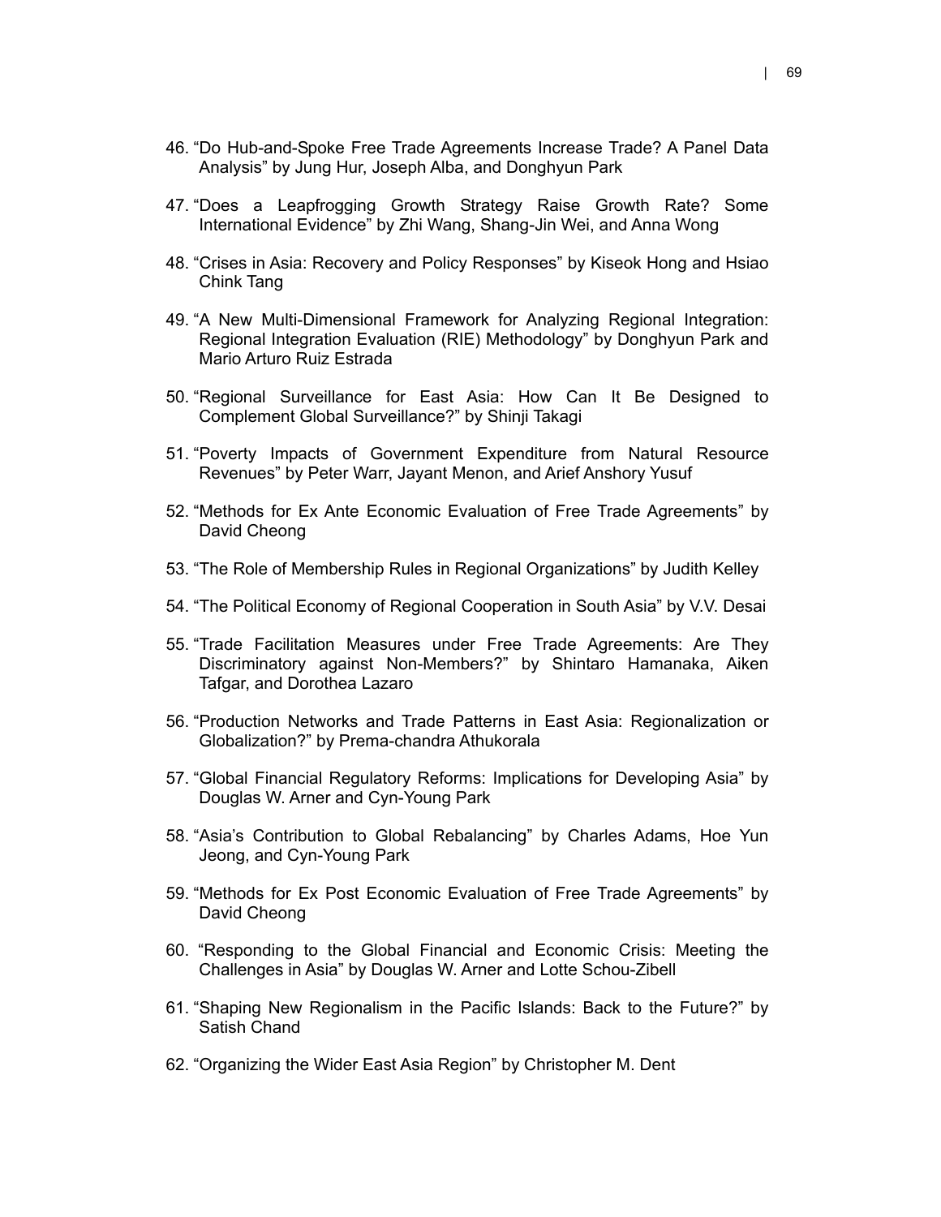46. "Do Hub-and-Spoke Free Trade Agreements Increase Trade? A Panel Data Analysis" by Jung Hur, Joseph Alba, and Donghyun Park

47. "Does a Leapfrogging Growth Strategy Raise Growth Rate? Some International Evidence" by Zhi Wang, Shang-Jin Wei, and Anna Wong

48. "Crises in Asia: Recovery and Policy Responses" by Kiseok Hong and Hsiao Chink Tang

49. "A New Multi-Dimensional Framework for Analyzing Regional Integration: Regional Integration Evaluation (RIE) Methodology" by Donghyun Park and Mario Arturo Ruiz Estrada

50. "Regional Surveillance for East Asia: How Can It Be Designed to Complement Global Surveillance?" by Shinji Takagi

51. "Poverty Impacts of Government Expenditure from Natural Resource Revenues" by Peter Warr, Jayant Menon, and Arief Anshory Yusuf

52. "Methods for Ex Ante Economic Evaluation of Free Trade Agreements" by David Cheong

53. "The Role of Membership Rules in Regional Organizations" by Judith Kelley

54. "The Political Economy of Regional Cooperation in South Asia" by V.V. Desai

55. "Trade Facilitation Measures under Free Trade Agreements: Are They Discriminatory against Non-Members?" by Shintaro Hamanaka, Aiken Tafgar, and Dorothea Lazaro

56. "Production Networks and Trade Patterns in East Asia: Regionalization or Globalization?" by Prema-chandra Athukorala

57. "Global Financial Regulatory Reforms: Implications for Developing Asia" by Douglas W. Arner and Cyn-Young Park

58. "Asia's Contribution to Global Rebalancing" by Charles Adams, Hoe Yun Jeong, and Cyn-Young Park

59. "Methods for Ex Post Economic Evaluation of Free Trade Agreements" by David Cheong

60. "Responding to the Global Financial and Economic Crisis: Meeting the Challenges in Asia" by Douglas W. Arner and Lotte Schou-Zibell

61. "Shaping New Regionalism in the Pacific Islands: Back to the Future?" by Satish Chand

62. "Organizing the Wider East Asia Region" by Christopher M. Dent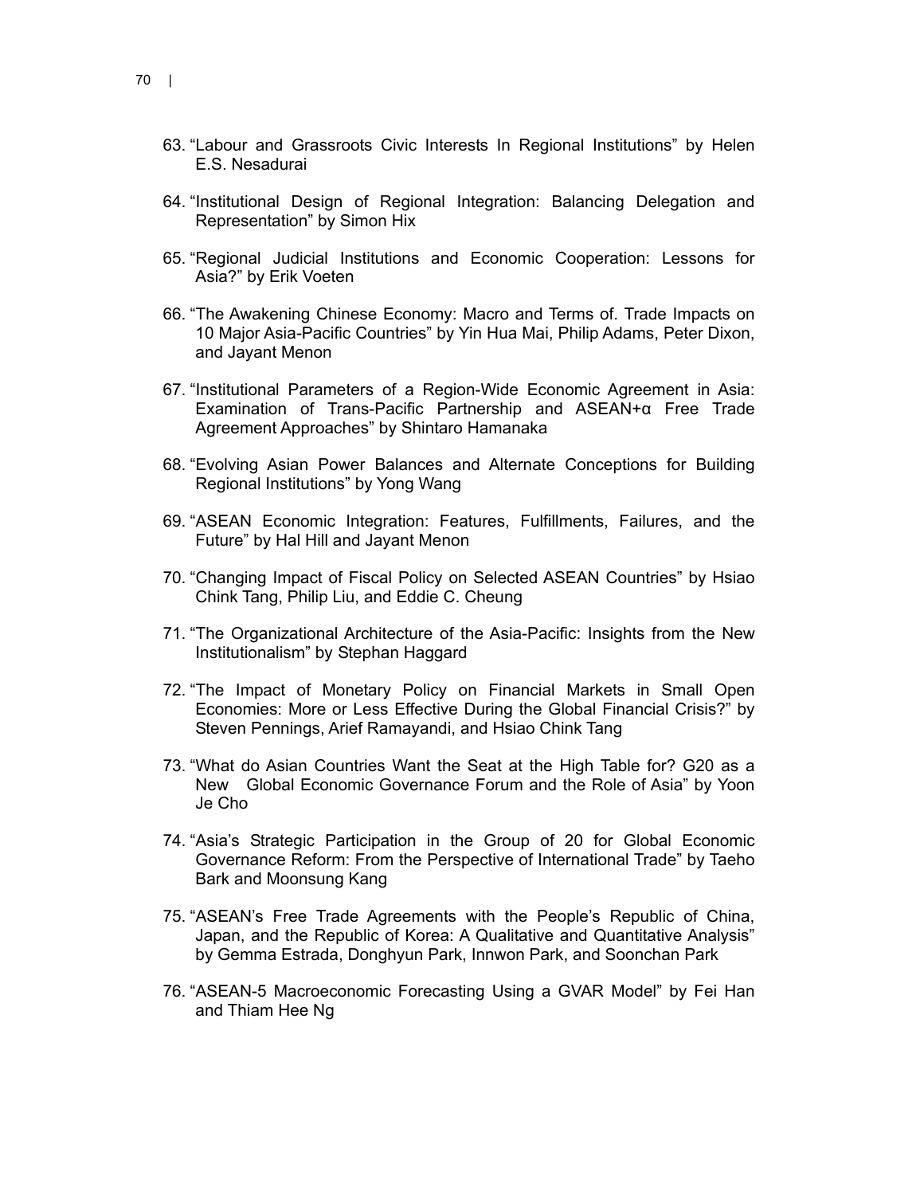63. “Labour and Grassroots Civic Interests In Regional Institutions” by Helen E.S. Nesadurai

64. “Institutional Design of Regional Integration: Balancing Delegation and Representation” by Simon Hix

65. “Regional Judicial Institutions and Economic Cooperation: Lessons for Asia?” by Erik Voeten

66. “The Awakening Chinese Economy: Macro and Terms of. Trade Impacts on 10 Major Asia-Pacific Countries” by Yin Hua Mai, Philip Adams, Peter Dixon, and Jayant Menon

67. “Institutional Parameters of a Region-Wide Economic Agreement in Asia: Examination of Trans-Pacific Partnership and ASEAN+α Free Trade Agreement Approaches” by Shintaro Hamanaka

68. “Evolving Asian Power Balances and Alternate Conceptions for Building Regional Institutions” by Yong Wang

69. “ASEAN Economic Integration: Features, Fulfillments, Failures, and the Future” by Hal Hill and Jayant Menon

70. “Changing Impact of Fiscal Policy on Selected ASEAN Countries” by Hsiao Chink Tang, Philip Liu, and Eddie C. Cheung

71. “The Organizational Architecture of the Asia-Pacific: Insights from the New Institutionalism” by Stephan Haggard

72. “The Impact of Monetary Policy on Financial Markets in Small Open Economies: More or Less Effective During the Global Financial Crisis?” by Steven Pennings, Arief Ramayandi, and Hsiao Chink Tang

73. “What do Asian Countries Want the Seat at the High Table for? G20 as a New Global Economic Governance Forum and the Role of Asia” by Yoon Je Cho

74. “Asia’s Strategic Participation in the Group of 20 for Global Economic Governance Reform: From the Perspective of International Trade” by Taeho Bark and Moonsung Kang

75. “ASEAN’s Free Trade Agreements with the People’s Republic of China, Japan, and the Republic of Korea: A Qualitative and Quantitative Analysis” by Gemma Estrada, Donghyun Park, Innwon Park, and Soonchan Park

76. “ASEAN-5 Macroeconomic Forecasting Using a GVAR Model” by Fei Han and Thiam Hee Ng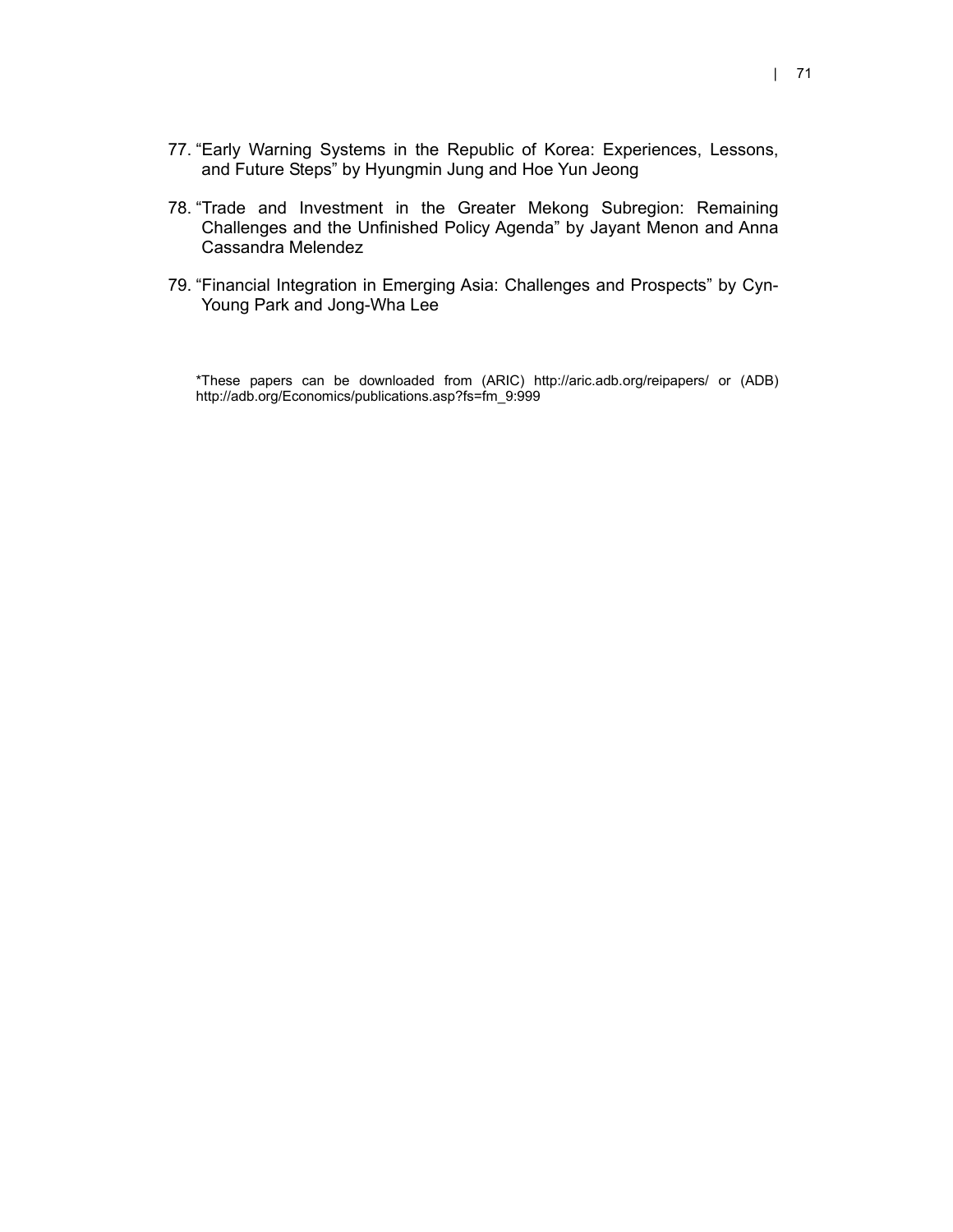77. "Early Warning Systems in the Republic of Korea: Experiences, Lessons, and Future Steps" by Hyungmin Jung and Hoe Yun Jeong

78. "Trade and Investment in the Greater Mekong Subregion: Remaining Challenges and the Unfinished Policy Agenda" by Jayant Menon and Anna Cassandra Melendez

79. "Financial Integration in Emerging Asia: Challenges and Prospects" by Cyn-Young Park and Jong-Wha Lee

*These papers can be downloaded from (ARIC) http://aric.adb.org/reipapers/ or (ADB) http://adb.org/Economics/publications.asp?fs=fm_9:999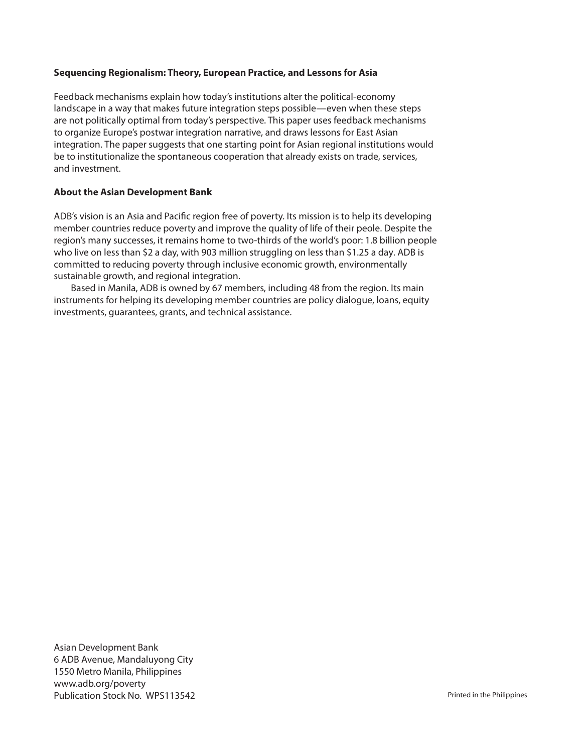**Sequencing Regionalism: Theory, European Practice, and Lessons for Asia**

Feedback mechanisms explain how today's institutions alter the political-economy landscape in a way that makes future integration steps possible—even when these steps are not politically optimal from today's perspective. This paper uses feedback mechanisms to organize Europe's postwar integration narrative, and draws lessons for East Asian integration. The paper suggests that one starting point for Asian regional institutions would be to institutionalize the spontaneous cooperation that already exists on trade, services, and investment.

**About the Asian Development Bank**

ADB's vision is an Asia and Pacific region free of poverty. Its mission is to help its developing member countries reduce poverty and improve the quality of life of their peole. Despite the region's many successes, it remains home to two-thirds of the world's poor: 1.8 billion people who live on less than $2 a day, with 903 million struggling on less than $1.25 a day. ADB is committed to reducing poverty through inclusive economic growth, environmentally sustainable growth, and regional integration.

Based in Manila, ADB is owned by 67 members, including 48 from the region. Its main instruments for helping its developing member countries are policy dialogue, loans, equity investments, guarantees, grants, and technical assistance.

Asian Development Bank
6 ADB Avenue, Mandaluyong City
1550 Metro Manila, Philippines
www.adb.org/poverty
Publication Stock No. WPS113542

Printed in the Philippines